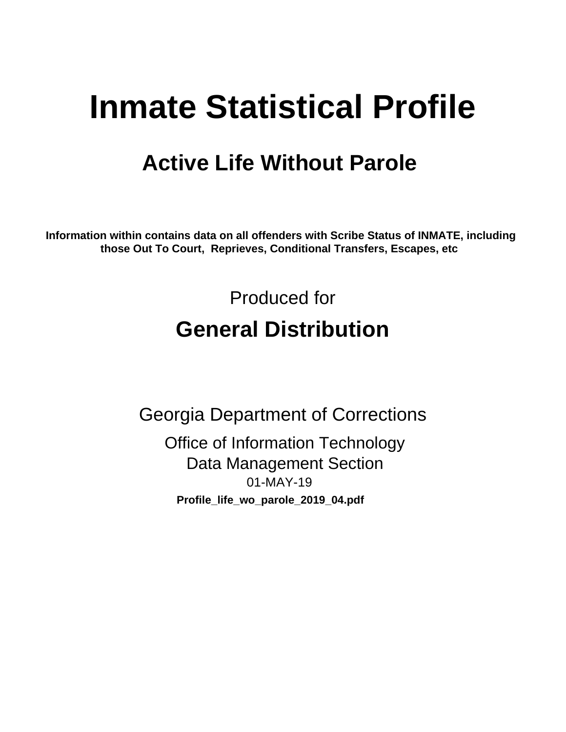# Inmate Statistical Profile

## Active Life Without Parole

**Information within contains data on all offenders with Scribe Status of INMATE, including those Out To Court, Reprieves, Conditional Transfers, Escapes, etc**

Produced for

## General Distribution

Georgia Department of Corrections

Office of Information Technology
Data Management Section
01-MAY-19

**Profile_life_wo_parole_2019_04.pdf**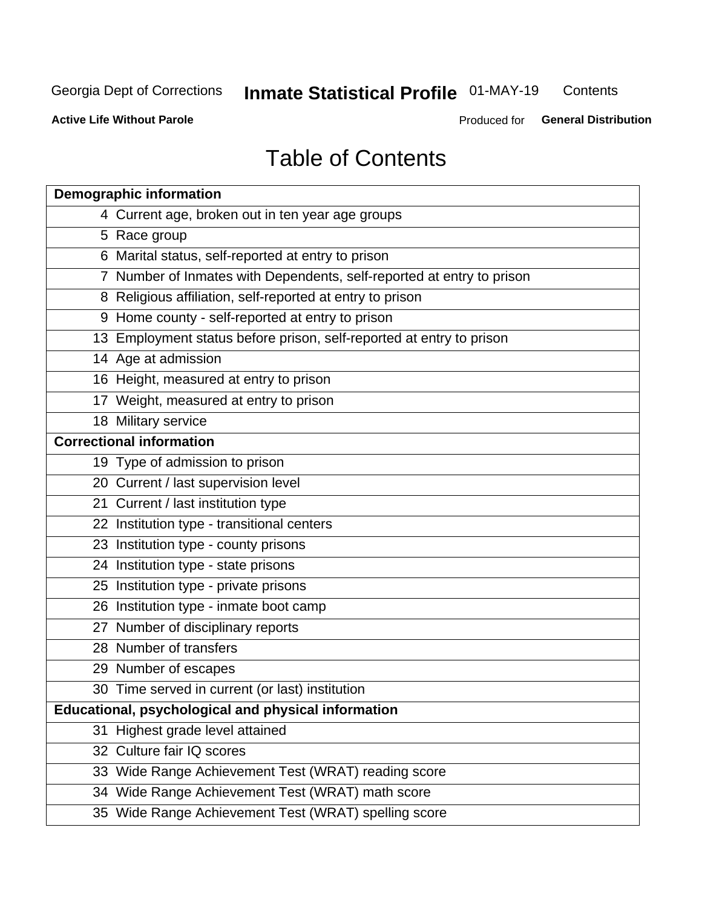Georgia Dept of Corrections **Inmate Statistical Profile** 01-MAY-19 Contents

**Active Life Without Parole** Produced for **General Distribution**

# Table of Contents

| **Demographic information** | |
|---|---|
| 4 | Current age, broken out in ten year age groups |
| 5 | Race group |
| 6 | Marital status, self-reported at entry to prison |
| 7 | Number of Inmates with Dependents, self-reported at entry to prison |
| 8 | Religious affiliation, self-reported at entry to prison |
| 9 | Home county - self-reported at entry to prison |
| 13 | Employment status before prison, self-reported at entry to prison |
| 14 | Age at admission |
| 16 | Height, measured at entry to prison |
| 17 | Weight, measured at entry to prison |
| 18 | Military service |
| **Correctional information** | |
| 19 | Type of admission to prison |
| 20 | Current / last supervision level |
| 21 | Current / last institution type |
| 22 | Institution type - transitional centers |
| 23 | Institution type - county prisons |
| 24 | Institution type - state prisons |
| 25 | Institution type - private prisons |
| 26 | Institution type - inmate boot camp |
| 27 | Number of disciplinary reports |
| 28 | Number of transfers |
| 29 | Number of escapes |
| 30 | Time served in current (or last) institution |
| **Educational, psychological and physical information** | |
| 31 | Highest grade level attained |
| 32 | Culture fair IQ scores |
| 33 | Wide Range Achievement Test (WRAT) reading score |
| 34 | Wide Range Achievement Test (WRAT) math score |
| 35 | Wide Range Achievement Test (WRAT) spelling score |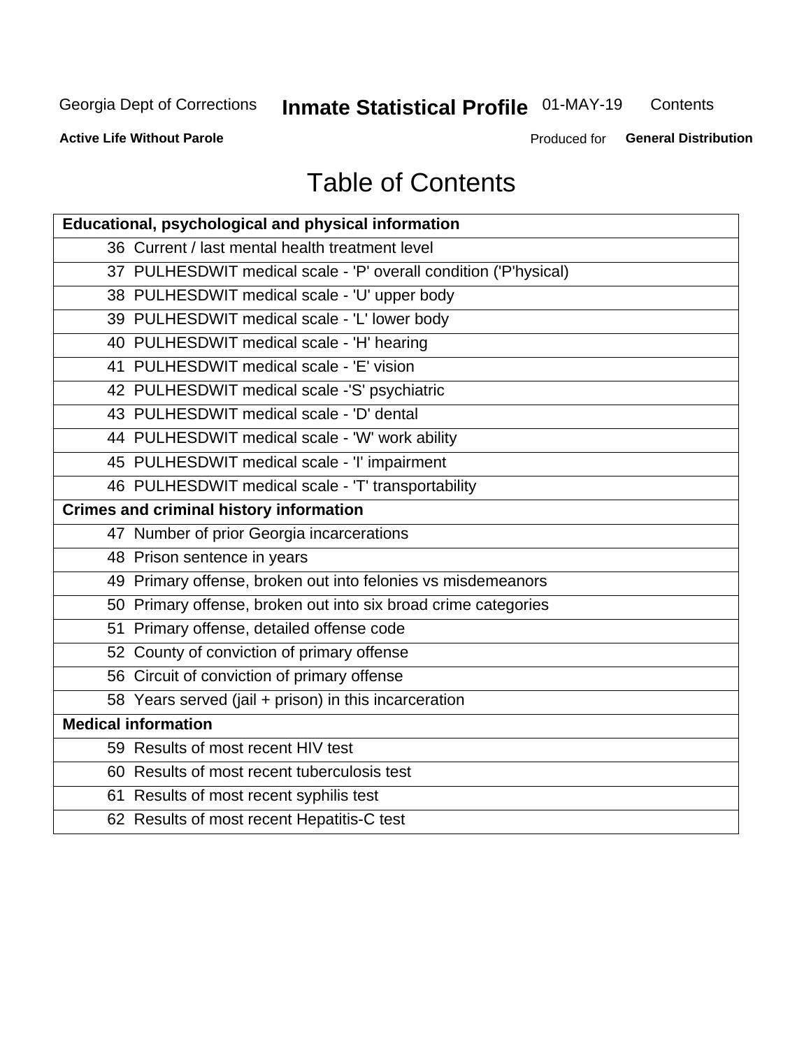# Table of Contents

| Educational, psychological and physical information |
| --- |
| 36 Current / last mental health treatment level |
| 37 PULHESDWIT medical scale - 'P' overall condition ('P'hysical) |
| 38 PULHESDWIT medical scale - 'U' upper body |
| 39 PULHESDWIT medical scale - 'L' lower body |
| 40 PULHESDWIT medical scale - 'H' hearing |
| 41 PULHESDWIT medical scale - 'E' vision |
| 42 PULHESDWIT medical scale -'S' psychiatric |
| 43 PULHESDWIT medical scale - 'D' dental |
| 44 PULHESDWIT medical scale - 'W' work ability |
| 45 PULHESDWIT medical scale - 'I' impairment |
| 46 PULHESDWIT medical scale - 'T' transportability |
| **Crimes and criminal history information** |
| 47 Number of prior Georgia incarcerations |
| 48 Prison sentence in years |
| 49 Primary offense, broken out into felonies vs misdemeanors |
| 50 Primary offense, broken out into six broad crime categories |
| 51 Primary offense, detailed offense code |
| 52 County of conviction of primary offense |
| 56 Circuit of conviction of primary offense |
| 58 Years served (jail + prison) in this incarceration |
| **Medical information** |
| 59 Results of most recent HIV test |
| 60 Results of most recent tuberculosis test |
| 61 Results of most recent syphilis test |
| 62 Results of most recent Hepatitis-C test |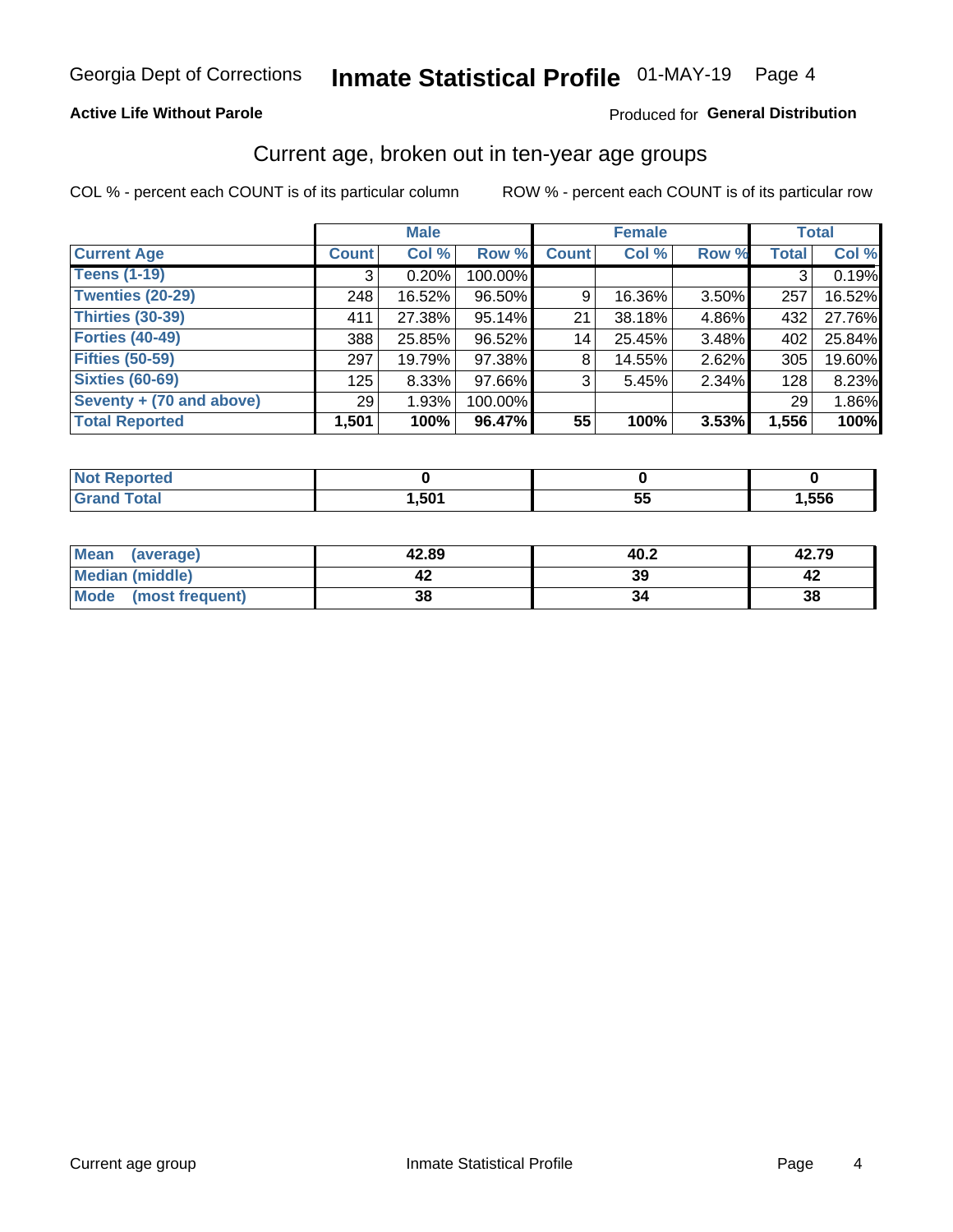Georgia Dept of Corrections **Inmate Statistical Profile** 01-MAY-19 Page 4

**Active Life Without Parole**

Produced for **General Distribution**

## Current age, broken out in ten-year age groups

COL % - percent each COUNT is of its particular column ROW % - percent each COUNT is of its particular row

| | Male | | | Female | | | Total | |
|---|---|---|---|---|---|---|---|---|
| **Current Age** | **Count** | **Col %** | **Row %** | **Count** | **Col %** | **Row %** | **Total** | **Col %** |
| **Teens (1-19)** | 3 | 0.20% | 100.00% | | | | 3 | 0.19% |
| **Twenties (20-29)** | 248 | 16.52% | 96.50% | 9 | 16.36% | 3.50% | 257 | 16.52% |
| **Thirties (30-39)** | 411 | 27.38% | 95.14% | 21 | 38.18% | 4.86% | 432 | 27.76% |
| **Forties (40-49)** | 388 | 25.85% | 96.52% | 14 | 25.45% | 3.48% | 402 | 25.84% |
| **Fifties (50-59)** | 297 | 19.79% | 97.38% | 8 | 14.55% | 2.62% | 305 | 19.60% |
| **Sixties (60-69)** | 125 | 8.33% | 97.66% | 3 | 5.45% | 2.34% | 128 | 8.23% |
| **Seventy + (70 and above)** | 29 | 1.93% | 100.00% | | | | 29 | 1.86% |
| **Total Reported** | **1,501** | **100%** | **96.47%** | **55** | **100%** | **3.53%** | **1,556** | **100%** |

| | Male | Female | Total |
|---|---|---|---|
| **Not Reported** | **0** | **0** | **0** |
| **Grand Total** | **1,501** | **55** | **1,556** |

| | Male | Female | Total |
|---|---|---|---|
| **Mean (average)** | **42.89** | **40.2** | **42.79** |
| **Median (middle)** | **42** | **39** | **42** |
| **Mode (most frequent)** | **38** | **34** | **38** |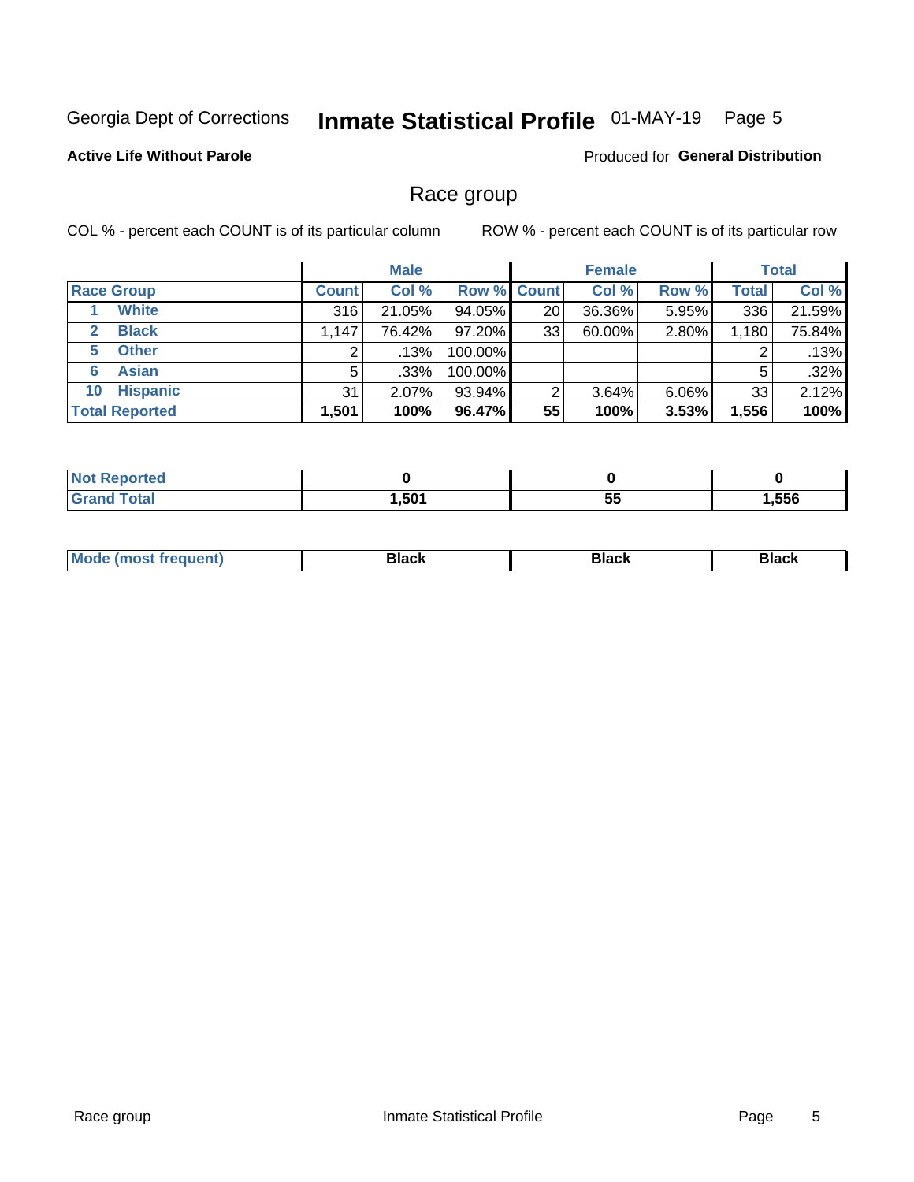Georgia Dept of Corrections **Inmate Statistical Profile** 01-MAY-19 Page 5

**Active Life Without Parole**

Produced for **General Distribution**

## Race group

COL % - percent each COUNT is of its particular column ROW % - percent each COUNT is of its particular row

| Race Group | Male Count | Male Col % | Male Row % | Female Count | Female Col % | Female Row % | Total | Total Col % |
|---|---|---|---|---|---|---|---|---|
| 1 White | 316 | 21.05% | 94.05% | 20 | 36.36% | 5.95% | 336 | 21.59% |
| 2 Black | 1,147 | 76.42% | 97.20% | 33 | 60.00% | 2.80% | 1,180 | 75.84% |
| 5 Other | 2 | .13% | 100.00% | | | | 2 | .13% |
| 6 Asian | 5 | .33% | 100.00% | | | | 5 | .32% |
| 10 Hispanic | 31 | 2.07% | 93.94% | 2 | 3.64% | 6.06% | 33 | 2.12% |
| **Total Reported** | **1,501** | **100%** | **96.47%** | **55** | **100%** | **3.53%** | **1,556** | **100%** |

| | Male | Female | Total |
|---|---|---|---|
| Not Reported | **0** | **0** | **0** |
| Grand Total | **1,501** | **55** | **1,556** |

| | Male | Female | Total |
|---|---|---|---|
| Mode (most frequent) | **Black** | **Black** | **Black** |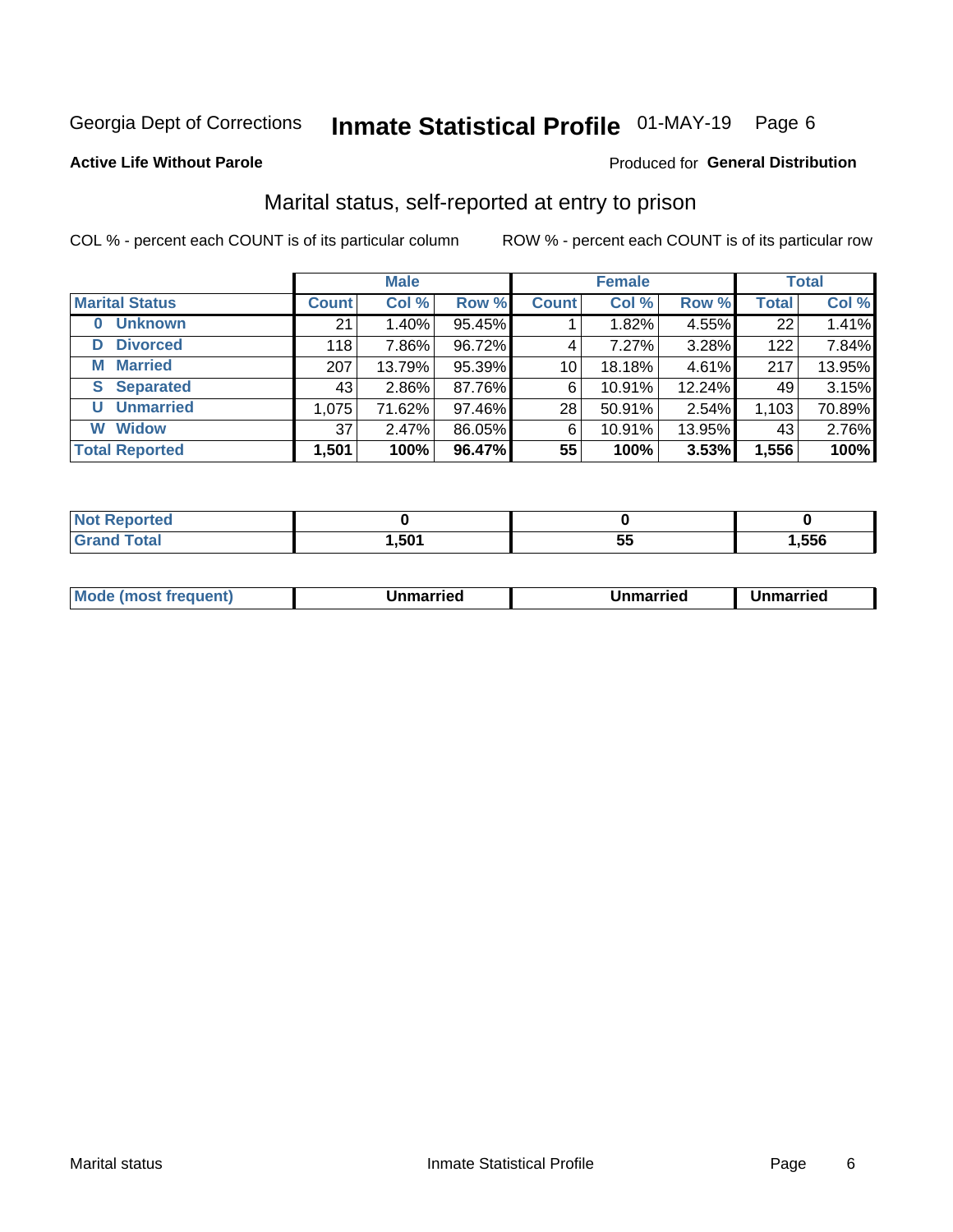Georgia Dept of Corrections **Inmate Statistical Profile** 01-MAY-19 Page 6

**Active Life Without Parole**

Produced for **General Distribution**

## Marital status, self-reported at entry to prison

COL % - percent each COUNT is of its particular column

ROW % - percent each COUNT is of its particular row

| | Male | | | Female | | | Total | |
|---|---|---|---|---|---|---|---|---|
| **Marital Status** | **Count** | **Col %** | **Row %** | **Count** | **Col %** | **Row %** | **Total** | **Col %** |
| **0 Unknown** | 21 | 1.40% | 95.45% | 1 | 1.82% | 4.55% | 22 | 1.41% |
| **D Divorced** | 118 | 7.86% | 96.72% | 4 | 7.27% | 3.28% | 122 | 7.84% |
| **M Married** | 207 | 13.79% | 95.39% | 10 | 18.18% | 4.61% | 217 | 13.95% |
| **S Separated** | 43 | 2.86% | 87.76% | 6 | 10.91% | 12.24% | 49 | 3.15% |
| **U Unmarried** | 1,075 | 71.62% | 97.46% | 28 | 50.91% | 2.54% | 1,103 | 70.89% |
| **W Widow** | 37 | 2.47% | 86.05% | 6 | 10.91% | 13.95% | 43 | 2.76% |
| **Total Reported** | **1,501** | **100%** | **96.47%** | **55** | **100%** | **3.53%** | **1,556** | **100%** |

| | Male | Female | Total |
|---|---|---|---|
| **Not Reported** | **0** | **0** | **0** |
| **Grand Total** | **1,501** | **55** | **1,556** |

| | Male | Female | Total |
|---|---|---|---|
| **Mode (most frequent)** | **Unmarried** | **Unmarried** | **Unmarried** |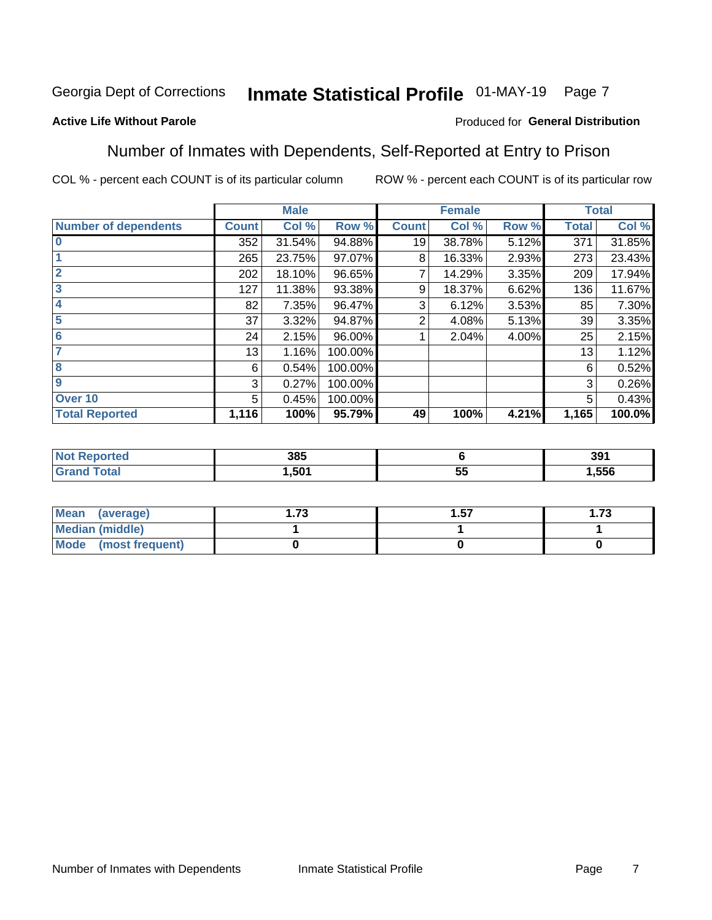Georgia Dept of Corrections **Inmate Statistical Profile** 01-MAY-19 Page 7

**Active Life Without Parole**

Produced for **General Distribution**

## Number of Inmates with Dependents, Self-Reported at Entry to Prison

COL % - percent each COUNT is of its particular column ROW % - percent each COUNT is of its particular row

| | Male | | | Female | | | Total | |
|---|---|---|---|---|---|---|---|---|
| **Number of dependents** | **Count** | **Col %** | **Row %** | **Count** | **Col %** | **Row %** | **Total** | **Col %** |
| **0** | 352 | 31.54% | 94.88% | 19 | 38.78% | 5.12% | 371 | 31.85% |
| **1** | 265 | 23.75% | 97.07% | 8 | 16.33% | 2.93% | 273 | 23.43% |
| **2** | 202 | 18.10% | 96.65% | 7 | 14.29% | 3.35% | 209 | 17.94% |
| **3** | 127 | 11.38% | 93.38% | 9 | 18.37% | 6.62% | 136 | 11.67% |
| **4** | 82 | 7.35% | 96.47% | 3 | 6.12% | 3.53% | 85 | 7.30% |
| **5** | 37 | 3.32% | 94.87% | 2 | 4.08% | 5.13% | 39 | 3.35% |
| **6** | 24 | 2.15% | 96.00% | 1 | 2.04% | 4.00% | 25 | 2.15% |
| **7** | 13 | 1.16% | 100.00% | | | | 13 | 1.12% |
| **8** | 6 | 0.54% | 100.00% | | | | 6 | 0.52% |
| **9** | 3 | 0.27% | 100.00% | | | | 3 | 0.26% |
| **Over 10** | 5 | 0.45% | 100.00% | | | | 5 | 0.43% |
| **Total Reported** | **1,116** | **100%** | **95.79%** | **49** | **100%** | **4.21%** | **1,165** | **100.0%** |

| | Male | Female | Total |
|---|---|---|---|
| **Not Reported** | **385** | **6** | **391** |
| **Grand Total** | **1,501** | **55** | **1,556** |

| | Male | Female | Total |
|---|---|---|---|
| **Mean (average)** | **1.73** | **1.57** | **1.73** |
| **Median (middle)** | **1** | **1** | **1** |
| **Mode (most frequent)** | **0** | **0** | **0** |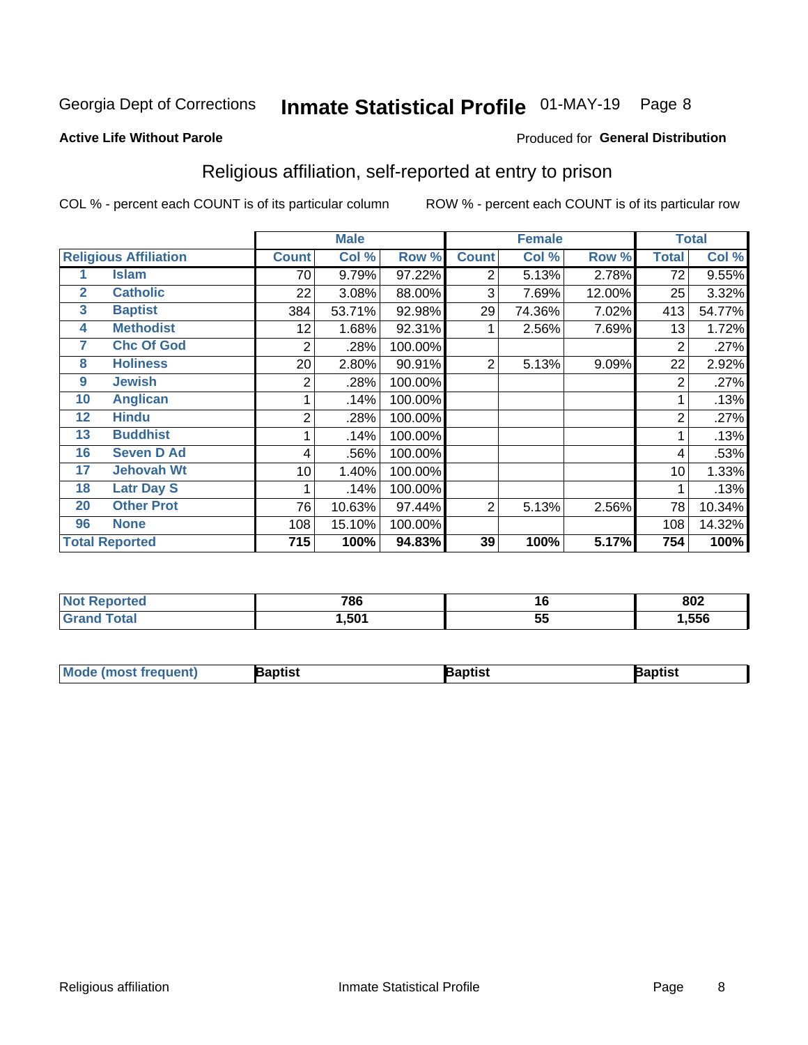Georgia Dept of Corrections **Inmate Statistical Profile** 01-MAY-19 Page 8

**Active Life Without Parole**

Produced for **General Distribution**

## Religious affiliation, self-reported at entry to prison

COL % - percent each COUNT is of its particular column ROW % - percent each COUNT is of its particular row

| Religious Affiliation | | Male | | | Female | | | Total | |
|---|---|---|---|---|---|---|---|---|---|
| | | Count | Col % | Row % | Count | Col % | Row % | Total | Col % |
| 1 | Islam | 70 | 9.79% | 97.22% | 2 | 5.13% | 2.78% | 72 | 9.55% |
| 2 | Catholic | 22 | 3.08% | 88.00% | 3 | 7.69% | 12.00% | 25 | 3.32% |
| 3 | Baptist | 384 | 53.71% | 92.98% | 29 | 74.36% | 7.02% | 413 | 54.77% |
| 4 | Methodist | 12 | 1.68% | 92.31% | 1 | 2.56% | 7.69% | 13 | 1.72% |
| 7 | Chc Of God | 2 | .28% | 100.00% | | | | 2 | .27% |
| 8 | Holiness | 20 | 2.80% | 90.91% | 2 | 5.13% | 9.09% | 22 | 2.92% |
| 9 | Jewish | 2 | .28% | 100.00% | | | | 2 | .27% |
| 10 | Anglican | 1 | .14% | 100.00% | | | | 1 | .13% |
| 12 | Hindu | 2 | .28% | 100.00% | | | | 2 | .27% |
| 13 | Buddhist | 1 | .14% | 100.00% | | | | 1 | .13% |
| 16 | Seven D Ad | 4 | .56% | 100.00% | | | | 4 | .53% |
| 17 | Jehovah Wt | 10 | 1.40% | 100.00% | | | | 10 | 1.33% |
| 18 | Latr Day S | 1 | .14% | 100.00% | | | | 1 | .13% |
| 20 | Other Prot | 76 | 10.63% | 97.44% | 2 | 5.13% | 2.56% | 78 | 10.34% |
| 96 | None | 108 | 15.10% | 100.00% | | | | 108 | 14.32% |
| **Total Reported** | | **715** | **100%** | **94.83%** | **39** | **100%** | **5.17%** | **754** | **100%** |

| | Male | Female | Total |
|---|---|---|---|
| Not Reported | 786 | 16 | 802 |
| Grand Total | 1,501 | 55 | 1,556 |

| | Male | Female | Total |
|---|---|---|---|
| Mode (most frequent) | Baptist | Baptist | Baptist |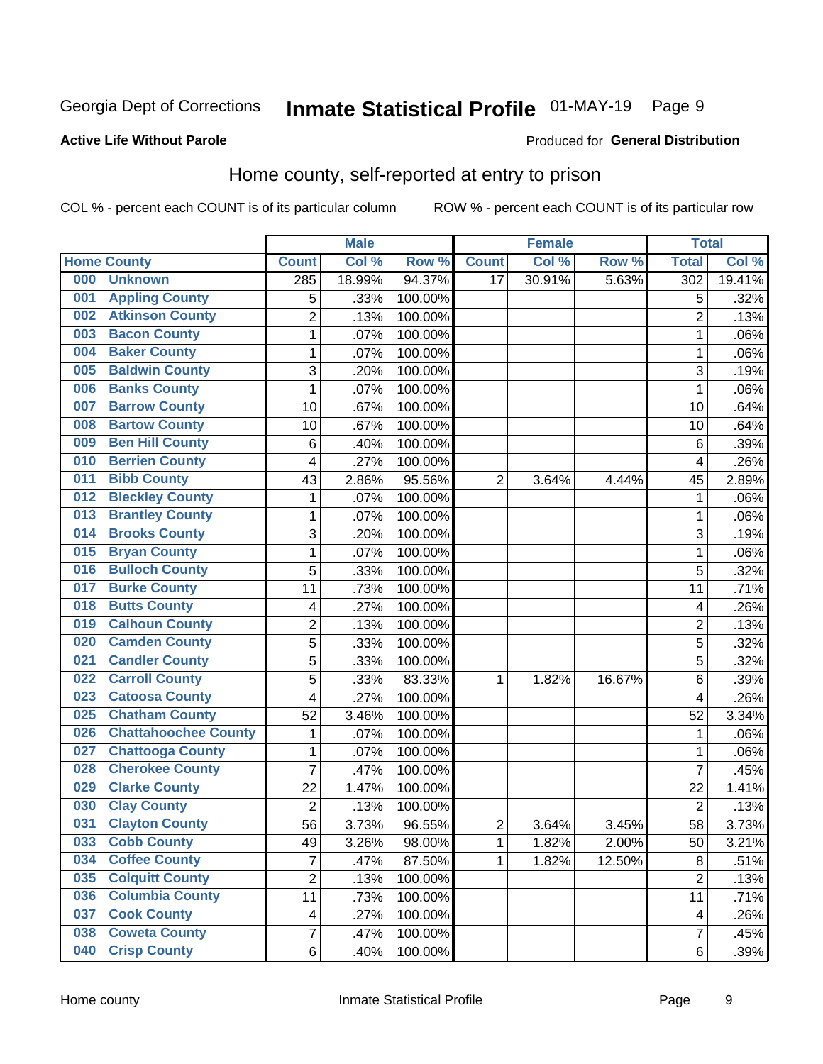Georgia Dept of Corrections **Inmate Statistical Profile** 01-MAY-19

**Active Life Without Parole**

Produced for **General Distribution**

## Home county, self-reported at entry to prison

COL % - percent each COUNT is of its particular column ROW % - percent each COUNT is of its particular row

| Home County | | Male | | | Female | | | Total | |
|---|---|---|---|---|---|---|---|---|---|
| | | Count | Col % | Row % | Count | Col % | Row % | Total | Col % |
| 000 | Unknown | 285 | 18.99% | 94.37% | 17 | 30.91% | 5.63% | 302 | 19.41% |
| 001 | Appling County | 5 | .33% | 100.00% | | | | 5 | .32% |
| 002 | Atkinson County | 2 | .13% | 100.00% | | | | 2 | .13% |
| 003 | Bacon County | 1 | .07% | 100.00% | | | | 1 | .06% |
| 004 | Baker County | 1 | .07% | 100.00% | | | | 1 | .06% |
| 005 | Baldwin County | 3 | .20% | 100.00% | | | | 3 | .19% |
| 006 | Banks County | 1 | .07% | 100.00% | | | | 1 | .06% |
| 007 | Barrow County | 10 | .67% | 100.00% | | | | 10 | .64% |
| 008 | Bartow County | 10 | .67% | 100.00% | | | | 10 | .64% |
| 009 | Ben Hill County | 6 | .40% | 100.00% | | | | 6 | .39% |
| 010 | Berrien County | 4 | .27% | 100.00% | | | | 4 | .26% |
| 011 | Bibb County | 43 | 2.86% | 95.56% | 2 | 3.64% | 4.44% | 45 | 2.89% |
| 012 | Bleckley County | 1 | .07% | 100.00% | | | | 1 | .06% |
| 013 | Brantley County | 1 | .07% | 100.00% | | | | 1 | .06% |
| 014 | Brooks County | 3 | .20% | 100.00% | | | | 3 | .19% |
| 015 | Bryan County | 1 | .07% | 100.00% | | | | 1 | .06% |
| 016 | Bulloch County | 5 | .33% | 100.00% | | | | 5 | .32% |
| 017 | Burke County | 11 | .73% | 100.00% | | | | 11 | .71% |
| 018 | Butts County | 4 | .27% | 100.00% | | | | 4 | .26% |
| 019 | Calhoun County | 2 | .13% | 100.00% | | | | 2 | .13% |
| 020 | Camden County | 5 | .33% | 100.00% | | | | 5 | .32% |
| 021 | Candler County | 5 | .33% | 100.00% | | | | 5 | .32% |
| 022 | Carroll County | 5 | .33% | 83.33% | 1 | 1.82% | 16.67% | 6 | .39% |
| 023 | Catoosa County | 4 | .27% | 100.00% | | | | 4 | .26% |
| 025 | Chatham County | 52 | 3.46% | 100.00% | | | | 52 | 3.34% |
| 026 | Chattahoochee County | 1 | .07% | 100.00% | | | | 1 | .06% |
| 027 | Chattooga County | 1 | .07% | 100.00% | | | | 1 | .06% |
| 028 | Cherokee County | 7 | .47% | 100.00% | | | | 7 | .45% |
| 029 | Clarke County | 22 | 1.47% | 100.00% | | | | 22 | 1.41% |
| 030 | Clay County | 2 | .13% | 100.00% | | | | 2 | .13% |
| 031 | Clayton County | 56 | 3.73% | 96.55% | 2 | 3.64% | 3.45% | 58 | 3.73% |
| 033 | Cobb County | 49 | 3.26% | 98.00% | 1 | 1.82% | 2.00% | 50 | 3.21% |
| 034 | Coffee County | 7 | .47% | 87.50% | 1 | 1.82% | 12.50% | 8 | .51% |
| 035 | Colquitt County | 2 | .13% | 100.00% | | | | 2 | .13% |
| 036 | Columbia County | 11 | .73% | 100.00% | | | | 11 | .71% |
| 037 | Cook County | 4 | .27% | 100.00% | | | | 4 | .26% |
| 038 | Coweta County | 7 | .47% | 100.00% | | | | 7 | .45% |
| 040 | Crisp County | 6 | .40% | 100.00% | | | | 6 | .39% |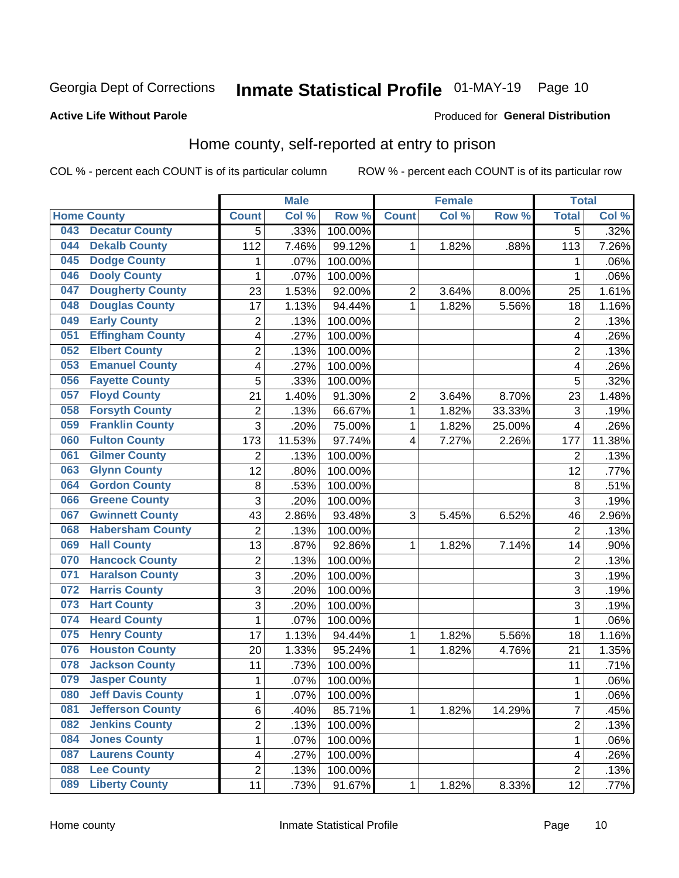# Georgia Dept of Corrections **Inmate Statistical Profile** 01-MAY-19 Page 10

**Active Life Without Parole**

Produced for **General Distribution**

## Home county, self-reported at entry to prison

COL % - percent each COUNT is of its particular column ROW % - percent each COUNT is of its particular row

| Home County | | Male | | | Female | | | Total | |
|---|---|---|---|---|---|---|---|---|---|
| | | Count | Col % | Row % | Count | Col % | Row % | Total | Col % |
| 043 | Decatur County | 5 | .33% | 100.00% | | | | 5 | .32% |
| 044 | Dekalb County | 112 | 7.46% | 99.12% | 1 | 1.82% | .88% | 113 | 7.26% |
| 045 | Dodge County | 1 | .07% | 100.00% | | | | 1 | .06% |
| 046 | Dooly County | 1 | .07% | 100.00% | | | | 1 | .06% |
| 047 | Dougherty County | 23 | 1.53% | 92.00% | 2 | 3.64% | 8.00% | 25 | 1.61% |
| 048 | Douglas County | 17 | 1.13% | 94.44% | 1 | 1.82% | 5.56% | 18 | 1.16% |
| 049 | Early County | 2 | .13% | 100.00% | | | | 2 | .13% |
| 051 | Effingham County | 4 | .27% | 100.00% | | | | 4 | .26% |
| 052 | Elbert County | 2 | .13% | 100.00% | | | | 2 | .13% |
| 053 | Emanuel County | 4 | .27% | 100.00% | | | | 4 | .26% |
| 056 | Fayette County | 5 | .33% | 100.00% | | | | 5 | .32% |
| 057 | Floyd County | 21 | 1.40% | 91.30% | 2 | 3.64% | 8.70% | 23 | 1.48% |
| 058 | Forsyth County | 2 | .13% | 66.67% | 1 | 1.82% | 33.33% | 3 | .19% |
| 059 | Franklin County | 3 | .20% | 75.00% | 1 | 1.82% | 25.00% | 4 | .26% |
| 060 | Fulton County | 173 | 11.53% | 97.74% | 4 | 7.27% | 2.26% | 177 | 11.38% |
| 061 | Gilmer County | 2 | .13% | 100.00% | | | | 2 | .13% |
| 063 | Glynn County | 12 | .80% | 100.00% | | | | 12 | .77% |
| 064 | Gordon County | 8 | .53% | 100.00% | | | | 8 | .51% |
| 066 | Greene County | 3 | .20% | 100.00% | | | | 3 | .19% |
| 067 | Gwinnett County | 43 | 2.86% | 93.48% | 3 | 5.45% | 6.52% | 46 | 2.96% |
| 068 | Habersham County | 2 | .13% | 100.00% | | | | 2 | .13% |
| 069 | Hall County | 13 | .87% | 92.86% | 1 | 1.82% | 7.14% | 14 | .90% |
| 070 | Hancock County | 2 | .13% | 100.00% | | | | 2 | .13% |
| 071 | Haralson County | 3 | .20% | 100.00% | | | | 3 | .19% |
| 072 | Harris County | 3 | .20% | 100.00% | | | | 3 | .19% |
| 073 | Hart County | 3 | .20% | 100.00% | | | | 3 | .19% |
| 074 | Heard County | 1 | .07% | 100.00% | | | | 1 | .06% |
| 075 | Henry County | 17 | 1.13% | 94.44% | 1 | 1.82% | 5.56% | 18 | 1.16% |
| 076 | Houston County | 20 | 1.33% | 95.24% | 1 | 1.82% | 4.76% | 21 | 1.35% |
| 078 | Jackson County | 11 | .73% | 100.00% | | | | 11 | .71% |
| 079 | Jasper County | 1 | .07% | 100.00% | | | | 1 | .06% |
| 080 | Jeff Davis County | 1 | .07% | 100.00% | | | | 1 | .06% |
| 081 | Jefferson County | 6 | .40% | 85.71% | 1 | 1.82% | 14.29% | 7 | .45% |
| 082 | Jenkins County | 2 | .13% | 100.00% | | | | 2 | .13% |
| 084 | Jones County | 1 | .07% | 100.00% | | | | 1 | .06% |
| 087 | Laurens County | 4 | .27% | 100.00% | | | | 4 | .26% |
| 088 | Lee County | 2 | .13% | 100.00% | | | | 2 | .13% |
| 089 | Liberty County | 11 | .73% | 91.67% | 1 | 1.82% | 8.33% | 12 | .77% |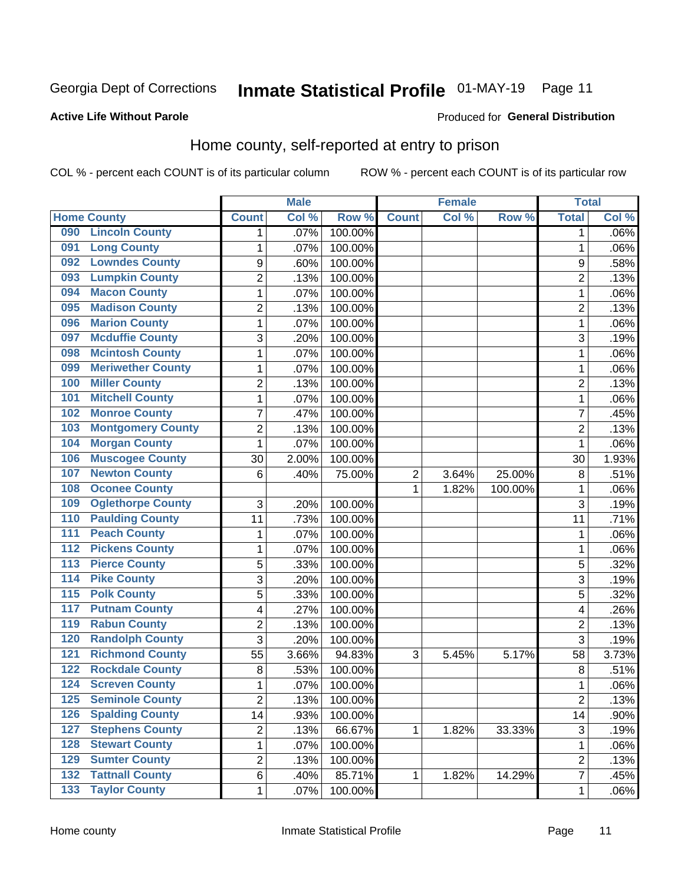Georgia Dept of Corrections **Inmate Statistical Profile** 01-MAY-19 Page 11

**Active Life Without Parole**

Produced for **General Distribution**

## Home county, self-reported at entry to prison

COL % - percent each COUNT is of its particular column ROW % - percent each COUNT is of its particular row

| Home County | | Male | | | Female | | | Total | |
|---|---|---|---|---|---|---|---|---|---|
| | | Count | Col % | Row % | Count | Col % | Row % | Total | Col % |
| 090 | Lincoln County | 1 | .07% | 100.00% | | | | 1 | .06% |
| 091 | Long County | 1 | .07% | 100.00% | | | | 1 | .06% |
| 092 | Lowndes County | 9 | .60% | 100.00% | | | | 9 | .58% |
| 093 | Lumpkin County | 2 | .13% | 100.00% | | | | 2 | .13% |
| 094 | Macon County | 1 | .07% | 100.00% | | | | 1 | .06% |
| 095 | Madison County | 2 | .13% | 100.00% | | | | 2 | .13% |
| 096 | Marion County | 1 | .07% | 100.00% | | | | 1 | .06% |
| 097 | Mcduffie County | 3 | .20% | 100.00% | | | | 3 | .19% |
| 098 | Mcintosh County | 1 | .07% | 100.00% | | | | 1 | .06% |
| 099 | Meriwether County | 1 | .07% | 100.00% | | | | 1 | .06% |
| 100 | Miller County | 2 | .13% | 100.00% | | | | 2 | .13% |
| 101 | Mitchell County | 1 | .07% | 100.00% | | | | 1 | .06% |
| 102 | Monroe County | 7 | .47% | 100.00% | | | | 7 | .45% |
| 103 | Montgomery County | 2 | .13% | 100.00% | | | | 2 | .13% |
| 104 | Morgan County | 1 | .07% | 100.00% | | | | 1 | .06% |
| 106 | Muscogee County | 30 | 2.00% | 100.00% | | | | 30 | 1.93% |
| 107 | Newton County | 6 | .40% | 75.00% | 2 | 3.64% | 25.00% | 8 | .51% |
| 108 | Oconee County | | | | 1 | 1.82% | 100.00% | 1 | .06% |
| 109 | Oglethorpe County | 3 | .20% | 100.00% | | | | 3 | .19% |
| 110 | Paulding County | 11 | .73% | 100.00% | | | | 11 | .71% |
| 111 | Peach County | 1 | .07% | 100.00% | | | | 1 | .06% |
| 112 | Pickens County | 1 | .07% | 100.00% | | | | 1 | .06% |
| 113 | Pierce County | 5 | .33% | 100.00% | | | | 5 | .32% |
| 114 | Pike County | 3 | .20% | 100.00% | | | | 3 | .19% |
| 115 | Polk County | 5 | .33% | 100.00% | | | | 5 | .32% |
| 117 | Putnam County | 4 | .27% | 100.00% | | | | 4 | .26% |
| 119 | Rabun County | 2 | .13% | 100.00% | | | | 2 | .13% |
| 120 | Randolph County | 3 | .20% | 100.00% | | | | 3 | .19% |
| 121 | Richmond County | 55 | 3.66% | 94.83% | 3 | 5.45% | 5.17% | 58 | 3.73% |
| 122 | Rockdale County | 8 | .53% | 100.00% | | | | 8 | .51% |
| 124 | Screven County | 1 | .07% | 100.00% | | | | 1 | .06% |
| 125 | Seminole County | 2 | .13% | 100.00% | | | | 2 | .13% |
| 126 | Spalding County | 14 | .93% | 100.00% | | | | 14 | .90% |
| 127 | Stephens County | 2 | .13% | 66.67% | 1 | 1.82% | 33.33% | 3 | .19% |
| 128 | Stewart County | 1 | .07% | 100.00% | | | | 1 | .06% |
| 129 | Sumter County | 2 | .13% | 100.00% | | | | 2 | .13% |
| 132 | Tattnall County | 6 | .40% | 85.71% | 1 | 1.82% | 14.29% | 7 | .45% |
| 133 | Taylor County | 1 | .07% | 100.00% | | | | 1 | .06% |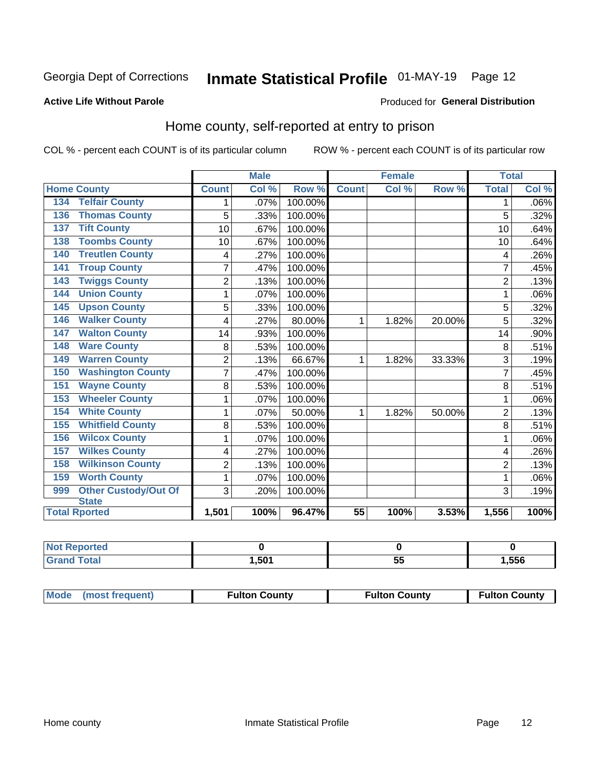Georgia Dept of Corrections **Inmate Statistical Profile** 01-MAY-19 Page 12

**Active Life Without Parole**

Produced for **General Distribution**

## Home county, self-reported at entry to prison

COL % - percent each COUNT is of its particular column ROW % - percent each COUNT is of its particular row

| Home County | | Male | | | Female | | | Total | |
|---|---|---|---|---|---|---|---|---|---|
| | | Count | Col % | Row % | Count | Col % | Row % | Total | Col % |
| 134 | Telfair County | 1 | .07% | 100.00% | | | | 1 | .06% |
| 136 | Thomas County | 5 | .33% | 100.00% | | | | 5 | .32% |
| 137 | Tift County | 10 | .67% | 100.00% | | | | 10 | .64% |
| 138 | Toombs County | 10 | .67% | 100.00% | | | | 10 | .64% |
| 140 | Treutlen County | 4 | .27% | 100.00% | | | | 4 | .26% |
| 141 | Troup County | 7 | .47% | 100.00% | | | | 7 | .45% |
| 143 | Twiggs County | 2 | .13% | 100.00% | | | | 2 | .13% |
| 144 | Union County | 1 | .07% | 100.00% | | | | 1 | .06% |
| 145 | Upson County | 5 | .33% | 100.00% | | | | 5 | .32% |
| 146 | Walker County | 4 | .27% | 80.00% | 1 | 1.82% | 20.00% | 5 | .32% |
| 147 | Walton County | 14 | .93% | 100.00% | | | | 14 | .90% |
| 148 | Ware County | 8 | .53% | 100.00% | | | | 8 | .51% |
| 149 | Warren County | 2 | .13% | 66.67% | 1 | 1.82% | 33.33% | 3 | .19% |
| 150 | Washington County | 7 | .47% | 100.00% | | | | 7 | .45% |
| 151 | Wayne County | 8 | .53% | 100.00% | | | | 8 | .51% |
| 153 | Wheeler County | 1 | .07% | 100.00% | | | | 1 | .06% |
| 154 | White County | 1 | .07% | 50.00% | 1 | 1.82% | 50.00% | 2 | .13% |
| 155 | Whitfield County | 8 | .53% | 100.00% | | | | 8 | .51% |
| 156 | Wilcox County | 1 | .07% | 100.00% | | | | 1 | .06% |
| 157 | Wilkes County | 4 | .27% | 100.00% | | | | 4 | .26% |
| 158 | Wilkinson County | 2 | .13% | 100.00% | | | | 2 | .13% |
| 159 | Worth County | 1 | .07% | 100.00% | | | | 1 | .06% |
| 999 | Other Custody/Out Of State | 3 | .20% | 100.00% | | | | 3 | .19% |
| Total Rported | | 1,501 | 100% | 96.47% | 55 | 100% | 3.53% | 1,556 | 100% |

| | Male | Female | Total |
|---|---|---|---|
| Not Reported | 0 | 0 | 0 |
| Grand Total | 1,501 | 55 | 1,556 |

| | Male | Female | Total |
|---|---|---|---|
| Mode (most frequent) | Fulton County | Fulton County | Fulton County |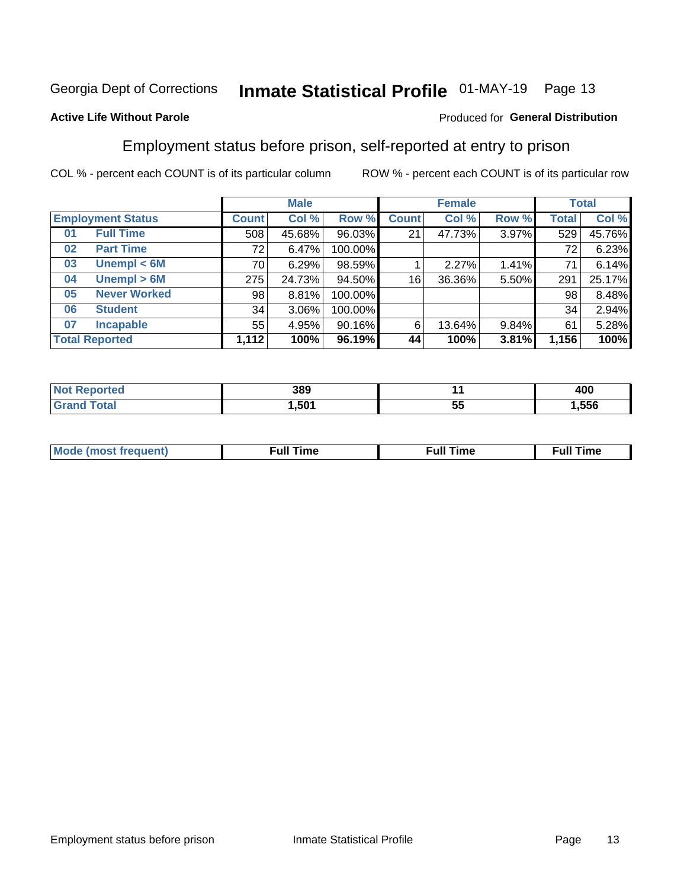Georgia Dept of Corrections **Inmate Statistical Profile** 01-MAY-19 Page 13

**Active Life Without Parole**

Produced for **General Distribution**

## Employment status before prison, self-reported at entry to prison

COL % - percent each COUNT is of its particular column ROW % - percent each COUNT is of its particular row

| Employment Status | | Male | | | Female | | | Total | |
|---|---|---|---|---|---|---|---|---|---|
| | | Count | Col % | Row % | Count | Col % | Row % | Total | Col % |
| 01 | Full Time | 508 | 45.68% | 96.03% | 21 | 47.73% | 3.97% | 529 | 45.76% |
| 02 | Part Time | 72 | 6.47% | 100.00% | | | | 72 | 6.23% |
| 03 | Unempl < 6M | 70 | 6.29% | 98.59% | 1 | 2.27% | 1.41% | 71 | 6.14% |
| 04 | Unempl > 6M | 275 | 24.73% | 94.50% | 16 | 36.36% | 5.50% | 291 | 25.17% |
| 05 | Never Worked | 98 | 8.81% | 100.00% | | | | 98 | 8.48% |
| 06 | Student | 34 | 3.06% | 100.00% | | | | 34 | 2.94% |
| 07 | Incapable | 55 | 4.95% | 90.16% | 6 | 13.64% | 9.84% | 61 | 5.28% |
| **Total Reported** | | **1,112** | **100%** | **96.19%** | **44** | **100%** | **3.81%** | **1,156** | **100%** |

| | Male | Female | Total |
|---|---|---|---|
| Not Reported | 389 | 11 | 400 |
| Grand Total | 1,501 | 55 | 1,556 |

| | Male | Female | Total |
|---|---|---|---|
| Mode (most frequent) | Full Time | Full Time | Full Time |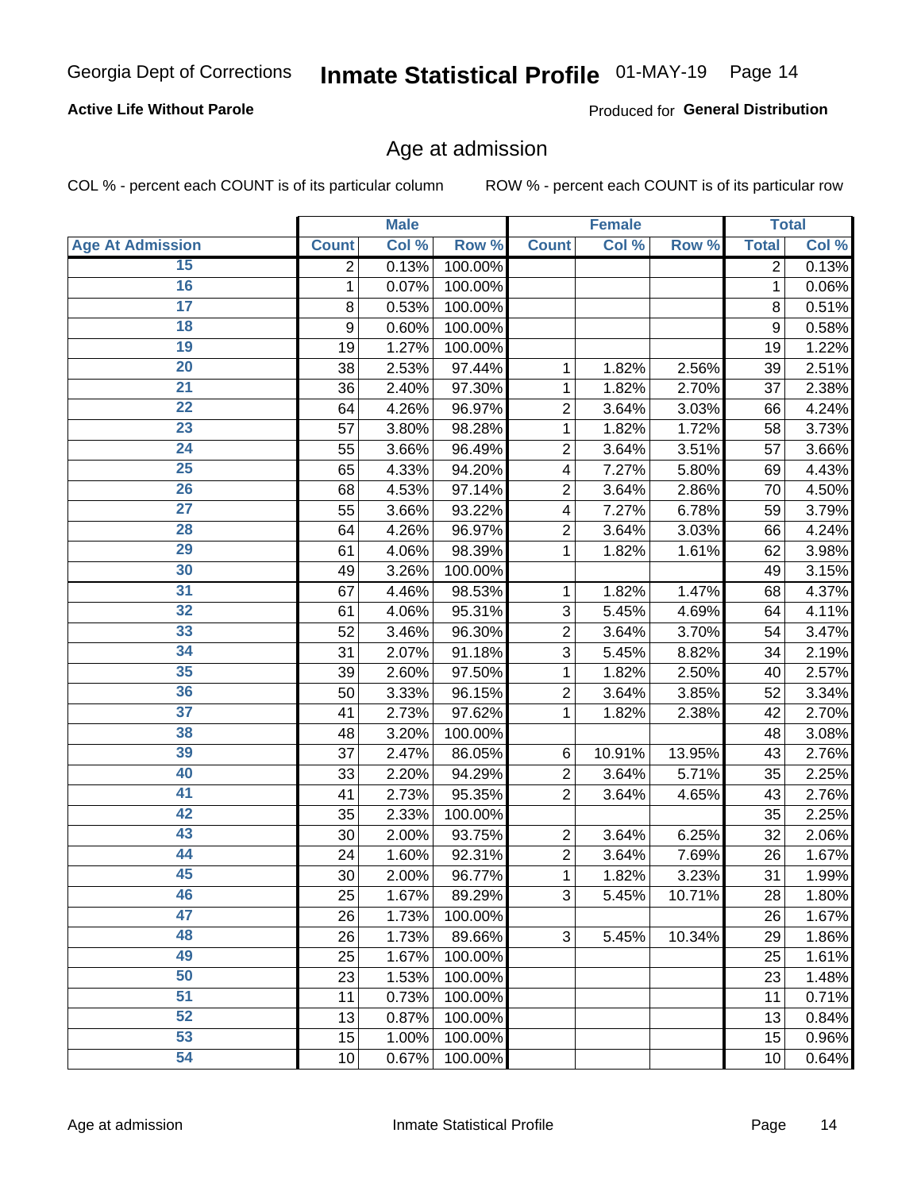Georgia Dept of Corrections **Inmate Statistical Profile** 01-MAY-19

**Active Life Without Parole**

Produced for **General Distribution**

## Age at admission

COL % - percent each COUNT is of its particular column    ROW % - percent each COUNT is of its particular row

| | Male | | | Female | | | Total | |
|---|---|---|---|---|---|---|---|---|
| **Age At Admission** | **Count** | **Col %** | **Row %** | **Count** | **Col %** | **Row %** | **Total** | **Col %** |
| 15 | 2 | 0.13% | 100.00% | | | | 2 | 0.13% |
| 16 | 1 | 0.07% | 100.00% | | | | 1 | 0.06% |
| 17 | 8 | 0.53% | 100.00% | | | | 8 | 0.51% |
| 18 | 9 | 0.60% | 100.00% | | | | 9 | 0.58% |
| 19 | 19 | 1.27% | 100.00% | | | | 19 | 1.22% |
| 20 | 38 | 2.53% | 97.44% | 1 | 1.82% | 2.56% | 39 | 2.51% |
| 21 | 36 | 2.40% | 97.30% | 1 | 1.82% | 2.70% | 37 | 2.38% |
| 22 | 64 | 4.26% | 96.97% | 2 | 3.64% | 3.03% | 66 | 4.24% |
| 23 | 57 | 3.80% | 98.28% | 1 | 1.82% | 1.72% | 58 | 3.73% |
| 24 | 55 | 3.66% | 96.49% | 2 | 3.64% | 3.51% | 57 | 3.66% |
| 25 | 65 | 4.33% | 94.20% | 4 | 7.27% | 5.80% | 69 | 4.43% |
| 26 | 68 | 4.53% | 97.14% | 2 | 3.64% | 2.86% | 70 | 4.50% |
| 27 | 55 | 3.66% | 93.22% | 4 | 7.27% | 6.78% | 59 | 3.79% |
| 28 | 64 | 4.26% | 96.97% | 2 | 3.64% | 3.03% | 66 | 4.24% |
| 29 | 61 | 4.06% | 98.39% | 1 | 1.82% | 1.61% | 62 | 3.98% |
| 30 | 49 | 3.26% | 100.00% | | | | 49 | 3.15% |
| 31 | 67 | 4.46% | 98.53% | 1 | 1.82% | 1.47% | 68 | 4.37% |
| 32 | 61 | 4.06% | 95.31% | 3 | 5.45% | 4.69% | 64 | 4.11% |
| 33 | 52 | 3.46% | 96.30% | 2 | 3.64% | 3.70% | 54 | 3.47% |
| 34 | 31 | 2.07% | 91.18% | 3 | 5.45% | 8.82% | 34 | 2.19% |
| 35 | 39 | 2.60% | 97.50% | 1 | 1.82% | 2.50% | 40 | 2.57% |
| 36 | 50 | 3.33% | 96.15% | 2 | 3.64% | 3.85% | 52 | 3.34% |
| 37 | 41 | 2.73% | 97.62% | 1 | 1.82% | 2.38% | 42 | 2.70% |
| 38 | 48 | 3.20% | 100.00% | | | | 48 | 3.08% |
| 39 | 37 | 2.47% | 86.05% | 6 | 10.91% | 13.95% | 43 | 2.76% |
| 40 | 33 | 2.20% | 94.29% | 2 | 3.64% | 5.71% | 35 | 2.25% |
| 41 | 41 | 2.73% | 95.35% | 2 | 3.64% | 4.65% | 43 | 2.76% |
| 42 | 35 | 2.33% | 100.00% | | | | 35 | 2.25% |
| 43 | 30 | 2.00% | 93.75% | 2 | 3.64% | 6.25% | 32 | 2.06% |
| 44 | 24 | 1.60% | 92.31% | 2 | 3.64% | 7.69% | 26 | 1.67% |
| 45 | 30 | 2.00% | 96.77% | 1 | 1.82% | 3.23% | 31 | 1.99% |
| 46 | 25 | 1.67% | 89.29% | 3 | 5.45% | 10.71% | 28 | 1.80% |
| 47 | 26 | 1.73% | 100.00% | | | | 26 | 1.67% |
| 48 | 26 | 1.73% | 89.66% | 3 | 5.45% | 10.34% | 29 | 1.86% |
| 49 | 25 | 1.67% | 100.00% | | | | 25 | 1.61% |
| 50 | 23 | 1.53% | 100.00% | | | | 23 | 1.48% |
| 51 | 11 | 0.73% | 100.00% | | | | 11 | 0.71% |
| 52 | 13 | 0.87% | 100.00% | | | | 13 | 0.84% |
| 53 | 15 | 1.00% | 100.00% | | | | 15 | 0.96% |
| 54 | 10 | 0.67% | 100.00% | | | | 10 | 0.64% |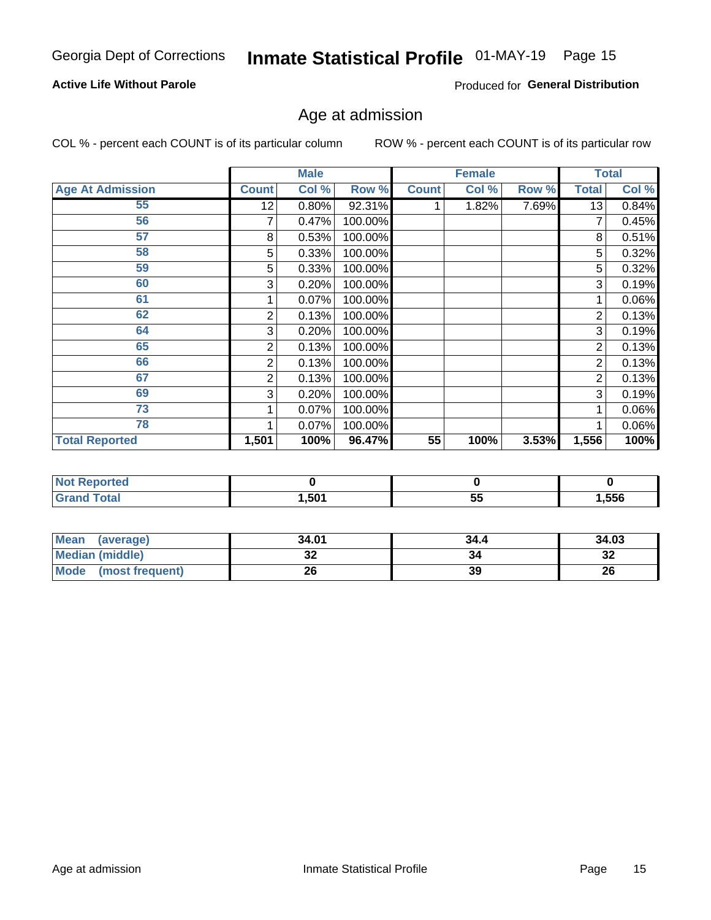Georgia Dept of Corrections **Inmate Statistical Profile** 01-MAY-19

**Active Life Without Parole**

Produced for **General Distribution**

## Age at admission

COL % - percent each COUNT is of its particular column

ROW % - percent each COUNT is of its particular row

| | Male | | | Female | | | Total | |
|---|---|---|---|---|---|---|---|---|
| **Age At Admission** | **Count** | **Col %** | **Row %** | **Count** | **Col %** | **Row %** | **Total** | **Col %** |
| 55 | 12 | 0.80% | 92.31% | 1 | 1.82% | 7.69% | 13 | 0.84% |
| 56 | 7 | 0.47% | 100.00% | | | | 7 | 0.45% |
| 57 | 8 | 0.53% | 100.00% | | | | 8 | 0.51% |
| 58 | 5 | 0.33% | 100.00% | | | | 5 | 0.32% |
| 59 | 5 | 0.33% | 100.00% | | | | 5 | 0.32% |
| 60 | 3 | 0.20% | 100.00% | | | | 3 | 0.19% |
| 61 | 1 | 0.07% | 100.00% | | | | 1 | 0.06% |
| 62 | 2 | 0.13% | 100.00% | | | | 2 | 0.13% |
| 64 | 3 | 0.20% | 100.00% | | | | 3 | 0.19% |
| 65 | 2 | 0.13% | 100.00% | | | | 2 | 0.13% |
| 66 | 2 | 0.13% | 100.00% | | | | 2 | 0.13% |
| 67 | 2 | 0.13% | 100.00% | | | | 2 | 0.13% |
| 69 | 3 | 0.20% | 100.00% | | | | 3 | 0.19% |
| 73 | 1 | 0.07% | 100.00% | | | | 1 | 0.06% |
| 78 | 1 | 0.07% | 100.00% | | | | 1 | 0.06% |
| **Total Reported** | **1,501** | **100%** | **96.47%** | **55** | **100%** | **3.53%** | **1,556** | **100%** |

| | Male | Female | Total |
|---|---|---|---|
| **Not Reported** | **0** | **0** | **0** |
| **Grand Total** | **1,501** | **55** | **1,556** |

| | Male | Female | Total |
|---|---|---|---|
| **Mean (average)** | **34.01** | **34.4** | **34.03** |
| **Median (middle)** | **32** | **34** | **32** |
| **Mode (most frequent)** | **26** | **39** | **26** |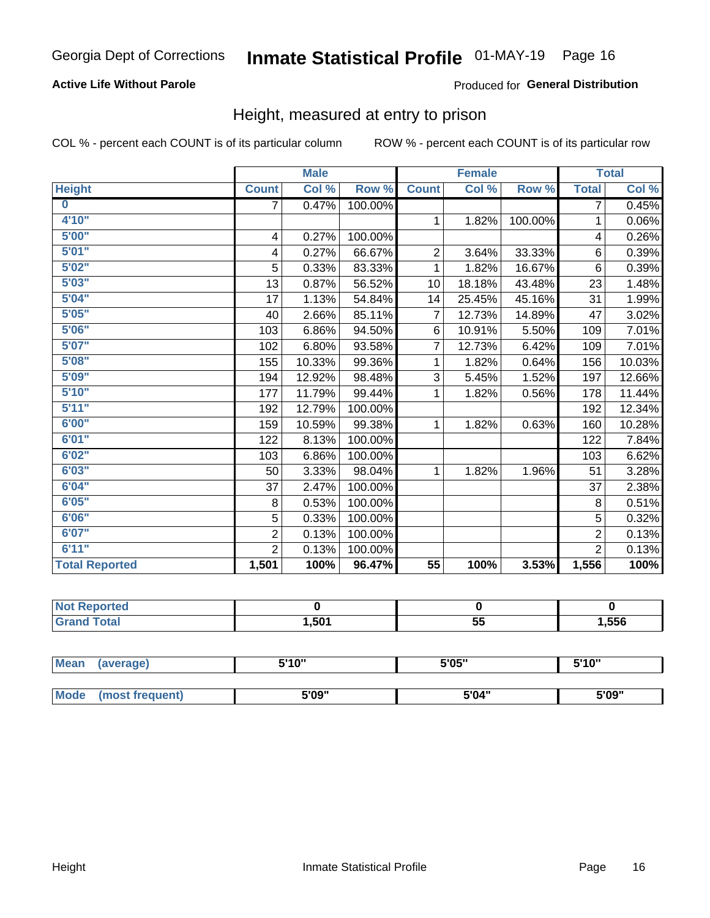Georgia Dept of Corrections **Inmate Statistical Profile** 01-MAY-19

**Active Life Without Parole**

Produced for **General Distribution**

## Height, measured at entry to prison

COL % - percent each COUNT is of its particular column ROW % - percent each COUNT is of its particular row

| | Male | | | Female | | | Total | |
|---|---|---|---|---|---|---|---|---|
| **Height** | **Count** | **Col %** | **Row %** | **Count** | **Col %** | **Row %** | **Total** | **Col %** |
| **0** | 7 | 0.47% | 100.00% | | | | 7 | 0.45% |
| **4'10"** | | | | 1 | 1.82% | 100.00% | 1 | 0.06% |
| **5'00"** | 4 | 0.27% | 100.00% | | | | 4 | 0.26% |
| **5'01"** | 4 | 0.27% | 66.67% | 2 | 3.64% | 33.33% | 6 | 0.39% |
| **5'02"** | 5 | 0.33% | 83.33% | 1 | 1.82% | 16.67% | 6 | 0.39% |
| **5'03"** | 13 | 0.87% | 56.52% | 10 | 18.18% | 43.48% | 23 | 1.48% |
| **5'04"** | 17 | 1.13% | 54.84% | 14 | 25.45% | 45.16% | 31 | 1.99% |
| **5'05"** | 40 | 2.66% | 85.11% | 7 | 12.73% | 14.89% | 47 | 3.02% |
| **5'06"** | 103 | 6.86% | 94.50% | 6 | 10.91% | 5.50% | 109 | 7.01% |
| **5'07"** | 102 | 6.80% | 93.58% | 7 | 12.73% | 6.42% | 109 | 7.01% |
| **5'08"** | 155 | 10.33% | 99.36% | 1 | 1.82% | 0.64% | 156 | 10.03% |
| **5'09"** | 194 | 12.92% | 98.48% | 3 | 5.45% | 1.52% | 197 | 12.66% |
| **5'10"** | 177 | 11.79% | 99.44% | 1 | 1.82% | 0.56% | 178 | 11.44% |
| **5'11"** | 192 | 12.79% | 100.00% | | | | 192 | 12.34% |
| **6'00"** | 159 | 10.59% | 99.38% | 1 | 1.82% | 0.63% | 160 | 10.28% |
| **6'01"** | 122 | 8.13% | 100.00% | | | | 122 | 7.84% |
| **6'02"** | 103 | 6.86% | 100.00% | | | | 103 | 6.62% |
| **6'03"** | 50 | 3.33% | 98.04% | 1 | 1.82% | 1.96% | 51 | 3.28% |
| **6'04"** | 37 | 2.47% | 100.00% | | | | 37 | 2.38% |
| **6'05"** | 8 | 0.53% | 100.00% | | | | 8 | 0.51% |
| **6'06"** | 5 | 0.33% | 100.00% | | | | 5 | 0.32% |
| **6'07"** | 2 | 0.13% | 100.00% | | | | 2 | 0.13% |
| **6'11"** | 2 | 0.13% | 100.00% | | | | 2 | 0.13% |
| **Total Reported** | **1,501** | **100%** | **96.47%** | **55** | **100%** | **3.53%** | **1,556** | **100%** |

| | Male | Female | Total |
|---|---|---|---|
| **Not Reported** | **0** | **0** | **0** |
| **Grand Total** | **1,501** | **55** | **1,556** |

| | Male | Female | Total |
|---|---|---|---|
| **Mean (average)** | **5'10"** | **5'05"** | **5'10"** |
| **Mode (most frequent)** | **5'09"** | **5'04"** | **5'09"** |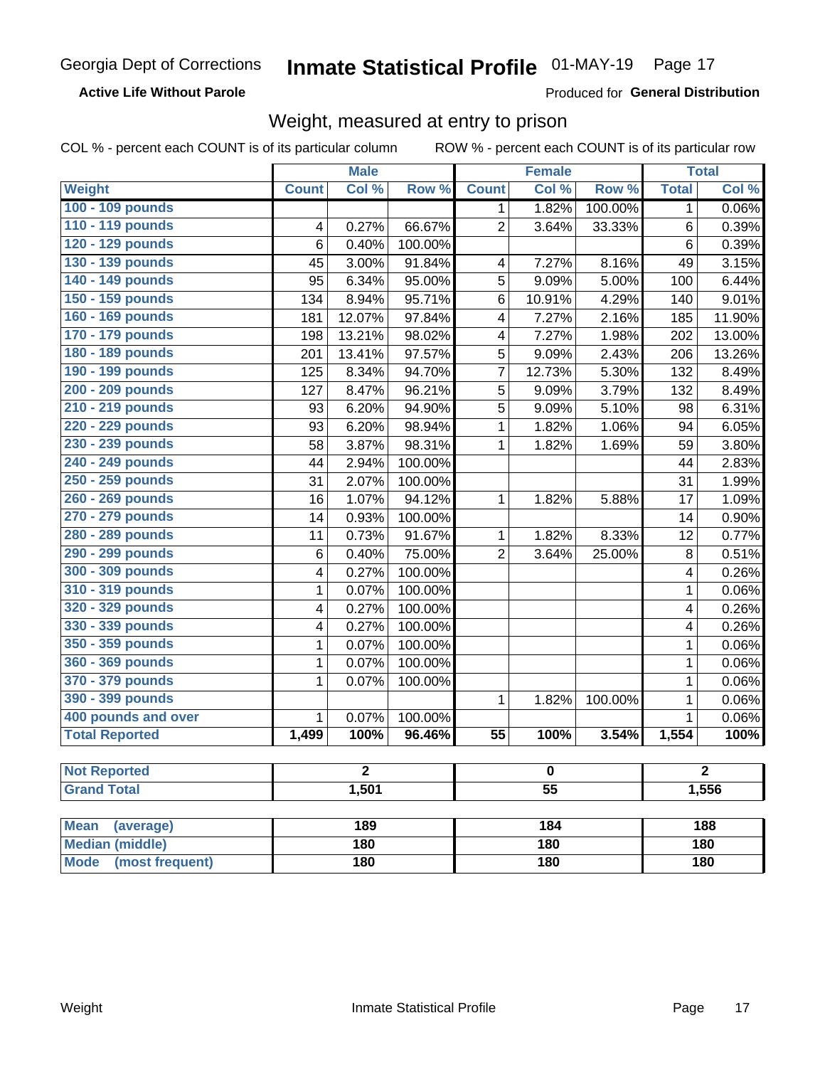Georgia Dept of Corrections **Inmate Statistical Profile** 01-MAY-19

**Active Life Without Parole**

Produced for **General Distribution**

## Weight, measured at entry to prison

COL % - percent each COUNT is of its particular column ROW % - percent each COUNT is of its particular row

| | Male | | | Female | | | Total | |
|---|---|---|---|---|---|---|---|---|
| **Weight** | **Count** | **Col %** | **Row %** | **Count** | **Col %** | **Row %** | **Total** | **Col %** |
| 100 - 109 pounds | | | | 1 | 1.82% | 100.00% | 1 | 0.06% |
| 110 - 119 pounds | 4 | 0.27% | 66.67% | 2 | 3.64% | 33.33% | 6 | 0.39% |
| 120 - 129 pounds | 6 | 0.40% | 100.00% | | | | 6 | 0.39% |
| 130 - 139 pounds | 45 | 3.00% | 91.84% | 4 | 7.27% | 8.16% | 49 | 3.15% |
| 140 - 149 pounds | 95 | 6.34% | 95.00% | 5 | 9.09% | 5.00% | 100 | 6.44% |
| 150 - 159 pounds | 134 | 8.94% | 95.71% | 6 | 10.91% | 4.29% | 140 | 9.01% |
| 160 - 169 pounds | 181 | 12.07% | 97.84% | 4 | 7.27% | 2.16% | 185 | 11.90% |
| 170 - 179 pounds | 198 | 13.21% | 98.02% | 4 | 7.27% | 1.98% | 202 | 13.00% |
| 180 - 189 pounds | 201 | 13.41% | 97.57% | 5 | 9.09% | 2.43% | 206 | 13.26% |
| 190 - 199 pounds | 125 | 8.34% | 94.70% | 7 | 12.73% | 5.30% | 132 | 8.49% |
| 200 - 209 pounds | 127 | 8.47% | 96.21% | 5 | 9.09% | 3.79% | 132 | 8.49% |
| 210 - 219 pounds | 93 | 6.20% | 94.90% | 5 | 9.09% | 5.10% | 98 | 6.31% |
| 220 - 229 pounds | 93 | 6.20% | 98.94% | 1 | 1.82% | 1.06% | 94 | 6.05% |
| 230 - 239 pounds | 58 | 3.87% | 98.31% | 1 | 1.82% | 1.69% | 59 | 3.80% |
| 240 - 249 pounds | 44 | 2.94% | 100.00% | | | | 44 | 2.83% |
| 250 - 259 pounds | 31 | 2.07% | 100.00% | | | | 31 | 1.99% |
| 260 - 269 pounds | 16 | 1.07% | 94.12% | 1 | 1.82% | 5.88% | 17 | 1.09% |
| 270 - 279 pounds | 14 | 0.93% | 100.00% | | | | 14 | 0.90% |
| 280 - 289 pounds | 11 | 0.73% | 91.67% | 1 | 1.82% | 8.33% | 12 | 0.77% |
| 290 - 299 pounds | 6 | 0.40% | 75.00% | 2 | 3.64% | 25.00% | 8 | 0.51% |
| 300 - 309 pounds | 4 | 0.27% | 100.00% | | | | 4 | 0.26% |
| 310 - 319 pounds | 1 | 0.07% | 100.00% | | | | 1 | 0.06% |
| 320 - 329 pounds | 4 | 0.27% | 100.00% | | | | 4 | 0.26% |
| 330 - 339 pounds | 4 | 0.27% | 100.00% | | | | 4 | 0.26% |
| 350 - 359 pounds | 1 | 0.07% | 100.00% | | | | 1 | 0.06% |
| 360 - 369 pounds | 1 | 0.07% | 100.00% | | | | 1 | 0.06% |
| 370 - 379 pounds | 1 | 0.07% | 100.00% | | | | 1 | 0.06% |
| 390 - 399 pounds | | | | 1 | 1.82% | 100.00% | 1 | 0.06% |
| 400 pounds and over | 1 | 0.07% | 100.00% | | | | 1 | 0.06% |
| **Total Reported** | **1,499** | **100%** | **96.46%** | **55** | **100%** | **3.54%** | **1,554** | **100%** |

| | Male | Female | Total |
|---|---|---|---|
| **Not Reported** | **2** | **0** | **2** |
| **Grand Total** | **1,501** | **55** | **1,556** |

| | Male | Female | Total |
|---|---|---|---|
| **Mean (average)** | **189** | **184** | **188** |
| **Median (middle)** | **180** | **180** | **180** |
| **Mode (most frequent)** | **180** | **180** | **180** |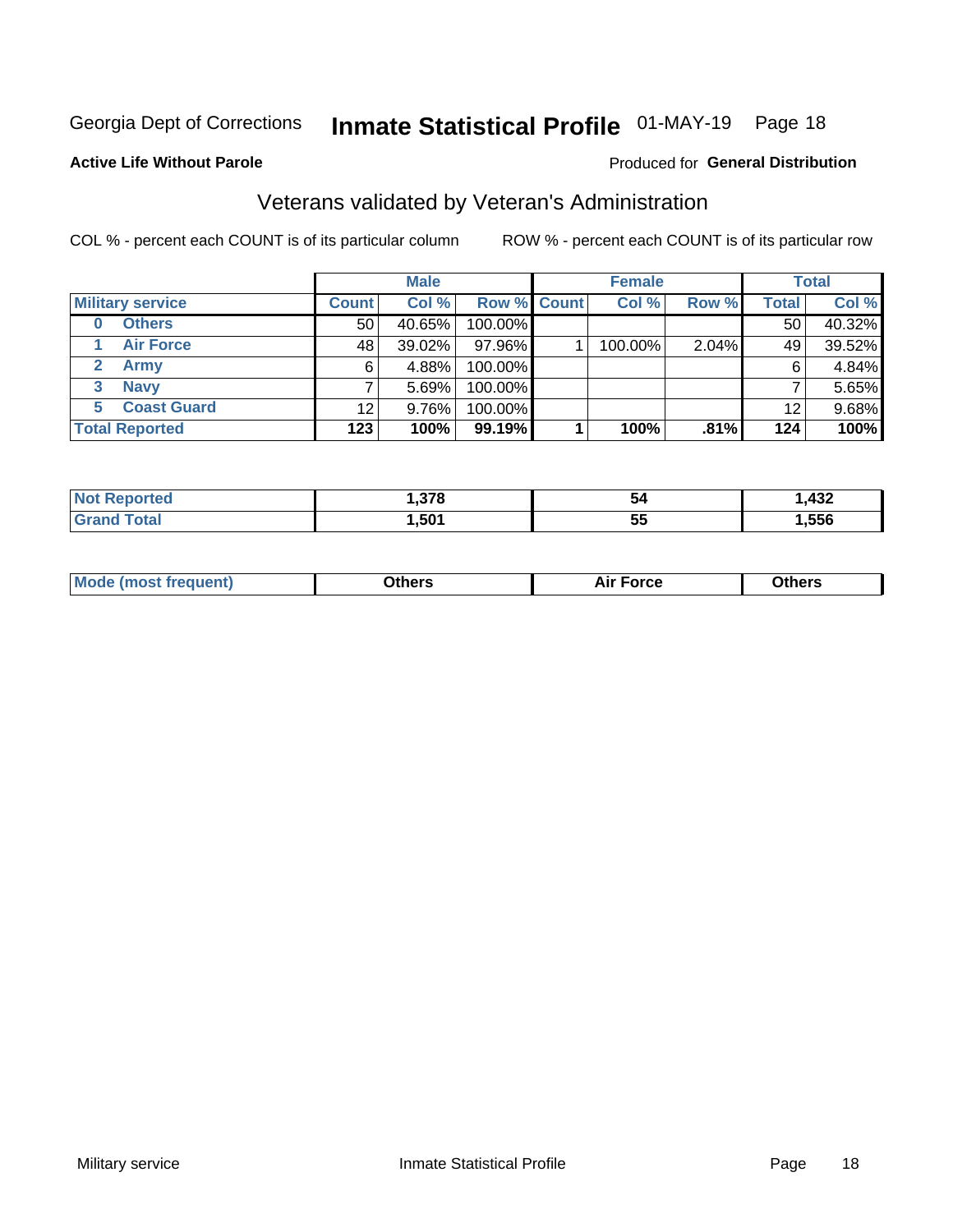Georgia Dept of Corrections **Inmate Statistical Profile** 01-MAY-19 Page 18

**Active Life Without Parole**

Produced for **General Distribution**

## Veterans validated by Veteran's Administration

COL % - percent each COUNT is of its particular column

ROW % - percent each COUNT is of its particular row

| Military service | Male | | | Female | | | Total | |
|---|---|---|---|---|---|---|---|---|
| | Count | Col % | Row % | Count | Col % | Row % | Total | Col % |
| 0 Others | 50 | 40.65% | 100.00% | | | | 50 | 40.32% |
| 1 Air Force | 48 | 39.02% | 97.96% | 1 | 100.00% | 2.04% | 49 | 39.52% |
| 2 Army | 6 | 4.88% | 100.00% | | | | 6 | 4.84% |
| 3 Navy | 7 | 5.69% | 100.00% | | | | 7 | 5.65% |
| 5 Coast Guard | 12 | 9.76% | 100.00% | | | | 12 | 9.68% |
| **Total Reported** | **123** | **100%** | **99.19%** | **1** | **100%** | **.81%** | **124** | **100%** |

| | Male | Female | Total |
|---|---|---|---|
| Not Reported | 1,378 | 54 | 1,432 |
| Grand Total | 1,501 | 55 | 1,556 |

| | Male | Female | Total |
|---|---|---|---|
| Mode (most frequent) | Others | Air Force | Others |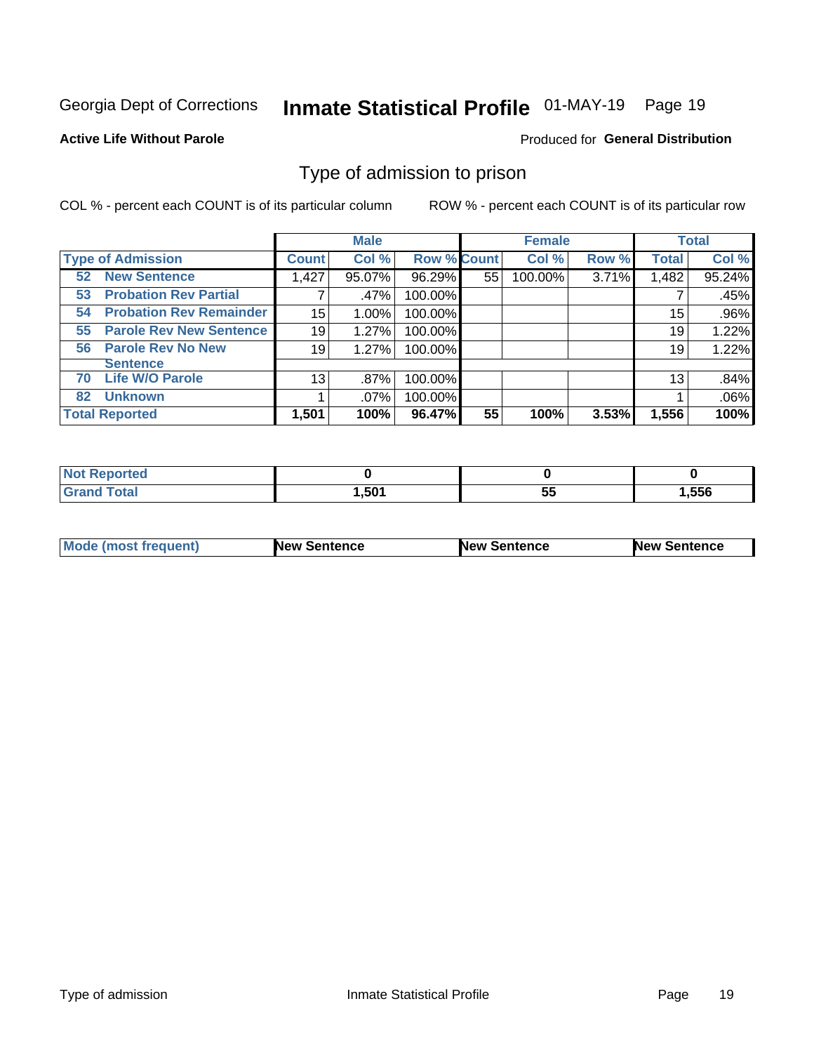Georgia Dept of Corrections **Inmate Statistical Profile** 01-MAY-19

**Active Life Without Parole**

Produced for **General Distribution**

## Type of admission to prison

COL % - percent each COUNT is of its particular column

ROW % - percent each COUNT is of its particular row

| | Male | | | Female | | | Total | |
|---|---|---|---|---|---|---|---|---|
| **Type of Admission** | **Count** | **Col %** | **Row %** | **Count** | **Col %** | **Row %** | **Total** | **Col %** |
| 52 **New Sentence** | 1,427 | 95.07% | 96.29% | 55 | 100.00% | 3.71% | 1,482 | 95.24% |
| 53 **Probation Rev Partial** | 7 | .47% | 100.00% | | | | 7 | .45% |
| 54 **Probation Rev Remainder** | 15 | 1.00% | 100.00% | | | | 15 | .96% |
| 55 **Parole Rev New Sentence** | 19 | 1.27% | 100.00% | | | | 19 | 1.22% |
| 56 **Parole Rev No New Sentence** | 19 | 1.27% | 100.00% | | | | 19 | 1.22% |
| 70 **Life W/O Parole** | 13 | .87% | 100.00% | | | | 13 | .84% |
| 82 **Unknown** | 1 | .07% | 100.00% | | | | 1 | .06% |
| **Total Reported** | **1,501** | **100%** | **96.47%** | **55** | **100%** | **3.53%** | **1,556** | **100%** |

| | Male | Female | Total |
|---|---|---|---|
| **Not Reported** | **0** | **0** | **0** |
| **Grand Total** | **1,501** | **55** | **1,556** |

| | Male | Female | Total |
|---|---|---|---|
| **Mode (most frequent)** | **New Sentence** | **New Sentence** | **New Sentence** |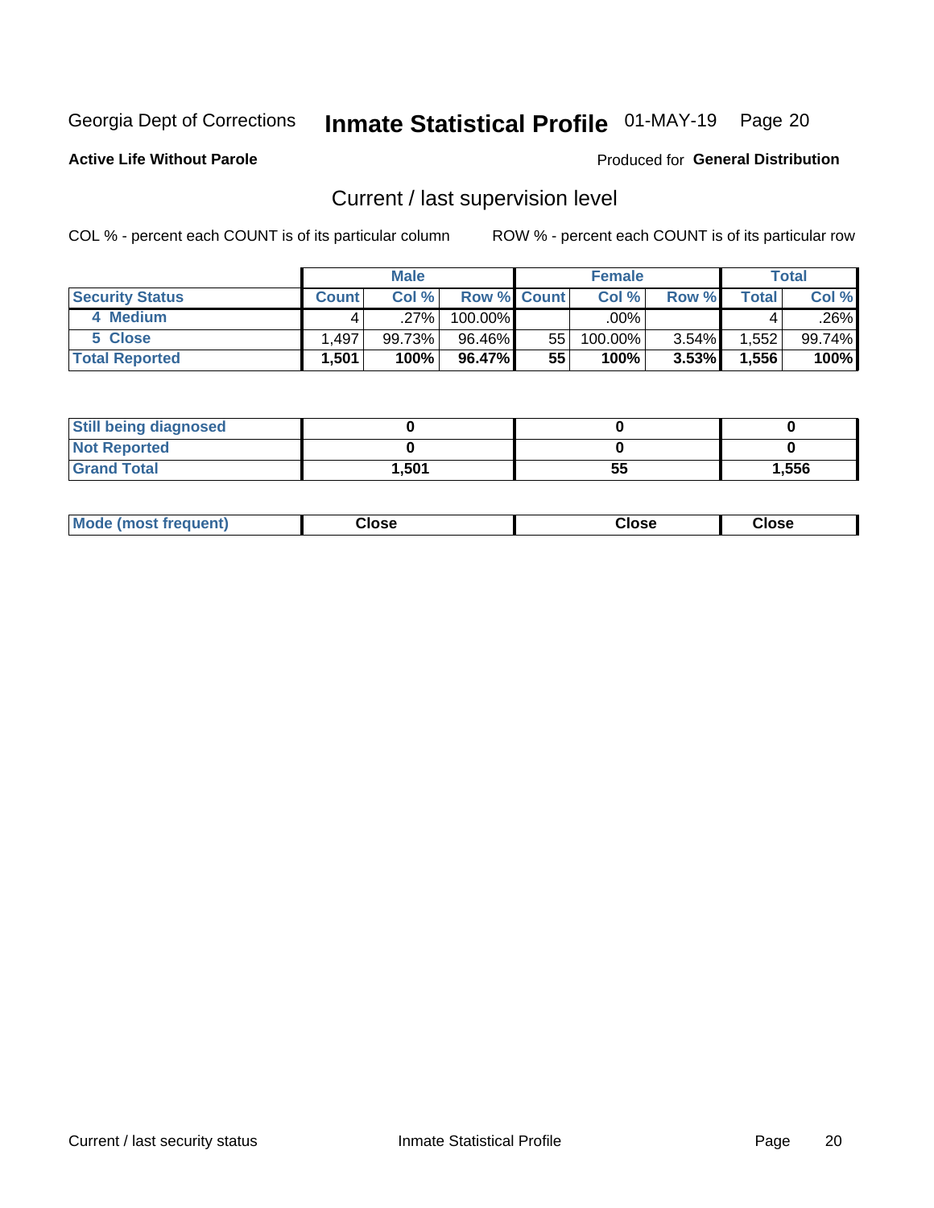Georgia Dept of Corrections **Inmate Statistical Profile** 01-MAY-19

**Active Life Without Parole**

Produced for **General Distribution**

## Current / last supervision level

COL % - percent each COUNT is of its particular column

ROW % - percent each COUNT is of its particular row

| | Male | | | Female | | | Total | |
|---|---|---|---|---|---|---|---|---|
| **Security Status** | **Count** | **Col %** | **Row %** | **Count** | **Col %** | **Row %** | **Total** | **Col %** |
| 4 Medium | 4 | .27% | 100.00% | | .00% | | 4 | .26% |
| 5 Close | 1,497 | 99.73% | 96.46% | 55 | 100.00% | 3.54% | 1,552 | 99.74% |
| **Total Reported** | **1,501** | **100%** | **96.47%** | **55** | **100%** | **3.53%** | **1,556** | **100%** |

| | Male | Female | Total |
|---|---|---|---|
| **Still being diagnosed** | **0** | **0** | **0** |
| **Not Reported** | **0** | **0** | **0** |
| **Grand Total** | **1,501** | **55** | **1,556** |

| | Male | Female | Total |
|---|---|---|---|
| **Mode (most frequent)** | **Close** | **Close** | **Close** |

Current / last security status

Inmate Statistical Profile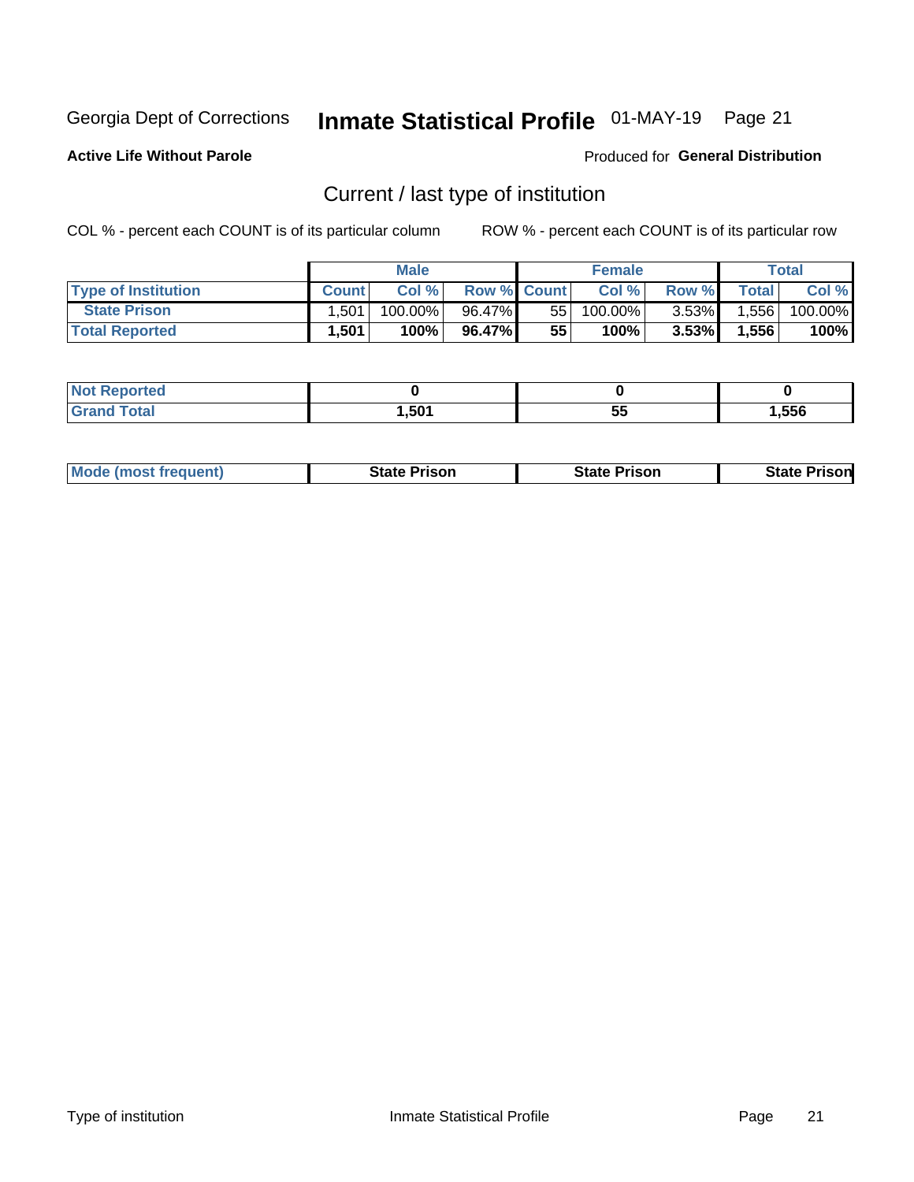Georgia Dept of Corrections **Inmate Statistical Profile** 01-MAY-19

**Active Life Without Parole**

Produced for **General Distribution**

## Current / last type of institution

COL % - percent each COUNT is of its particular column

ROW % - percent each COUNT is of its particular row

| | Male | | | Female | | | Total | |
|---|---|---|---|---|---|---|---|---|
| **Type of Institution** | **Count** | **Col %** | **Row %** | **Count** | **Col %** | **Row %** | **Total** | **Col %** |
| **State Prison** | 1,501 | 100.00% | 96.47% | 55 | 100.00% | 3.53% | 1,556 | 100.00% |
| **Total Reported** | **1,501** | **100%** | **96.47%** | **55** | **100%** | **3.53%** | **1,556** | **100%** |

| | Male | Female | Total |
|---|---|---|---|
| **Not Reported** | **0** | **0** | **0** |
| **Grand Total** | **1,501** | **55** | **1,556** |

| | Male | Female | Total |
|---|---|---|---|
| **Mode (most frequent)** | **State Prison** | **State Prison** | **State Prison** |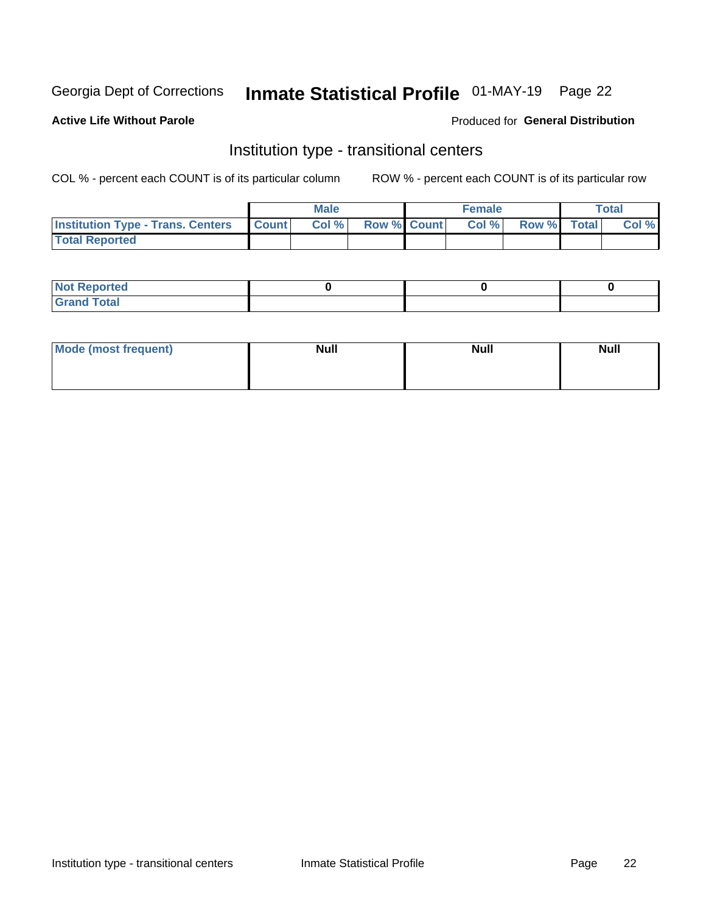Georgia Dept of Corrections **Inmate Statistical Profile** 01-MAY-19 Page 22

**Active Life Without Parole**

Produced for **General Distribution**

## Institution type - transitional centers

COL % - percent each COUNT is of its particular column

ROW % - percent each COUNT is of its particular row

| | Male | | | Female | | | Total | |
|---|---|---|---|---|---|---|---|---|
| **Institution Type - Trans. Centers** | **Count** | **Col %** | **Row %** | **Count** | **Col %** | **Row %** | **Total** | **Col %** |
| **Total Reported** | | | | | | | | |

| | Male | Female | Total |
|---|---|---|---|
| **Not Reported** | 0 | 0 | 0 |
| **Grand Total** | | | |

| | Male | Female | Total |
|---|---|---|---|
| **Mode (most frequent)** | Null | Null | Null |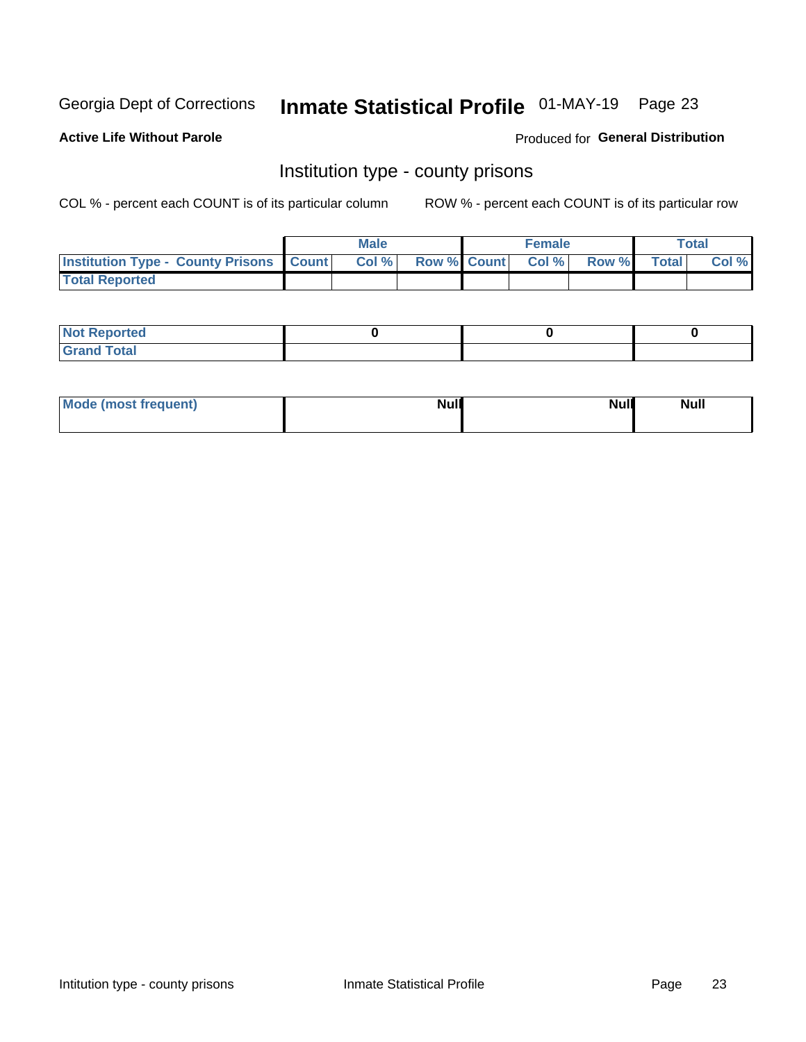Georgia Dept of Corrections **Inmate Statistical Profile** 01-MAY-19

**Active Life Without Parole**

Produced for **General Distribution**

## Institution type - county prisons

COL % - percent each COUNT is of its particular column

ROW % - percent each COUNT is of its particular row

| | Male | | | Female | | | Total | |
|---|---|---|---|---|---|---|---|---|
| **Institution Type - County Prisons** | **Count** | **Col %** | **Row %** | **Count** | **Col %** | **Row %** | **Total** | **Col %** |
| **Total Reported** | | | | | | | | |

| | Male | Female | Total |
|---|---|---|---|
| **Not Reported** | 0 | 0 | 0 |
| **Grand Total** | | | |

| | Male | Female | Total |
|---|---|---|---|
| **Mode (most frequent)** | Null | Null | Null |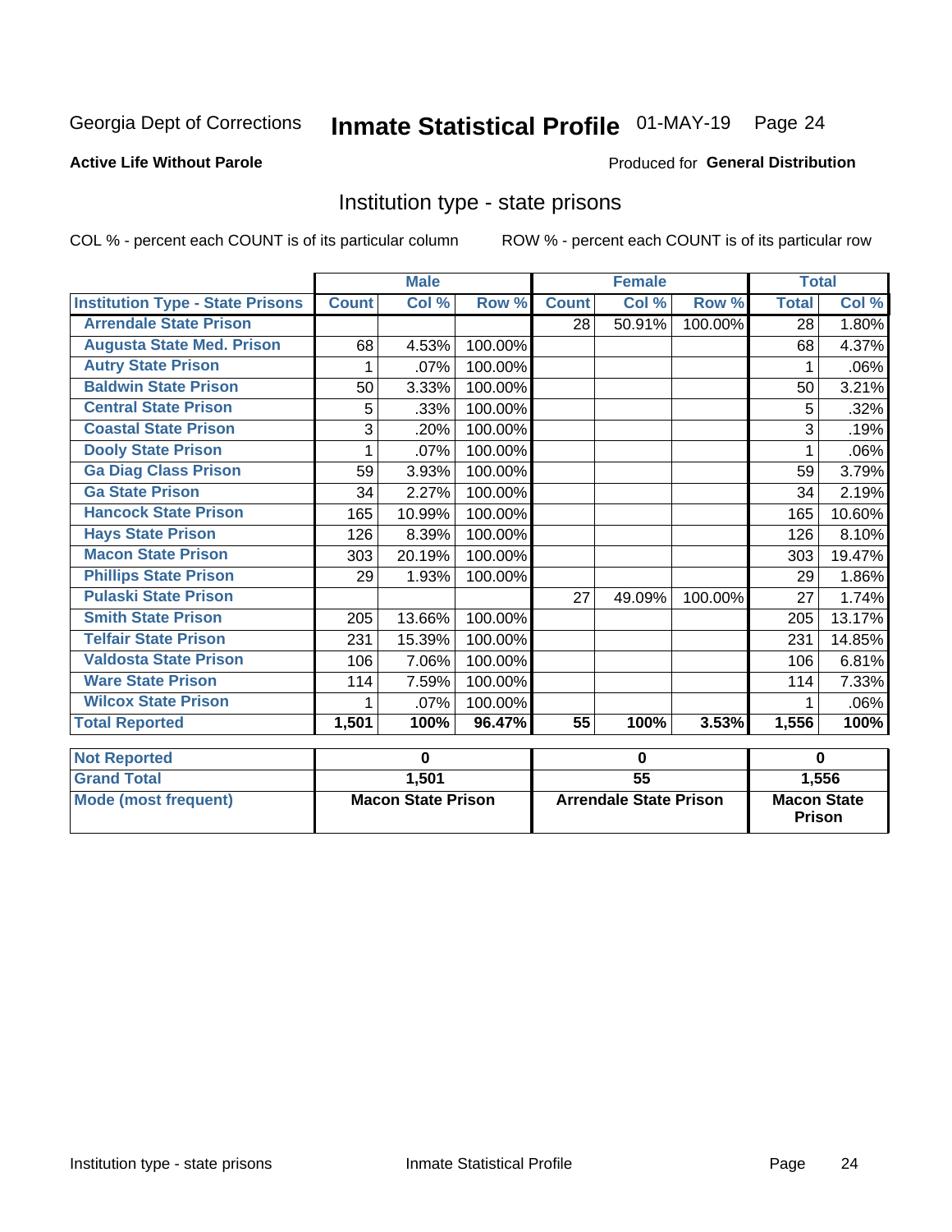Georgia Dept of Corrections **Inmate Statistical Profile** 01-MAY-19

**Active Life Without Parole**

Produced for **General Distribution**

## Institution type - state prisons

COL % - percent each COUNT is of its particular column ROW % - percent each COUNT is of its particular row

| | Male | | | Female | | | Total | |
|---|---|---|---|---|---|---|---|---|
| **Institution Type - State Prisons** | **Count** | **Col %** | **Row %** | **Count** | **Col %** | **Row %** | **Total** | **Col %** |
| Arrendale State Prison | | | | 28 | 50.91% | 100.00% | 28 | 1.80% |
| Augusta State Med. Prison | 68 | 4.53% | 100.00% | | | | 68 | 4.37% |
| Autry State Prison | 1 | .07% | 100.00% | | | | 1 | .06% |
| Baldwin State Prison | 50 | 3.33% | 100.00% | | | | 50 | 3.21% |
| Central State Prison | 5 | .33% | 100.00% | | | | 5 | .32% |
| Coastal State Prison | 3 | .20% | 100.00% | | | | 3 | .19% |
| Dooly State Prison | 1 | .07% | 100.00% | | | | 1 | .06% |
| Ga Diag Class Prison | 59 | 3.93% | 100.00% | | | | 59 | 3.79% |
| Ga State Prison | 34 | 2.27% | 100.00% | | | | 34 | 2.19% |
| Hancock State Prison | 165 | 10.99% | 100.00% | | | | 165 | 10.60% |
| Hays State Prison | 126 | 8.39% | 100.00% | | | | 126 | 8.10% |
| Macon State Prison | 303 | 20.19% | 100.00% | | | | 303 | 19.47% |
| Phillips State Prison | 29 | 1.93% | 100.00% | | | | 29 | 1.86% |
| Pulaski State Prison | | | | 27 | 49.09% | 100.00% | 27 | 1.74% |
| Smith State Prison | 205 | 13.66% | 100.00% | | | | 205 | 13.17% |
| Telfair State Prison | 231 | 15.39% | 100.00% | | | | 231 | 14.85% |
| Valdosta State Prison | 106 | 7.06% | 100.00% | | | | 106 | 6.81% |
| Ware State Prison | 114 | 7.59% | 100.00% | | | | 114 | 7.33% |
| Wilcox State Prison | 1 | .07% | 100.00% | | | | 1 | .06% |
| **Total Reported** | **1,501** | **100%** | **96.47%** | **55** | **100%** | **3.53%** | **1,556** | **100%** |

| | Male | Female | Total |
|---|---|---|---|
| **Not Reported** | **0** | **0** | **0** |
| **Grand Total** | **1,501** | **55** | **1,556** |
| **Mode (most frequent)** | **Macon State Prison** | **Arrendale State Prison** | **Macon State Prison** |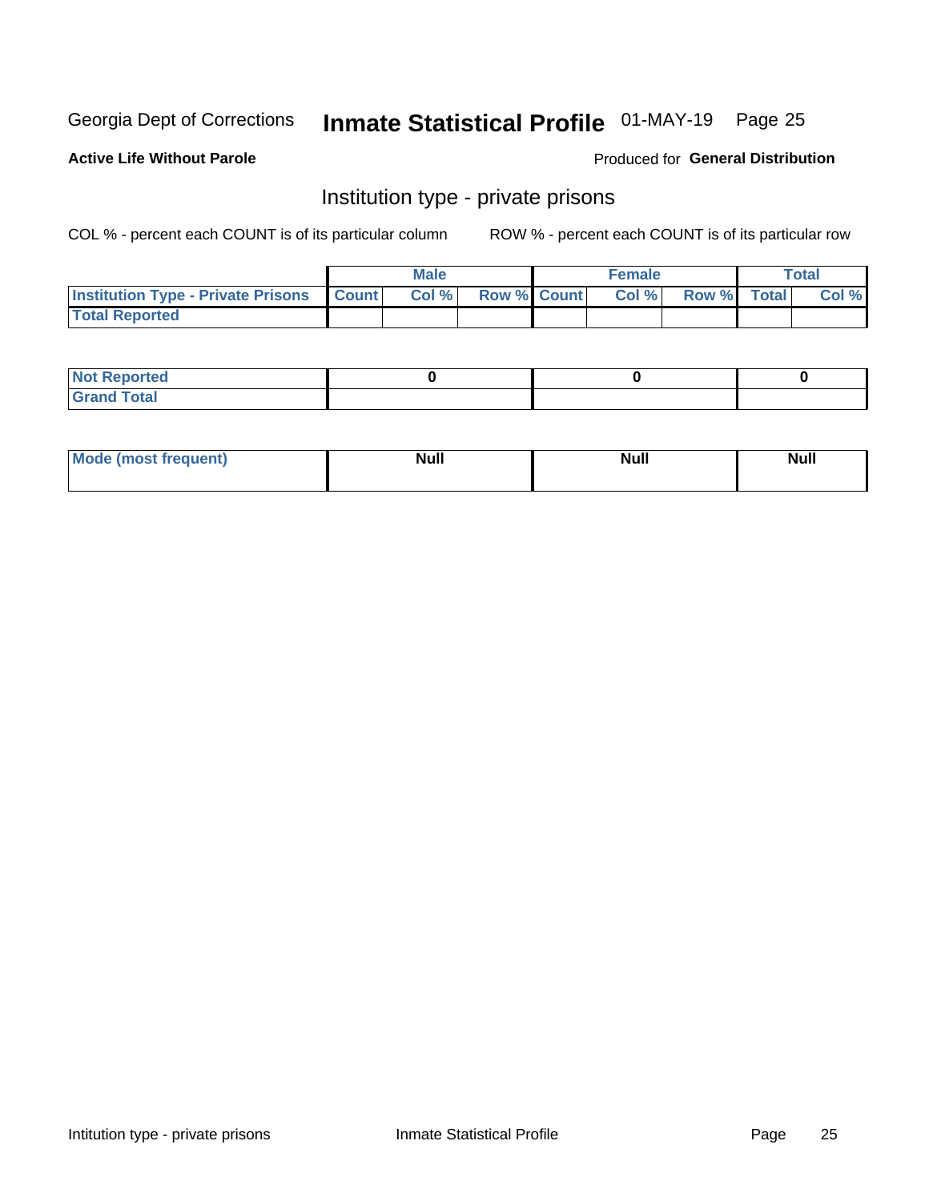Georgia Dept of Corrections **Inmate Statistical Profile** 01-MAY-19

**Active Life Without Parole**

Produced for **General Distribution**

## Institution type - private prisons

COL % - percent each COUNT is of its particular column

ROW % - percent each COUNT is of its particular row

| | Male | | | Female | | | Total | |
|---|---|---|---|---|---|---|---|---|
| **Institution Type - Private Prisons** | **Count** | **Col %** | **Row %** | **Count** | **Col %** | **Row %** | **Total** | **Col %** |
| **Total Reported** | | | | | | | | |

| | Male | Female | Total |
|---|---|---|---|
| **Not Reported** | 0 | 0 | 0 |
| **Grand Total** | | | |

| | Male | Female | Total |
|---|---|---|---|
| **Mode (most frequent)** | Null | Null | Null |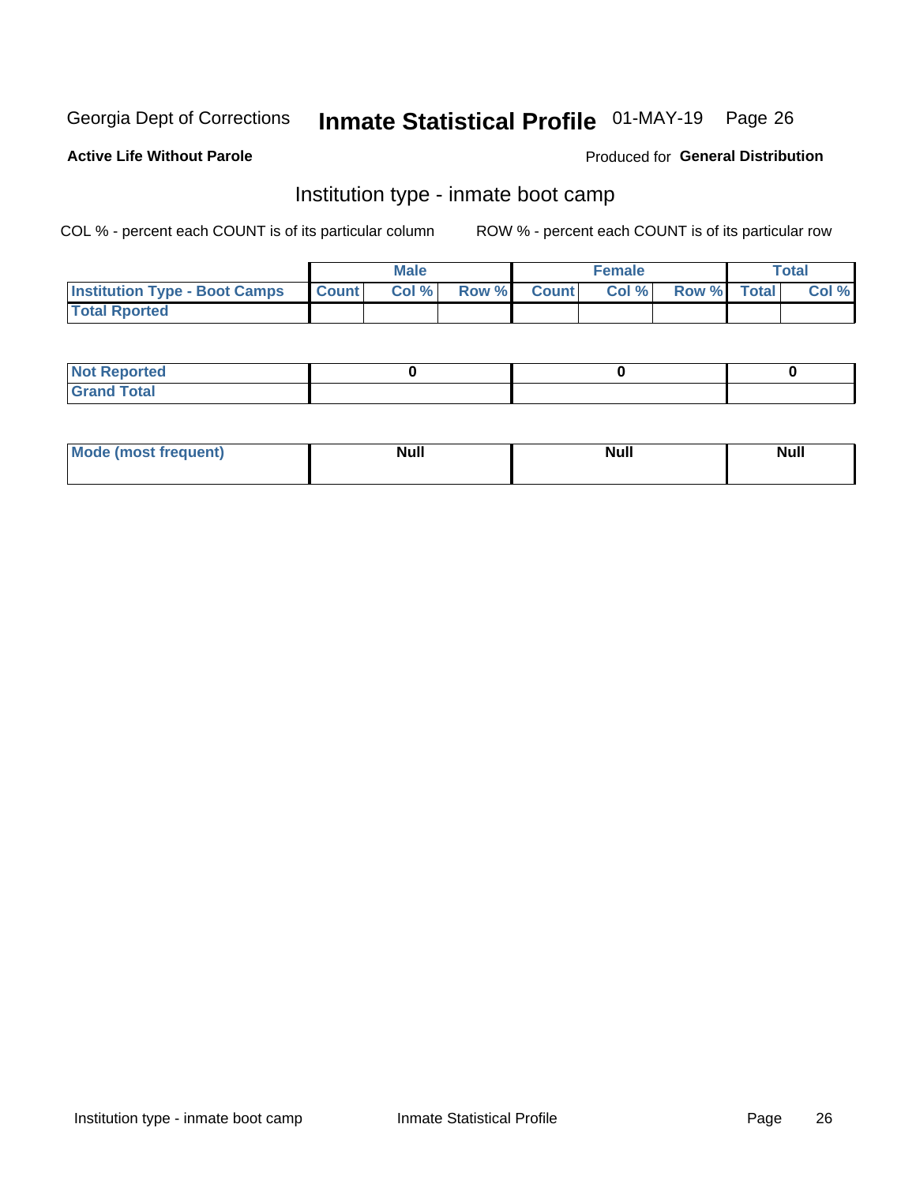Georgia Dept of Corrections **Inmate Statistical Profile** 01-MAY-19

**Active Life Without Parole**

Produced for **General Distribution**

## Institution type - inmate boot camp

COL % - percent each COUNT is of its particular column     ROW % - percent each COUNT is of its particular row

| | Male | | | Female | | | Total | |
|---|---|---|---|---|---|---|---|---|
| **Institution Type - Boot Camps** | **Count** | **Col %** | **Row %** | **Count** | **Col %** | **Row %** | **Total** | **Col %** |
| **Total Rported** | | | | | | | | |

| | Male | Female | Total |
|---|---|---|---|
| **Not Reported** | **0** | **0** | **0** |
| **Grand Total** | | | |

| | Male | Female | Total |
|---|---|---|---|
| **Mode (most frequent)** | **Null** | **Null** | **Null** |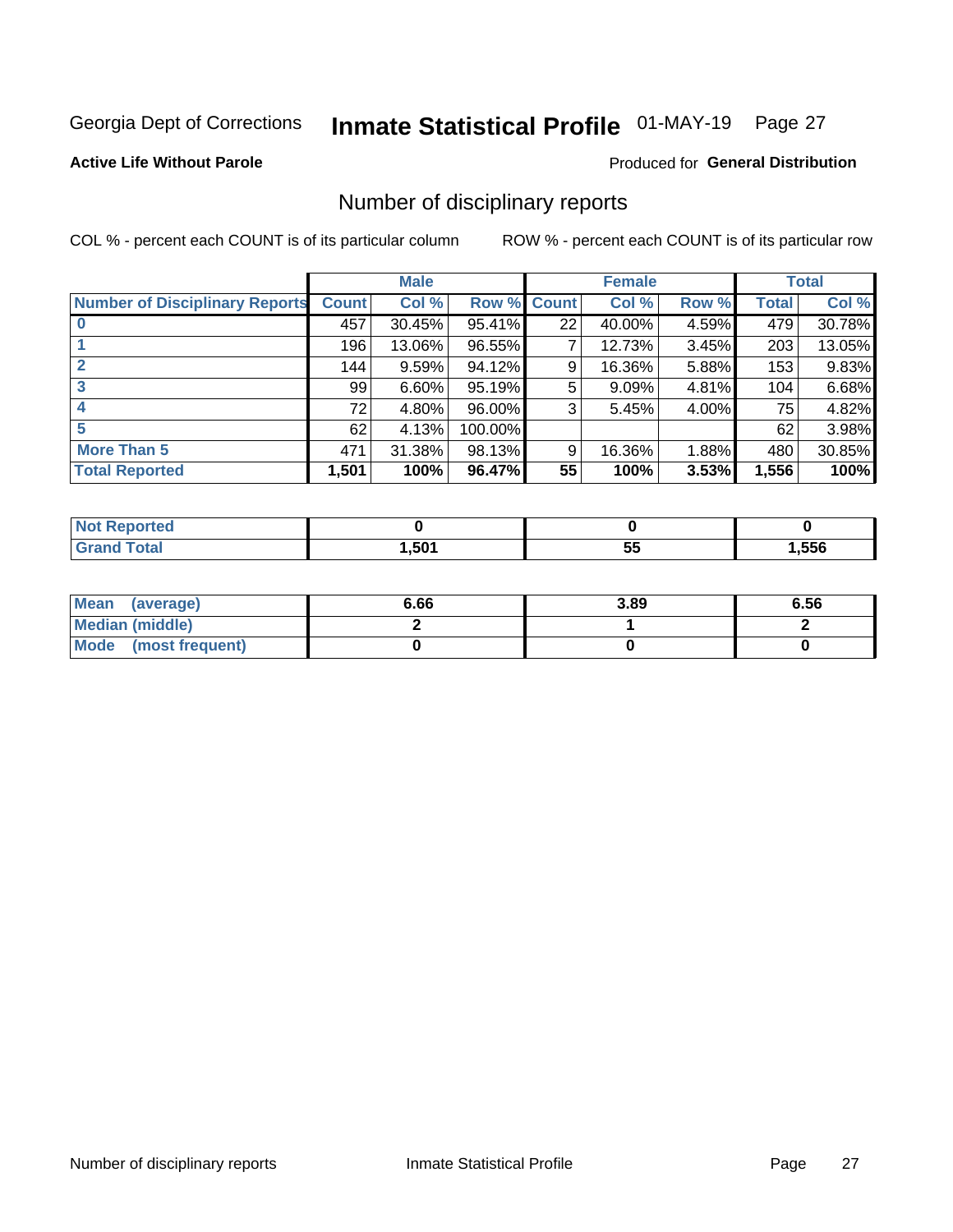Georgia Dept of Corrections **Inmate Statistical Profile** 01-MAY-19 Page 27

**Active Life Without Parole**

Produced for **General Distribution**

## Number of disciplinary reports

COL % - percent each COUNT is of its particular column

ROW % - percent each COUNT is of its particular row

| | Male | | | Female | | | Total | |
|---|---|---|---|---|---|---|---|---|
| **Number of Disciplinary Reports** | **Count** | **Col %** | **Row %** | **Count** | **Col %** | **Row %** | **Total** | **Col %** |
| **0** | 457 | 30.45% | 95.41% | 22 | 40.00% | 4.59% | 479 | 30.78% |
| **1** | 196 | 13.06% | 96.55% | 7 | 12.73% | 3.45% | 203 | 13.05% |
| **2** | 144 | 9.59% | 94.12% | 9 | 16.36% | 5.88% | 153 | 9.83% |
| **3** | 99 | 6.60% | 95.19% | 5 | 9.09% | 4.81% | 104 | 6.68% |
| **4** | 72 | 4.80% | 96.00% | 3 | 5.45% | 4.00% | 75 | 4.82% |
| **5** | 62 | 4.13% | 100.00% | | | | 62 | 3.98% |
| **More Than 5** | 471 | 31.38% | 98.13% | 9 | 16.36% | 1.88% | 480 | 30.85% |
| **Total Reported** | **1,501** | **100%** | **96.47%** | **55** | **100%** | **3.53%** | **1,556** | **100%** |

| | Male | Female | Total |
|---|---|---|---|
| **Not Reported** | **0** | **0** | **0** |
| **Grand Total** | **1,501** | **55** | **1,556** |

| | Male | Female | Total |
|---|---|---|---|
| **Mean (average)** | **6.66** | **3.89** | **6.56** |
| **Median (middle)** | **2** | **1** | **2** |
| **Mode (most frequent)** | **0** | **0** | **0** |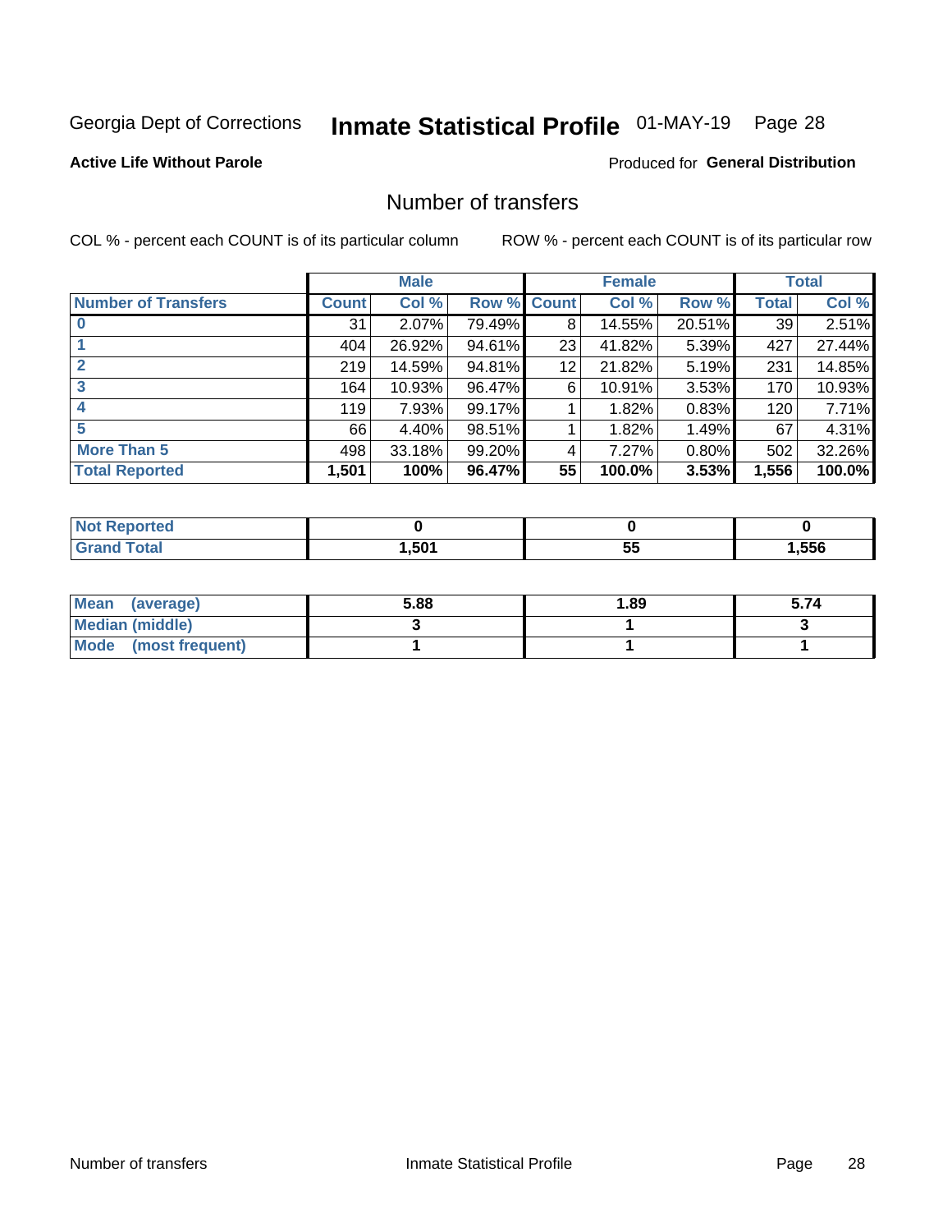Georgia Dept of Corrections **Inmate Statistical Profile** 01-MAY-19 Page 28

**Active Life Without Parole**

Produced for **General Distribution**

## Number of transfers

COL % - percent each COUNT is of its particular column ROW % - percent each COUNT is of its particular row

| | Male | | | Female | | | Total | |
|---|---|---|---|---|---|---|---|---|
| **Number of Transfers** | **Count** | **Col %** | **Row %** | **Count** | **Col %** | **Row %** | **Total** | **Col %** |
| **0** | 31 | 2.07% | 79.49% | 8 | 14.55% | 20.51% | 39 | 2.51% |
| **1** | 404 | 26.92% | 94.61% | 23 | 41.82% | 5.39% | 427 | 27.44% |
| **2** | 219 | 14.59% | 94.81% | 12 | 21.82% | 5.19% | 231 | 14.85% |
| **3** | 164 | 10.93% | 96.47% | 6 | 10.91% | 3.53% | 170 | 10.93% |
| **4** | 119 | 7.93% | 99.17% | 1 | 1.82% | 0.83% | 120 | 7.71% |
| **5** | 66 | 4.40% | 98.51% | 1 | 1.82% | 1.49% | 67 | 4.31% |
| **More Than 5** | 498 | 33.18% | 99.20% | 4 | 7.27% | 0.80% | 502 | 32.26% |
| **Total Reported** | **1,501** | **100%** | **96.47%** | **55** | **100.0%** | **3.53%** | **1,556** | **100.0%** |

| | Male | Female | Total |
|---|---|---|---|
| **Not Reported** | **0** | **0** | **0** |
| **Grand Total** | **1,501** | **55** | **1,556** |

| | Male | Female | Total |
|---|---|---|---|
| **Mean (average)** | **5.88** | **1.89** | **5.74** |
| **Median (middle)** | **3** | **1** | **3** |
| **Mode (most frequent)** | **1** | **1** | **1** |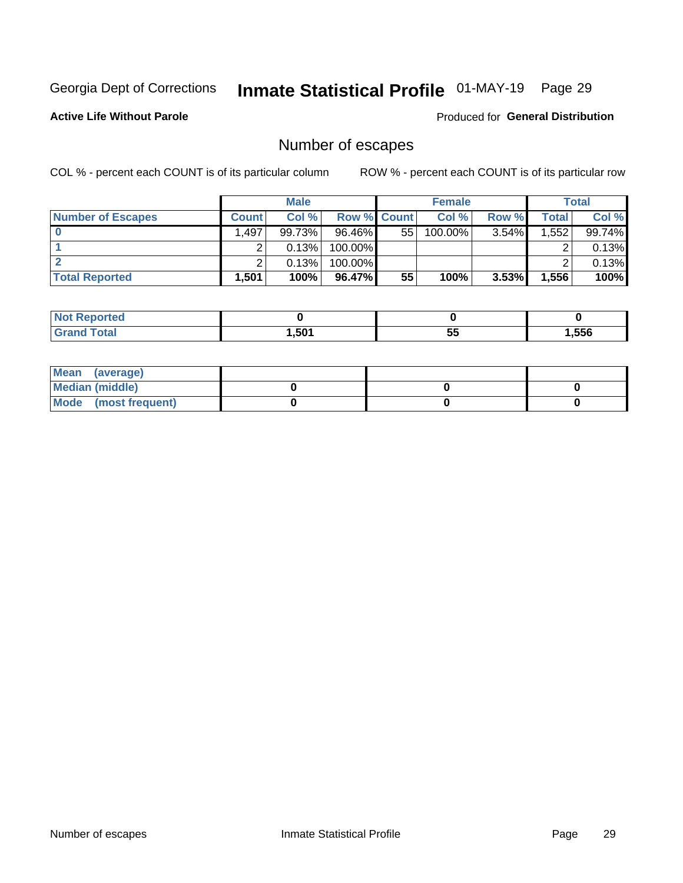Georgia Dept of Corrections **Inmate Statistical Profile** 01-MAY-19 Page 29

**Active Life Without Parole**

Produced for **General Distribution**

## Number of escapes

COL % - percent each COUNT is of its particular column

ROW % - percent each COUNT is of its particular row

| | Male | | | Female | | | Total | |
|---|---|---|---|---|---|---|---|---|
| **Number of Escapes** | **Count** | **Col %** | **Row %** | **Count** | **Col %** | **Row %** | **Total** | **Col %** |
| **0** | 1,497 | 99.73% | 96.46% | 55 | 100.00% | 3.54% | 1,552 | 99.74% |
| **1** | 2 | 0.13% | 100.00% | | | | 2 | 0.13% |
| **2** | 2 | 0.13% | 100.00% | | | | 2 | 0.13% |
| **Total Reported** | **1,501** | **100%** | **96.47%** | **55** | **100%** | **3.53%** | **1,556** | **100%** |

| | Male | Female | Total |
|---|---|---|---|
| **Not Reported** | **0** | **0** | **0** |
| **Grand Total** | **1,501** | **55** | **1,556** |

| | Male | Female | Total |
|---|---|---|---|
| **Mean (average)** | | | |
| **Median (middle)** | **0** | **0** | **0** |
| **Mode (most frequent)** | **0** | **0** | **0** |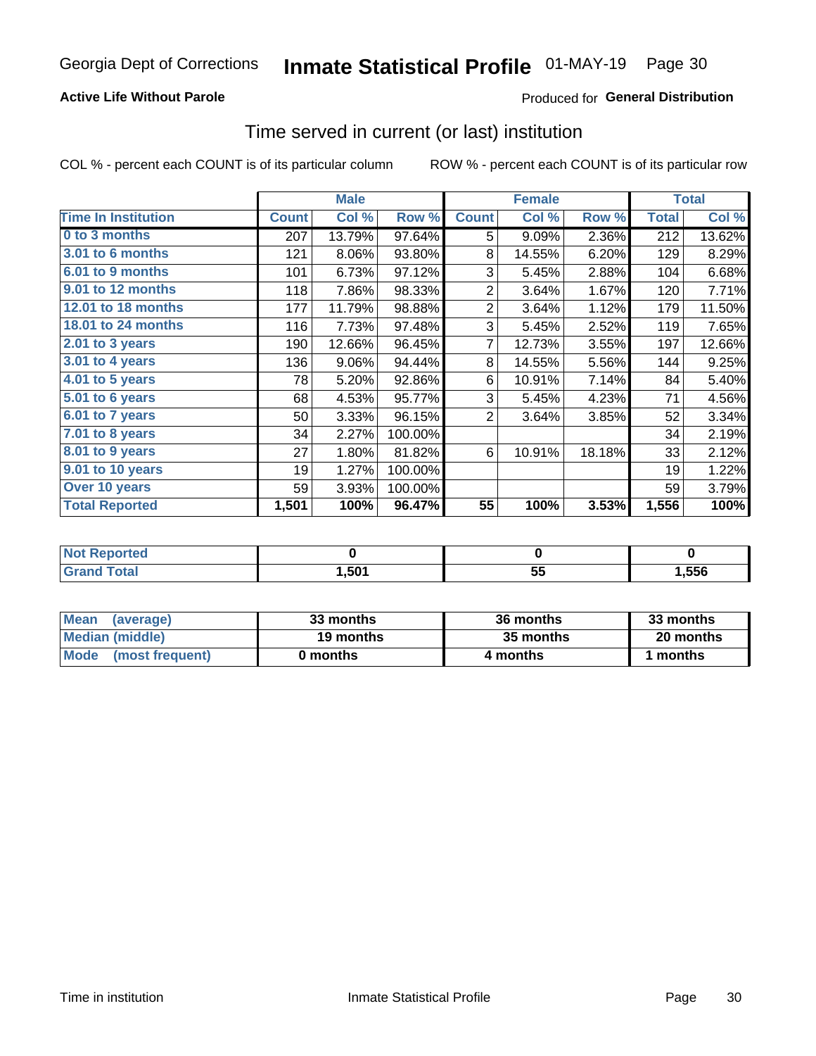Georgia Dept of Corrections **Inmate Statistical Profile** 01-MAY-19 Page 30

**Active Life Without Parole**

Produced for **General Distribution**

## Time served in current (or last) institution

COL % - percent each COUNT is of its particular column ROW % - percent each COUNT is of its particular row

| | Male | | | Female | | | Total | |
|---|---|---|---|---|---|---|---|---|
| Time In Institution | Count | Col % | Row % | Count | Col % | Row % | Total | Col % |
| 0 to 3 months | 207 | 13.79% | 97.64% | 5 | 9.09% | 2.36% | 212 | 13.62% |
| 3.01 to 6 months | 121 | 8.06% | 93.80% | 8 | 14.55% | 6.20% | 129 | 8.29% |
| 6.01 to 9 months | 101 | 6.73% | 97.12% | 3 | 5.45% | 2.88% | 104 | 6.68% |
| 9.01 to 12 months | 118 | 7.86% | 98.33% | 2 | 3.64% | 1.67% | 120 | 7.71% |
| 12.01 to 18 months | 177 | 11.79% | 98.88% | 2 | 3.64% | 1.12% | 179 | 11.50% |
| 18.01 to 24 months | 116 | 7.73% | 97.48% | 3 | 5.45% | 2.52% | 119 | 7.65% |
| 2.01 to 3 years | 190 | 12.66% | 96.45% | 7 | 12.73% | 3.55% | 197 | 12.66% |
| 3.01 to 4 years | 136 | 9.06% | 94.44% | 8 | 14.55% | 5.56% | 144 | 9.25% |
| 4.01 to 5 years | 78 | 5.20% | 92.86% | 6 | 10.91% | 7.14% | 84 | 5.40% |
| 5.01 to 6 years | 68 | 4.53% | 95.77% | 3 | 5.45% | 4.23% | 71 | 4.56% |
| 6.01 to 7 years | 50 | 3.33% | 96.15% | 2 | 3.64% | 3.85% | 52 | 3.34% |
| 7.01 to 8 years | 34 | 2.27% | 100.00% | | | | 34 | 2.19% |
| 8.01 to 9 years | 27 | 1.80% | 81.82% | 6 | 10.91% | 18.18% | 33 | 2.12% |
| 9.01 to 10 years | 19 | 1.27% | 100.00% | | | | 19 | 1.22% |
| Over 10 years | 59 | 3.93% | 100.00% | | | | 59 | 3.79% |
| **Total Reported** | **1,501** | **100%** | **96.47%** | **55** | **100%** | **3.53%** | **1,556** | **100%** |

| | Male | Female | Total |
|---|---|---|---|
| Not Reported | 0 | 0 | 0 |
| Grand Total | 1,501 | 55 | 1,556 |

| | Male | Female | Total |
|---|---|---|---|
| Mean (average) | 33 months | 36 months | 33 months |
| Median (middle) | 19 months | 35 months | 20 months |
| Mode (most frequent) | 0 months | 4 months | 1 months |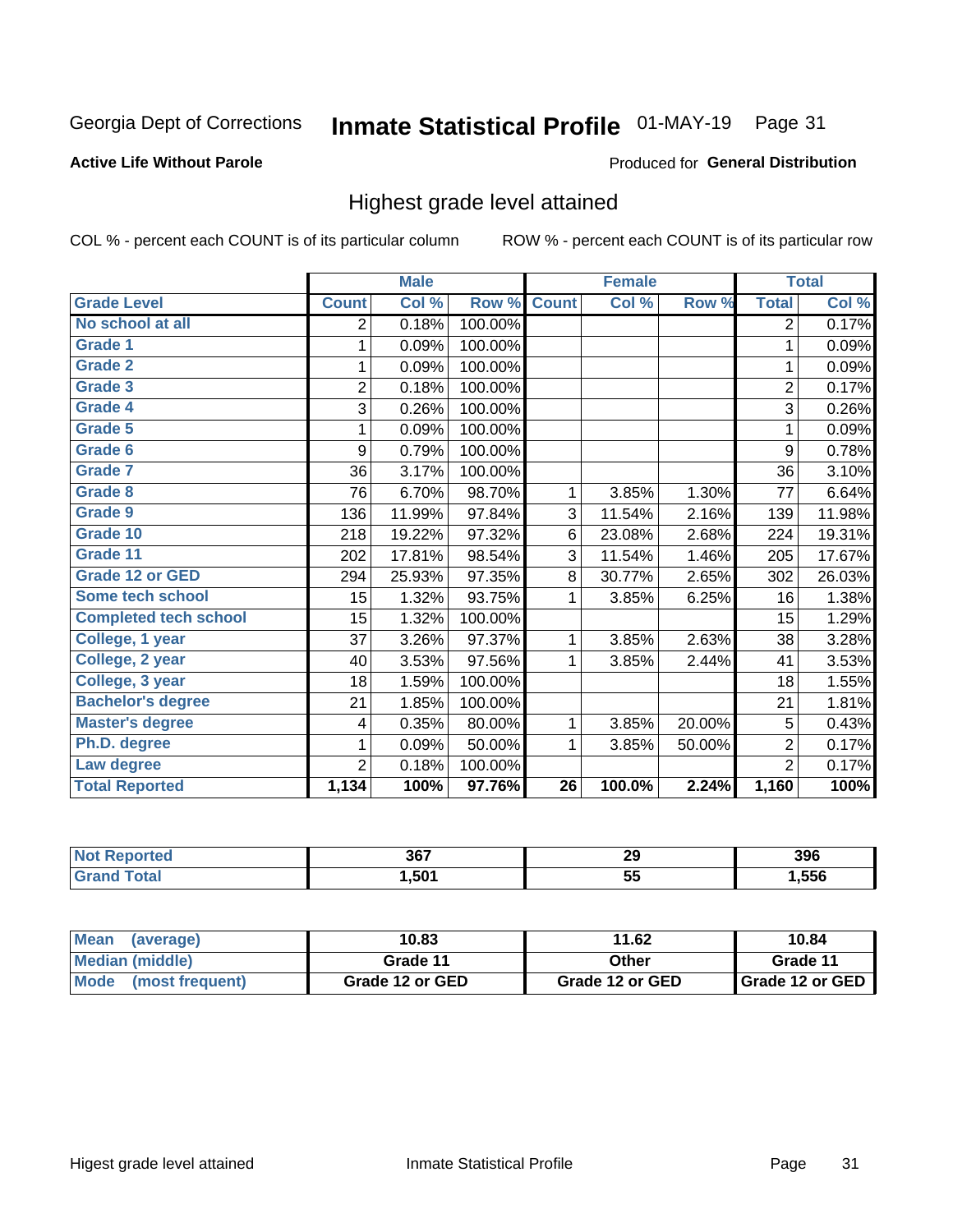Georgia Dept of Corrections **Inmate Statistical Profile** 01-MAY-19

**Active Life Without Parole**

Produced for **General Distribution**

## Highest grade level attained

COL % - percent each COUNT is of its particular column    ROW % - percent each COUNT is of its particular row

| | Male | | | Female | | | Total | |
|---|---|---|---|---|---|---|---|---|
| **Grade Level** | **Count** | **Col %** | **Row %** | **Count** | **Col %** | **Row %** | **Total** | **Col %** |
| No school at all | 2 | 0.18% | 100.00% | | | | 2 | 0.17% |
| Grade 1 | 1 | 0.09% | 100.00% | | | | 1 | 0.09% |
| Grade 2 | 1 | 0.09% | 100.00% | | | | 1 | 0.09% |
| Grade 3 | 2 | 0.18% | 100.00% | | | | 2 | 0.17% |
| Grade 4 | 3 | 0.26% | 100.00% | | | | 3 | 0.26% |
| Grade 5 | 1 | 0.09% | 100.00% | | | | 1 | 0.09% |
| Grade 6 | 9 | 0.79% | 100.00% | | | | 9 | 0.78% |
| Grade 7 | 36 | 3.17% | 100.00% | | | | 36 | 3.10% |
| Grade 8 | 76 | 6.70% | 98.70% | 1 | 3.85% | 1.30% | 77 | 6.64% |
| Grade 9 | 136 | 11.99% | 97.84% | 3 | 11.54% | 2.16% | 139 | 11.98% |
| Grade 10 | 218 | 19.22% | 97.32% | 6 | 23.08% | 2.68% | 224 | 19.31% |
| Grade 11 | 202 | 17.81% | 98.54% | 3 | 11.54% | 1.46% | 205 | 17.67% |
| Grade 12 or GED | 294 | 25.93% | 97.35% | 8 | 30.77% | 2.65% | 302 | 26.03% |
| Some tech school | 15 | 1.32% | 93.75% | 1 | 3.85% | 6.25% | 16 | 1.38% |
| Completed tech school | 15 | 1.32% | 100.00% | | | | 15 | 1.29% |
| College, 1 year | 37 | 3.26% | 97.37% | 1 | 3.85% | 2.63% | 38 | 3.28% |
| College, 2 year | 40 | 3.53% | 97.56% | 1 | 3.85% | 2.44% | 41 | 3.53% |
| College, 3 year | 18 | 1.59% | 100.00% | | | | 18 | 1.55% |
| Bachelor's degree | 21 | 1.85% | 100.00% | | | | 21 | 1.81% |
| Master's degree | 4 | 0.35% | 80.00% | 1 | 3.85% | 20.00% | 5 | 0.43% |
| Ph.D. degree | 1 | 0.09% | 50.00% | 1 | 3.85% | 50.00% | 2 | 0.17% |
| Law degree | 2 | 0.18% | 100.00% | | | | 2 | 0.17% |
| **Total Reported** | **1,134** | **100%** | **97.76%** | **26** | **100.0%** | **2.24%** | **1,160** | **100%** |

| | Male | Female | Total |
|---|---|---|---|
| Not Reported | **367** | **29** | **396** |
| Grand Total | **1,501** | **55** | **1,556** |

| | Male | Female | Total |
|---|---|---|---|
| Mean (average) | **10.83** | **11.62** | **10.84** |
| Median (middle) | **Grade 11** | **Other** | **Grade 11** |
| Mode (most frequent) | **Grade 12 or GED** | **Grade 12 or GED** | **Grade 12 or GED** |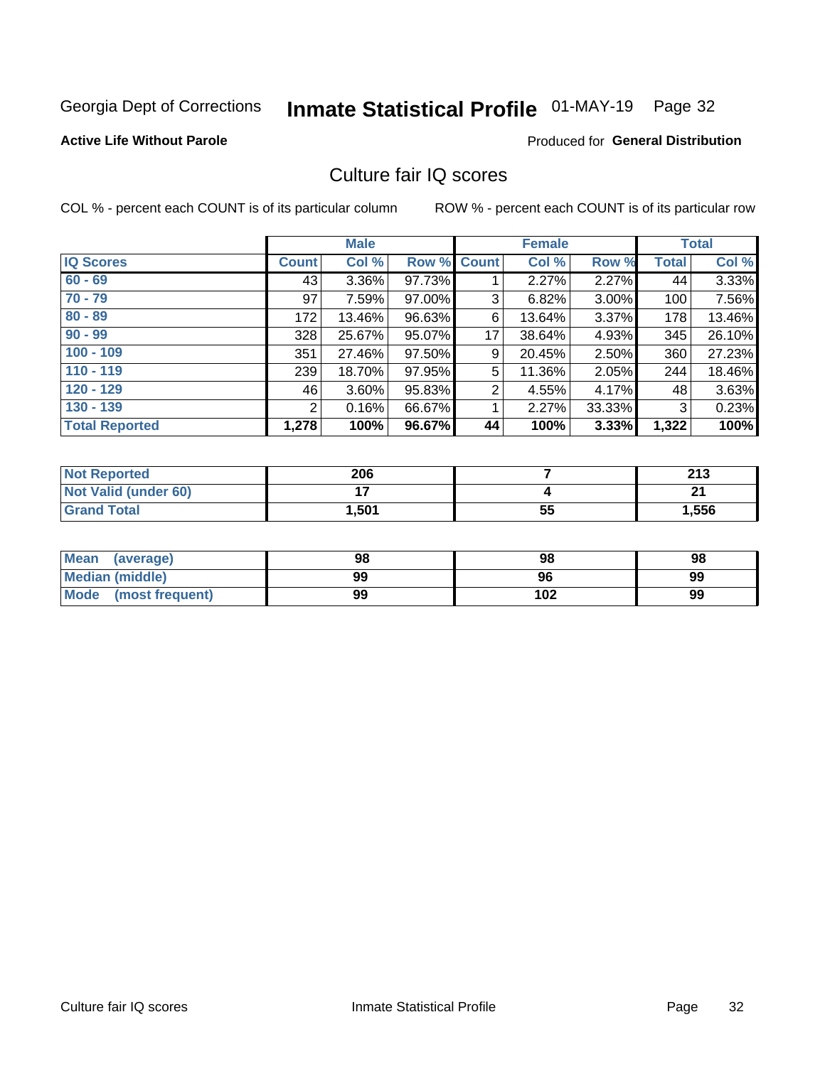Georgia Dept of Corrections **Inmate Statistical Profile** 01-MAY-19 Page 32

**Active Life Without Parole**

Produced for **General Distribution**

## Culture fair IQ scores

COL % - percent each COUNT is of its particular column

ROW % - percent each COUNT is of its particular row

| | Male | | | Female | | | Total | |
|---|---|---|---|---|---|---|---|---|
| **IQ Scores** | **Count** | **Col %** | **Row %** | **Count** | **Col %** | **Row %** | **Total** | **Col %** |
| **60 - 69** | 43 | 3.36% | 97.73% | 1 | 2.27% | 2.27% | 44 | 3.33% |
| **70 - 79** | 97 | 7.59% | 97.00% | 3 | 6.82% | 3.00% | 100 | 7.56% |
| **80 - 89** | 172 | 13.46% | 96.63% | 6 | 13.64% | 3.37% | 178 | 13.46% |
| **90 - 99** | 328 | 25.67% | 95.07% | 17 | 38.64% | 4.93% | 345 | 26.10% |
| **100 - 109** | 351 | 27.46% | 97.50% | 9 | 20.45% | 2.50% | 360 | 27.23% |
| **110 - 119** | 239 | 18.70% | 97.95% | 5 | 11.36% | 2.05% | 244 | 18.46% |
| **120 - 129** | 46 | 3.60% | 95.83% | 2 | 4.55% | 4.17% | 48 | 3.63% |
| **130 - 139** | 2 | 0.16% | 66.67% | 1 | 2.27% | 33.33% | 3 | 0.23% |
| **Total Reported** | **1,278** | **100%** | **96.67%** | **44** | **100%** | **3.33%** | **1,322** | **100%** |

| | Male | Female | Total |
|---|---|---|---|
| **Not Reported** | **206** | **7** | **213** |
| **Not Valid (under 60)** | **17** | **4** | **21** |
| **Grand Total** | **1,501** | **55** | **1,556** |

| | Male | Female | Total |
|---|---|---|---|
| **Mean (average)** | **98** | **98** | **98** |
| **Median (middle)** | **99** | **96** | **99** |
| **Mode (most frequent)** | **99** | **102** | **99** |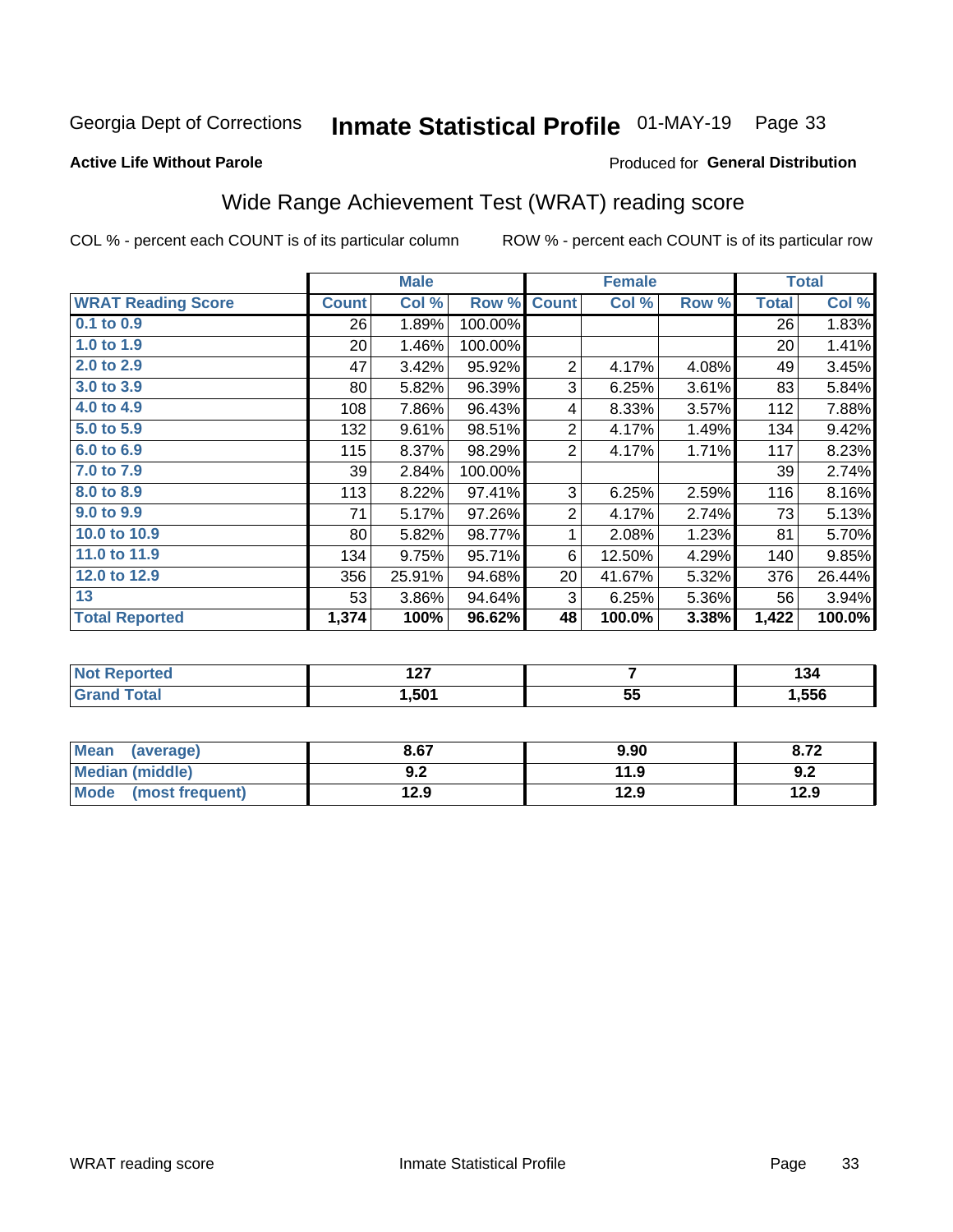Georgia Dept of Corrections **Inmate Statistical Profile** 01-MAY-19 Page 33

**Active Life Without Parole**

Produced for **General Distribution**

## Wide Range Achievement Test (WRAT) reading score

COL % - percent each COUNT is of its particular column ROW % - percent each COUNT is of its particular row

| | Male | | | Female | | | Total | |
|---|---|---|---|---|---|---|---|---|
| **WRAT Reading Score** | **Count** | **Col %** | **Row %** | **Count** | **Col %** | **Row %** | **Total** | **Col %** |
| **0.1 to 0.9** | 26 | 1.89% | 100.00% | | | | 26 | 1.83% |
| **1.0 to 1.9** | 20 | 1.46% | 100.00% | | | | 20 | 1.41% |
| **2.0 to 2.9** | 47 | 3.42% | 95.92% | 2 | 4.17% | 4.08% | 49 | 3.45% |
| **3.0 to 3.9** | 80 | 5.82% | 96.39% | 3 | 6.25% | 3.61% | 83 | 5.84% |
| **4.0 to 4.9** | 108 | 7.86% | 96.43% | 4 | 8.33% | 3.57% | 112 | 7.88% |
| **5.0 to 5.9** | 132 | 9.61% | 98.51% | 2 | 4.17% | 1.49% | 134 | 9.42% |
| **6.0 to 6.9** | 115 | 8.37% | 98.29% | 2 | 4.17% | 1.71% | 117 | 8.23% |
| **7.0 to 7.9** | 39 | 2.84% | 100.00% | | | | 39 | 2.74% |
| **8.0 to 8.9** | 113 | 8.22% | 97.41% | 3 | 6.25% | 2.59% | 116 | 8.16% |
| **9.0 to 9.9** | 71 | 5.17% | 97.26% | 2 | 4.17% | 2.74% | 73 | 5.13% |
| **10.0 to 10.9** | 80 | 5.82% | 98.77% | 1 | 2.08% | 1.23% | 81 | 5.70% |
| **11.0 to 11.9** | 134 | 9.75% | 95.71% | 6 | 12.50% | 4.29% | 140 | 9.85% |
| **12.0 to 12.9** | 356 | 25.91% | 94.68% | 20 | 41.67% | 5.32% | 376 | 26.44% |
| **13** | 53 | 3.86% | 94.64% | 3 | 6.25% | 5.36% | 56 | 3.94% |
| **Total Reported** | **1,374** | **100%** | **96.62%** | **48** | **100.0%** | **3.38%** | **1,422** | **100.0%** |

| | Male | Female | Total |
|---|---|---|---|
| **Not Reported** | **127** | **7** | **134** |
| **Grand Total** | **1,501** | **55** | **1,556** |

| | Male | Female | Total |
|---|---|---|---|
| **Mean (average)** | **8.67** | **9.90** | **8.72** |
| **Median (middle)** | **9.2** | **11.9** | **9.2** |
| **Mode (most frequent)** | **12.9** | **12.9** | **12.9** |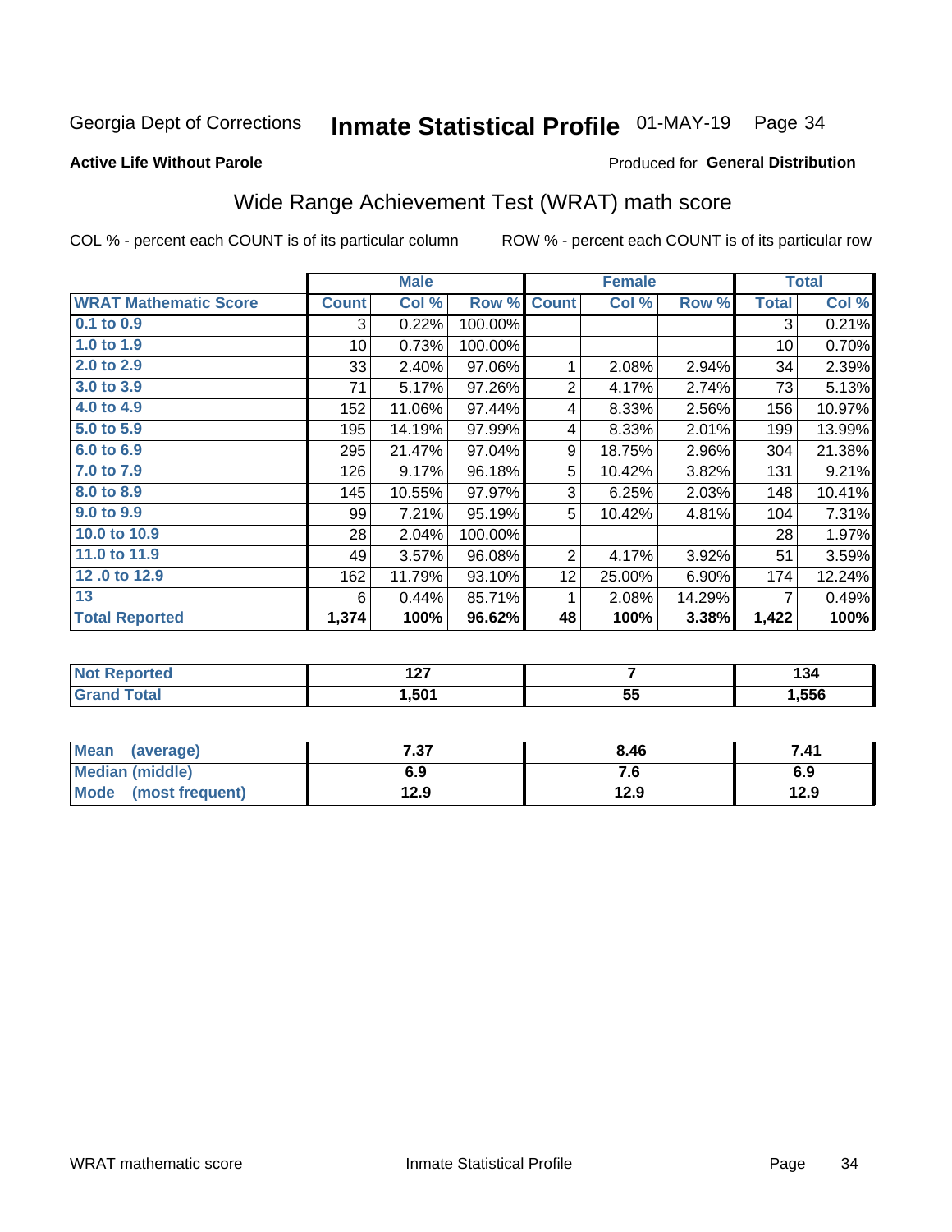Georgia Dept of Corrections **Inmate Statistical Profile** 01-MAY-19 Page 34

**Active Life Without Parole**

Produced for **General Distribution**

## Wide Range Achievement Test (WRAT) math score

COL % - percent each COUNT is of its particular column ROW % - percent each COUNT is of its particular row

| | Male | | | Female | | | Total | |
|---|---|---|---|---|---|---|---|---|
| **WRAT Mathematic Score** | **Count** | **Col %** | **Row %** | **Count** | **Col %** | **Row %** | **Total** | **Col %** |
| 0.1 to 0.9 | 3 | 0.22% | 100.00% | | | | 3 | 0.21% |
| 1.0 to 1.9 | 10 | 0.73% | 100.00% | | | | 10 | 0.70% |
| 2.0 to 2.9 | 33 | 2.40% | 97.06% | 1 | 2.08% | 2.94% | 34 | 2.39% |
| 3.0 to 3.9 | 71 | 5.17% | 97.26% | 2 | 4.17% | 2.74% | 73 | 5.13% |
| 4.0 to 4.9 | 152 | 11.06% | 97.44% | 4 | 8.33% | 2.56% | 156 | 10.97% |
| 5.0 to 5.9 | 195 | 14.19% | 97.99% | 4 | 8.33% | 2.01% | 199 | 13.99% |
| 6.0 to 6.9 | 295 | 21.47% | 97.04% | 9 | 18.75% | 2.96% | 304 | 21.38% |
| 7.0 to 7.9 | 126 | 9.17% | 96.18% | 5 | 10.42% | 3.82% | 131 | 9.21% |
| 8.0 to 8.9 | 145 | 10.55% | 97.97% | 3 | 6.25% | 2.03% | 148 | 10.41% |
| 9.0 to 9.9 | 99 | 7.21% | 95.19% | 5 | 10.42% | 4.81% | 104 | 7.31% |
| 10.0 to 10.9 | 28 | 2.04% | 100.00% | | | | 28 | 1.97% |
| 11.0 to 11.9 | 49 | 3.57% | 96.08% | 2 | 4.17% | 3.92% | 51 | 3.59% |
| 12 .0 to 12.9 | 162 | 11.79% | 93.10% | 12 | 25.00% | 6.90% | 174 | 12.24% |
| 13 | 6 | 0.44% | 85.71% | 1 | 2.08% | 14.29% | 7 | 0.49% |
| **Total Reported** | **1,374** | **100%** | **96.62%** | **48** | **100%** | **3.38%** | **1,422** | **100%** |

| | Male | Female | Total |
|---|---|---|---|
| Not Reported | 127 | 7 | 134 |
| Grand Total | 1,501 | 55 | 1,556 |

| | Male | Female | Total |
|---|---|---|---|
| Mean (average) | 7.37 | 8.46 | 7.41 |
| Median (middle) | 6.9 | 7.6 | 6.9 |
| Mode (most frequent) | 12.9 | 12.9 | 12.9 |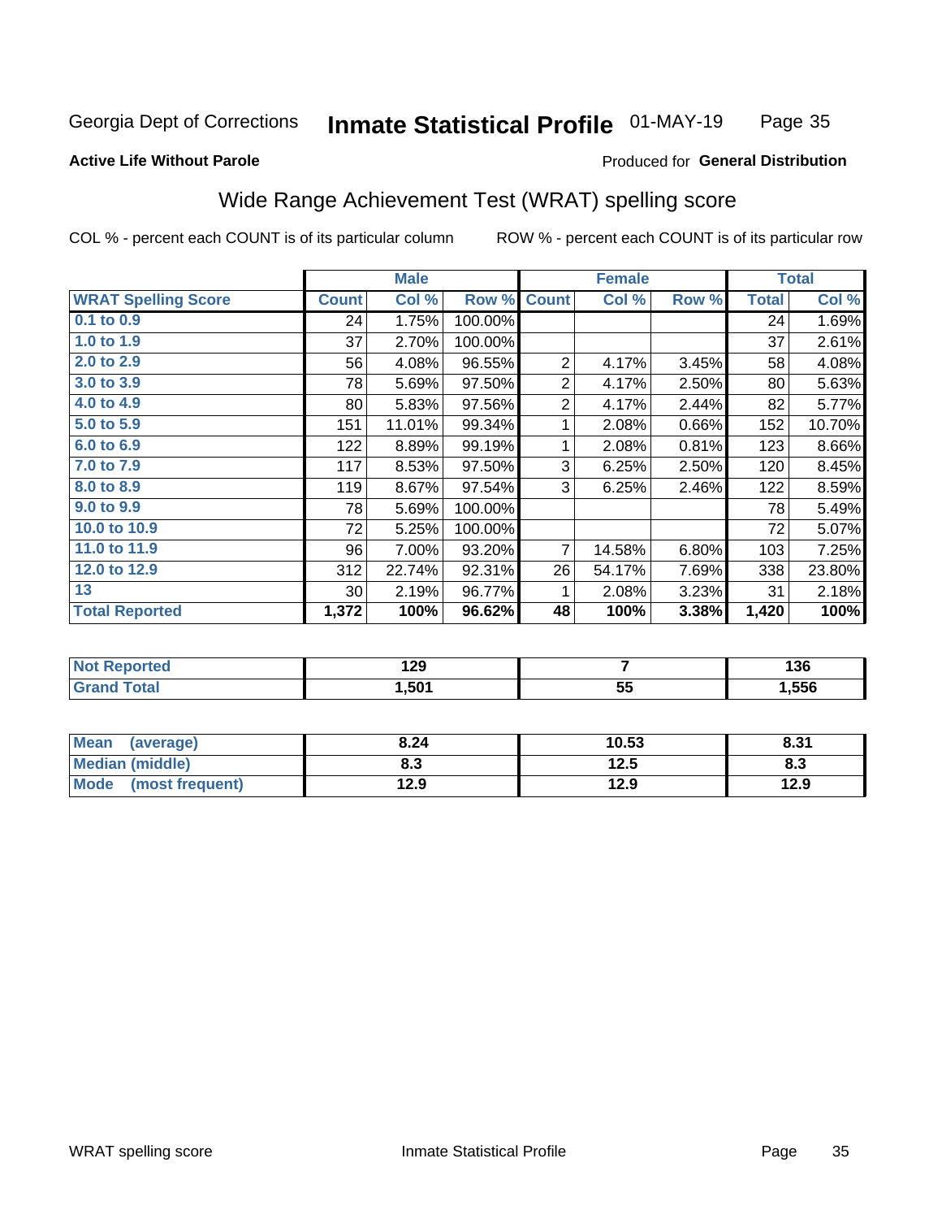Georgia Dept of Corrections **Inmate Statistical Profile** 01-MAY-19 Page 35

**Active Life Without Parole**

Produced for **General Distribution**

## Wide Range Achievement Test (WRAT) spelling score

COL % - percent each COUNT is of its particular column ROW % - percent each COUNT is of its particular row

| | Male | | | Female | | | Total | |
|---|---|---|---|---|---|---|---|---|
| **WRAT Spelling Score** | **Count** | **Col %** | **Row %** | **Count** | **Col %** | **Row %** | **Total** | **Col %** |
| 0.1 to 0.9 | 24 | 1.75% | 100.00% | | | | 24 | 1.69% |
| 1.0 to 1.9 | 37 | 2.70% | 100.00% | | | | 37 | 2.61% |
| 2.0 to 2.9 | 56 | 4.08% | 96.55% | 2 | 4.17% | 3.45% | 58 | 4.08% |
| 3.0 to 3.9 | 78 | 5.69% | 97.50% | 2 | 4.17% | 2.50% | 80 | 5.63% |
| 4.0 to 4.9 | 80 | 5.83% | 97.56% | 2 | 4.17% | 2.44% | 82 | 5.77% |
| 5.0 to 5.9 | 151 | 11.01% | 99.34% | 1 | 2.08% | 0.66% | 152 | 10.70% |
| 6.0 to 6.9 | 122 | 8.89% | 99.19% | 1 | 2.08% | 0.81% | 123 | 8.66% |
| 7.0 to 7.9 | 117 | 8.53% | 97.50% | 3 | 6.25% | 2.50% | 120 | 8.45% |
| 8.0 to 8.9 | 119 | 8.67% | 97.54% | 3 | 6.25% | 2.46% | 122 | 8.59% |
| 9.0 to 9.9 | 78 | 5.69% | 100.00% | | | | 78 | 5.49% |
| 10.0 to 10.9 | 72 | 5.25% | 100.00% | | | | 72 | 5.07% |
| 11.0 to 11.9 | 96 | 7.00% | 93.20% | 7 | 14.58% | 6.80% | 103 | 7.25% |
| 12.0 to 12.9 | 312 | 22.74% | 92.31% | 26 | 54.17% | 7.69% | 338 | 23.80% |
| 13 | 30 | 2.19% | 96.77% | 1 | 2.08% | 3.23% | 31 | 2.18% |
| **Total Reported** | **1,372** | **100%** | **96.62%** | **48** | **100%** | **3.38%** | **1,420** | **100%** |

| | Male | Female | Total |
|---|---|---|---|
| Not Reported | 129 | 7 | 136 |
| Grand Total | 1,501 | 55 | 1,556 |

| | Male | Female | Total |
|---|---|---|---|
| Mean (average) | 8.24 | 10.53 | 8.31 |
| Median (middle) | 8.3 | 12.5 | 8.3 |
| Mode (most frequent) | 12.9 | 12.9 | 12.9 |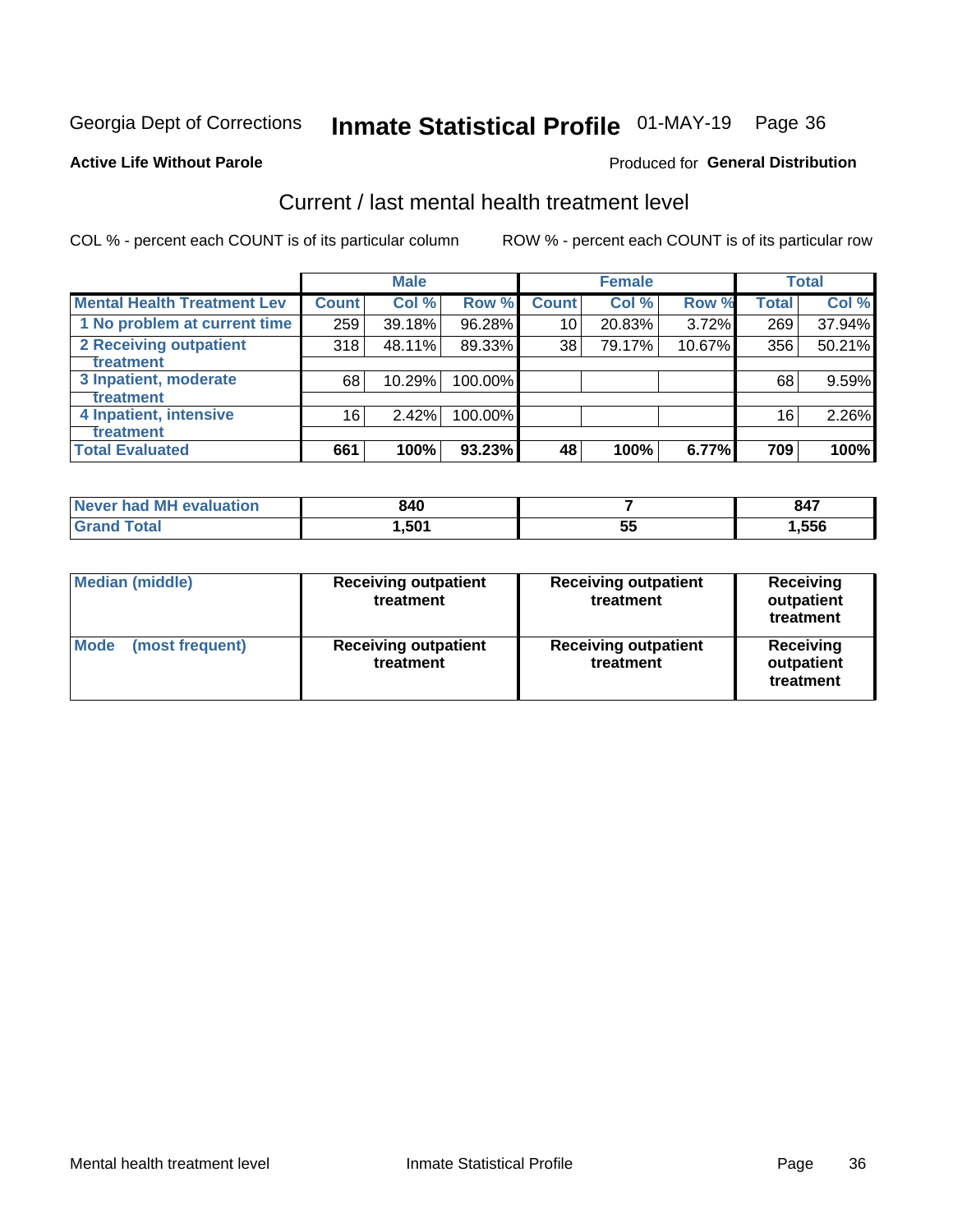Georgia Dept of Corrections **Inmate Statistical Profile** 01-MAY-19 Page 36

**Active Life Without Parole**

Produced for **General Distribution**

## Current / last mental health treatment level

COL % - percent each COUNT is of its particular column ROW % - percent each COUNT is of its particular row

| | Male | | | Female | | | Total | |
|---|---|---|---|---|---|---|---|---|
| **Mental Health Treatment Lev** | **Count** | **Col %** | **Row %** | **Count** | **Col %** | **Row %** | **Total** | **Col %** |
| 1 No problem at current time | 259 | 39.18% | 96.28% | 10 | 20.83% | 3.72% | 269 | 37.94% |
| 2 Receiving outpatient treatment | 318 | 48.11% | 89.33% | 38 | 79.17% | 10.67% | 356 | 50.21% |
| 3 Inpatient, moderate treatment | 68 | 10.29% | 100.00% | | | | 68 | 9.59% |
| 4 Inpatient, intensive treatment | 16 | 2.42% | 100.00% | | | | 16 | 2.26% |
| **Total Evaluated** | **661** | **100%** | **93.23%** | **48** | **100%** | **6.77%** | **709** | **100%** |

| | Male | Female | Total |
|---|---|---|---|
| Never had MH evaluation | 840 | 7 | 847 |
| Grand Total | 1,501 | 55 | 1,556 |

| | Male | Female | Total |
|---|---|---|---|
| Median (middle) | Receiving outpatient treatment | Receiving outpatient treatment | Receiving outpatient treatment |
| Mode (most frequent) | Receiving outpatient treatment | Receiving outpatient treatment | Receiving outpatient treatment |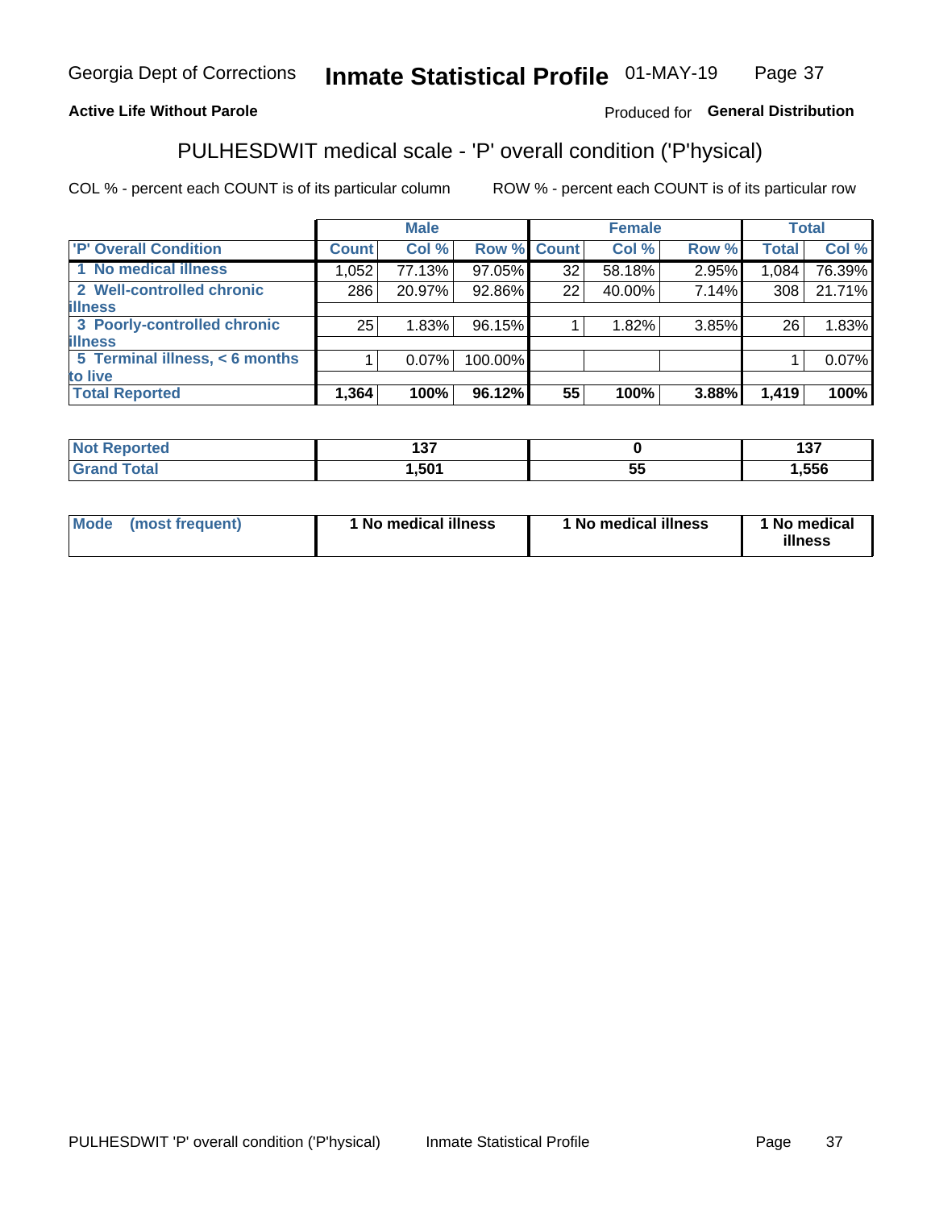Georgia Dept of Corrections **Inmate Statistical Profile** 01-MAY-19

**Active Life Without Parole**

Produced for **General Distribution**

## PULHESDWIT medical scale - 'P' overall condition ('P'hysical)

COL % - percent each COUNT is of its particular column

ROW % - percent each COUNT is of its particular row

| | Male | | | Female | | | Total | |
|---|---|---|---|---|---|---|---|---|
| 'P' Overall Condition | Count | Col % | Row % | Count | Col % | Row % | Total | Col % |
| 1 No medical illness | 1,052 | 77.13% | 97.05% | 32 | 58.18% | 2.95% | 1,084 | 76.39% |
| 2 Well-controlled chronic illness | 286 | 20.97% | 92.86% | 22 | 40.00% | 7.14% | 308 | 21.71% |
| 3 Poorly-controlled chronic illness | 25 | 1.83% | 96.15% | 1 | 1.82% | 3.85% | 26 | 1.83% |
| 5 Terminal illness, < 6 months to live | 1 | 0.07% | 100.00% | | | | 1 | 0.07% |
| **Total Reported** | **1,364** | **100%** | **96.12%** | **55** | **100%** | **3.88%** | **1,419** | **100%** |

| | Male | Female | Total |
|---|---|---|---|
| Not Reported | 137 | 0 | 137 |
| Grand Total | 1,501 | 55 | 1,556 |

| | Male | Female | Total |
|---|---|---|---|
| Mode (most frequent) | 1 No medical illness | 1 No medical illness | 1 No medical illness |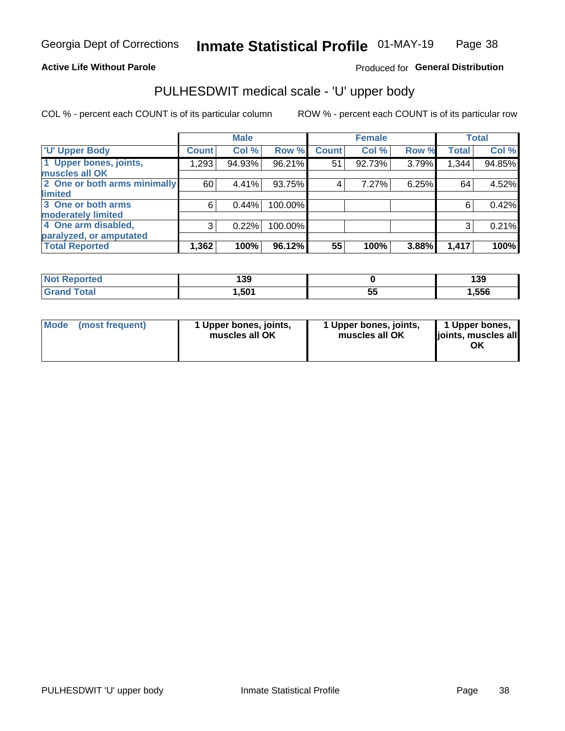Georgia Dept of Corrections **Inmate Statistical Profile** 01-MAY-19

**Active Life Without Parole**

Produced for **General Distribution**

## PULHESDWIT medical scale - 'U' upper body

COL % - percent each COUNT is of its particular column

ROW % - percent each COUNT is of its particular row

| | Male | | | Female | | | Total | |
|---|---|---|---|---|---|---|---|---|
| 'U' Upper Body | Count | Col % | Row % | Count | Col % | Row % | Total | Col % |
| 1 Upper bones, joints, muscles all OK | 1,293 | 94.93% | 96.21% | 51 | 92.73% | 3.79% | 1,344 | 94.85% |
| 2 One or both arms minimally limited | 60 | 4.41% | 93.75% | 4 | 7.27% | 6.25% | 64 | 4.52% |
| 3 One or both arms moderately limited | 6 | 0.44% | 100.00% | | | | 6 | 0.42% |
| 4 One arm disabled, paralyzed, or amputated | 3 | 0.22% | 100.00% | | | | 3 | 0.21% |
| **Total Reported** | **1,362** | **100%** | **96.12%** | **55** | **100%** | **3.88%** | **1,417** | **100%** |

| | Male | Female | Total |
|---|---|---|---|
| Not Reported | 139 | 0 | 139 |
| Grand Total | 1,501 | 55 | 1,556 |

| | Male | Female | Total |
|---|---|---|---|
| Mode (most frequent) | 1 Upper bones, joints, muscles all OK | 1 Upper bones, joints, muscles all OK | 1 Upper bones, joints, muscles all OK |

PULHESDWIT 'U' upper body Inmate Statistical Profile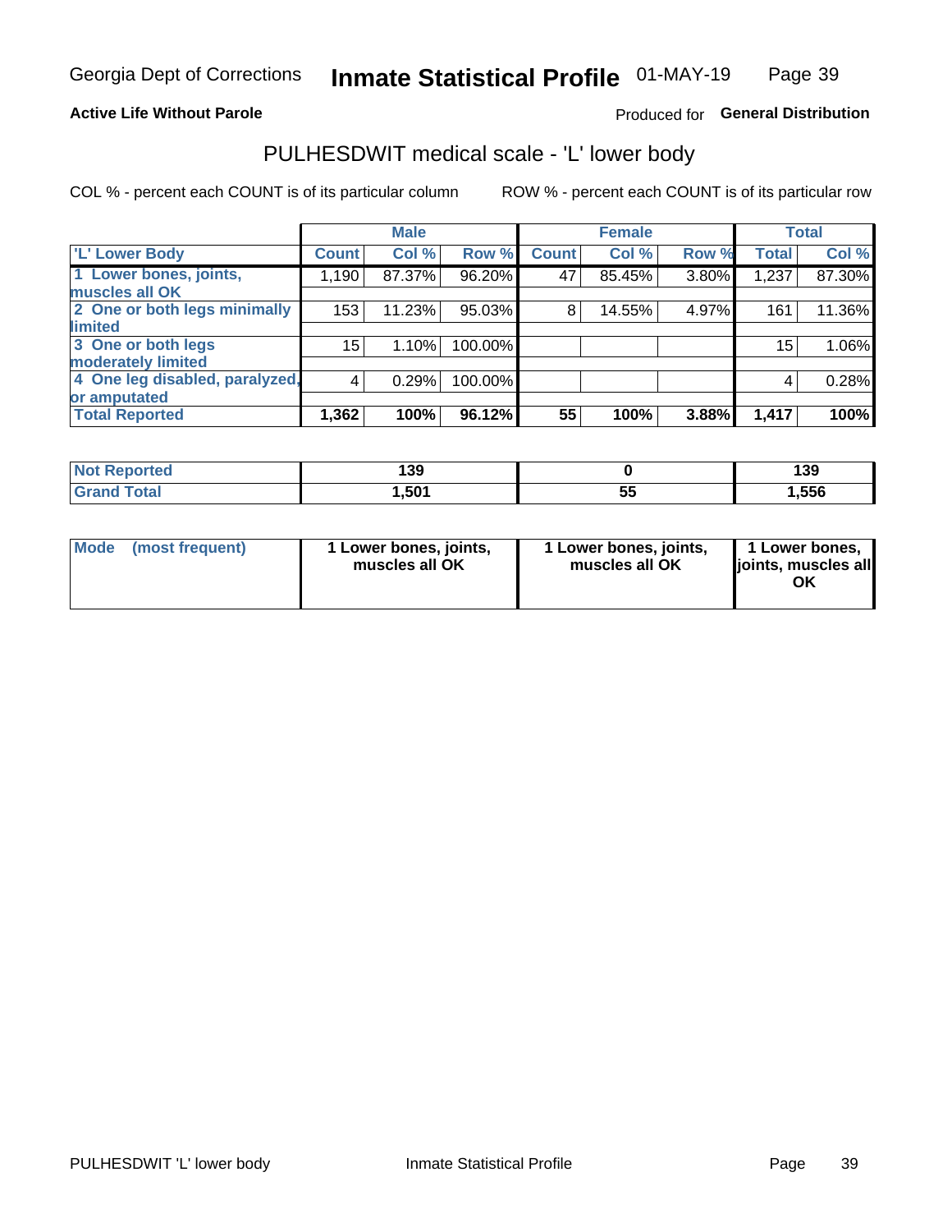Georgia Dept of Corrections **Inmate Statistical Profile** 01-MAY-19

**Active Life Without Parole**

Produced for **General Distribution**

## PULHESDWIT medical scale - 'L' lower body

COL % - percent each COUNT is of its particular column

ROW % - percent each COUNT is of its particular row

| | Male | | | Female | | | Total | |
|---|---|---|---|---|---|---|---|---|
| 'L' Lower Body | Count | Col % | Row % | Count | Col % | Row % | Total | Col % |
| 1 Lower bones, joints, muscles all OK | 1,190 | 87.37% | 96.20% | 47 | 85.45% | 3.80% | 1,237 | 87.30% |
| 2 One or both legs minimally limited | 153 | 11.23% | 95.03% | 8 | 14.55% | 4.97% | 161 | 11.36% |
| 3 One or both legs moderately limited | 15 | 1.10% | 100.00% | | | | 15 | 1.06% |
| 4 One leg disabled, paralyzed, or amputated | 4 | 0.29% | 100.00% | | | | 4 | 0.28% |
| **Total Reported** | **1,362** | **100%** | **96.12%** | **55** | **100%** | **3.88%** | **1,417** | **100%** |

| | Male | Female | Total |
|---|---|---|---|
| Not Reported | 139 | 0 | 139 |
| Grand Total | 1,501 | 55 | 1,556 |

| | Male | Female | Total |
|---|---|---|---|
| Mode (most frequent) | 1 Lower bones, joints, muscles all OK | 1 Lower bones, joints, muscles all OK | 1 Lower bones, joints, muscles all OK |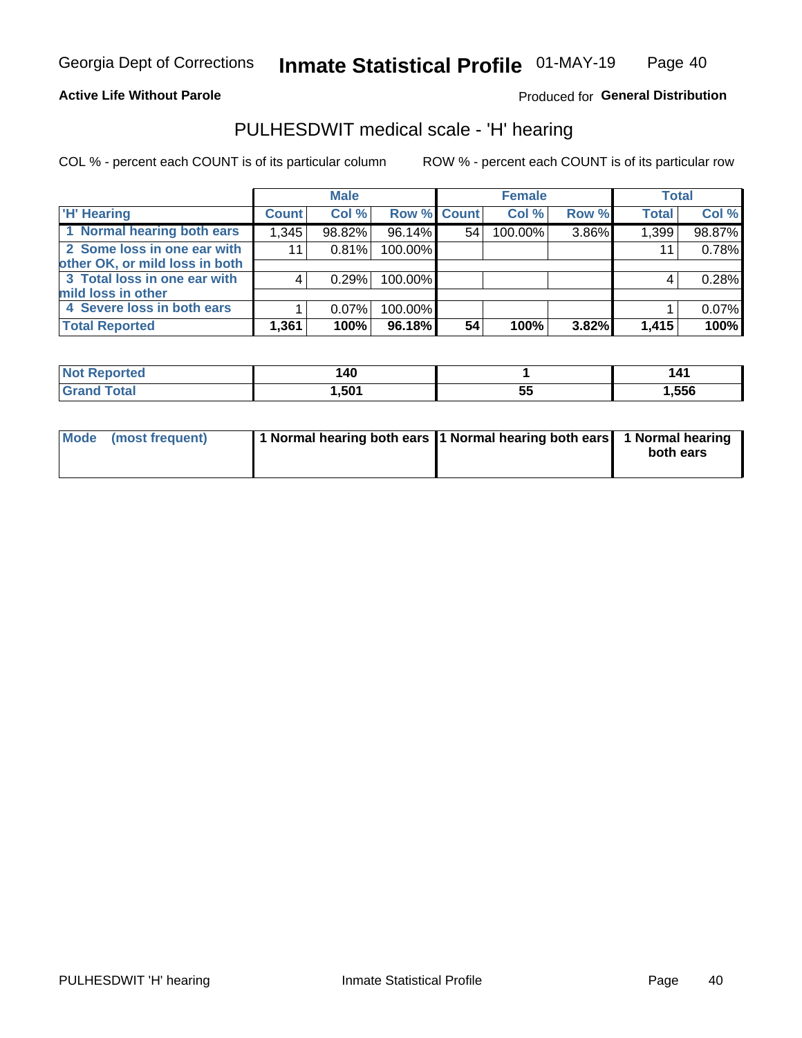Georgia Dept of Corrections **Inmate Statistical Profile** 01-MAY-19

**Active Life Without Parole**

Produced for **General Distribution**

## PULHESDWIT medical scale - 'H' hearing

COL % - percent each COUNT is of its particular column

ROW % - percent each COUNT is of its particular row

| | Male | | | Female | | | Total | |
|---|---|---|---|---|---|---|---|---|
| 'H' Hearing | Count | Col % | Row % | Count | Col % | Row % | Total | Col % |
| 1 Normal hearing both ears | 1,345 | 98.82% | 96.14% | 54 | 100.00% | 3.86% | 1,399 | 98.87% |
| 2 Some loss in one ear with other OK, or mild loss in both | 11 | 0.81% | 100.00% | | | | 11 | 0.78% |
| 3 Total loss in one ear with mild loss in other | 4 | 0.29% | 100.00% | | | | 4 | 0.28% |
| 4 Severe loss in both ears | 1 | 0.07% | 100.00% | | | | 1 | 0.07% |
| **Total Reported** | **1,361** | **100%** | **96.18%** | **54** | **100%** | **3.82%** | **1,415** | **100%** |

| | Male | Female | Total |
|---|---|---|---|
| Not Reported | 140 | 1 | 141 |
| Grand Total | 1,501 | 55 | 1,556 |

| | Male | Female | Total |
|---|---|---|---|
| Mode (most frequent) | 1 Normal hearing both ears | 1 Normal hearing both ears | 1 Normal hearing both ears |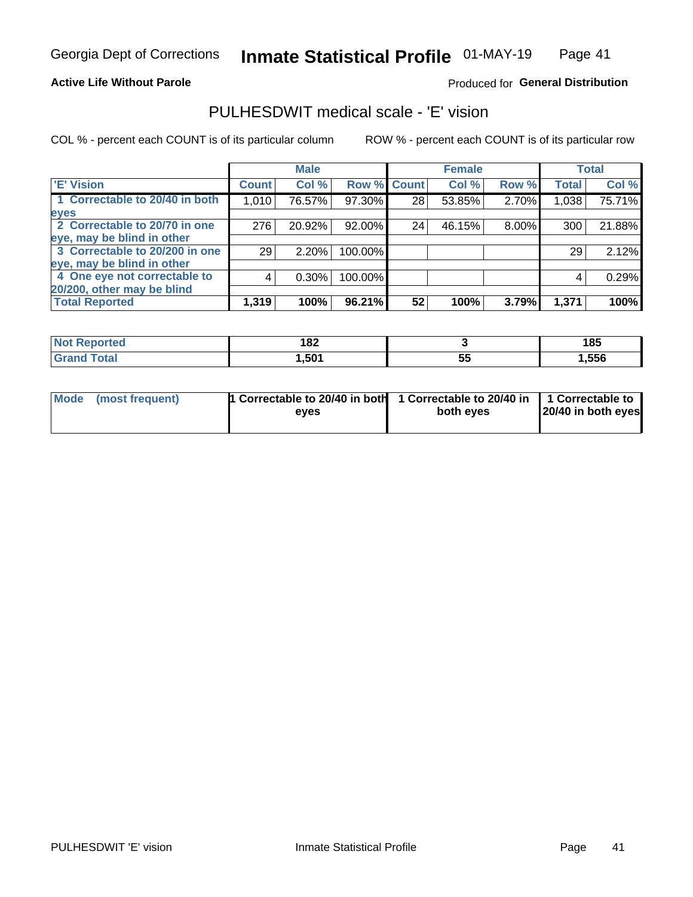Georgia Dept of Corrections **Inmate Statistical Profile** 01-MAY-19

**Active Life Without Parole**

Produced for **General Distribution**

## PULHESDWIT medical scale - 'E' vision

COL % - percent each COUNT is of its particular column

ROW % - percent each COUNT is of its particular row

| | Male | | | Female | | | Total | |
|---|---|---|---|---|---|---|---|---|
| **'E' Vision** | **Count** | **Col %** | **Row %** | **Count** | **Col %** | **Row %** | **Total** | **Col %** |
| **1 Correctable to 20/40 in both eyes** | 1,010 | 76.57% | 97.30% | 28 | 53.85% | 2.70% | 1,038 | 75.71% |
| **2 Correctable to 20/70 in one eye, may be blind in other** | 276 | 20.92% | 92.00% | 24 | 46.15% | 8.00% | 300 | 21.88% |
| **3 Correctable to 20/200 in one eye, may be blind in other** | 29 | 2.20% | 100.00% | | | | 29 | 2.12% |
| **4 One eye not correctable to 20/200, other may be blind** | 4 | 0.30% | 100.00% | | | | 4 | 0.29% |
| **Total Reported** | **1,319** | **100%** | **96.21%** | **52** | **100%** | **3.79%** | **1,371** | **100%** |

| | Male | Female | Total |
|---|---|---|---|
| **Not Reported** | **182** | **3** | **185** |
| **Grand Total** | **1,501** | **55** | **1,556** |

| | Male | Female | Total |
|---|---|---|---|
| **Mode (most frequent)** | **1 Correctable to 20/40 in both eyes** | **1 Correctable to 20/40 in both eyes** | **1 Correctable to 20/40 in both eyes** |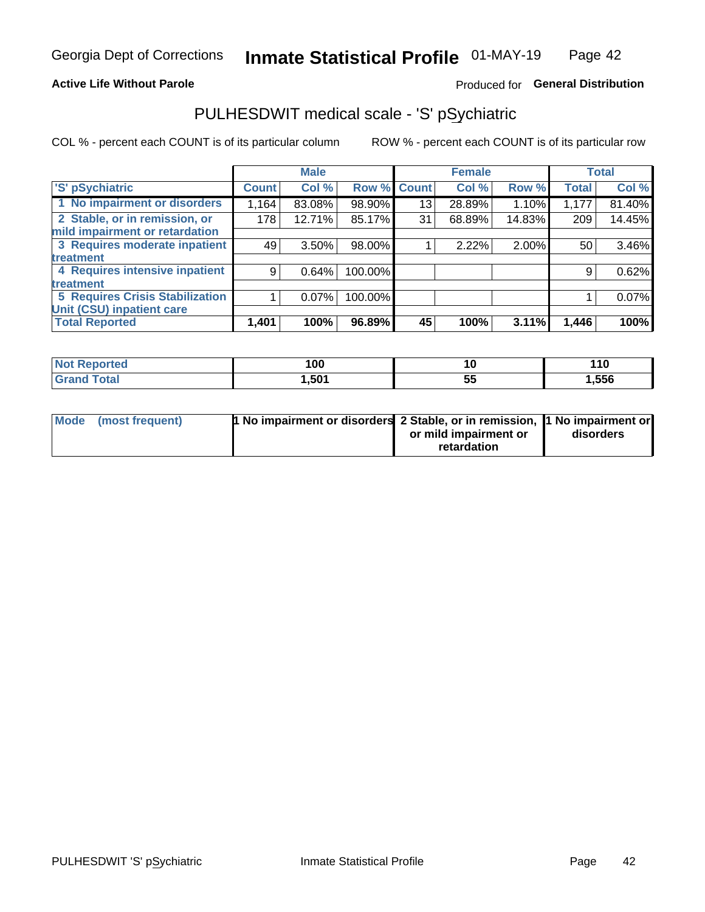Georgia Dept of Corrections **Inmate Statistical Profile** 01-MAY-19

**Active Life Without Parole**

Produced for **General Distribution**

## PULHESDWIT medical scale - 'S' pSychiatric

COL % - percent each COUNT is of its particular column ROW % - percent each COUNT is of its particular row

| | Male | | | Female | | | Total | |
|---|---|---|---|---|---|---|---|---|
| 'S' pSychiatric | Count | Col % | Row % | Count | Col % | Row % | Total | Col % |
| 1 No impairment or disorders | 1,164 | 83.08% | 98.90% | 13 | 28.89% | 1.10% | 1,177 | 81.40% |
| 2 Stable, or in remission, or mild impairment or retardation | 178 | 12.71% | 85.17% | 31 | 68.89% | 14.83% | 209 | 14.45% |
| 3 Requires moderate inpatient treatment | 49 | 3.50% | 98.00% | 1 | 2.22% | 2.00% | 50 | 3.46% |
| 4 Requires intensive inpatient treatment | 9 | 0.64% | 100.00% | | | | 9 | 0.62% |
| 5 Requires Crisis Stabilization Unit (CSU) inpatient care | 1 | 0.07% | 100.00% | | | | 1 | 0.07% |
| **Total Reported** | **1,401** | **100%** | **96.89%** | **45** | **100%** | **3.11%** | **1,446** | **100%** |

| | Male | Female | Total |
|---|---|---|---|
| Not Reported | 100 | 10 | 110 |
| Grand Total | 1,501 | 55 | 1,556 |

| | Male | Female | Total |
|---|---|---|---|
| Mode (most frequent) | 1 No impairment or disorders | 2 Stable, or in remission, or mild impairment or retardation | 1 No impairment or disorders |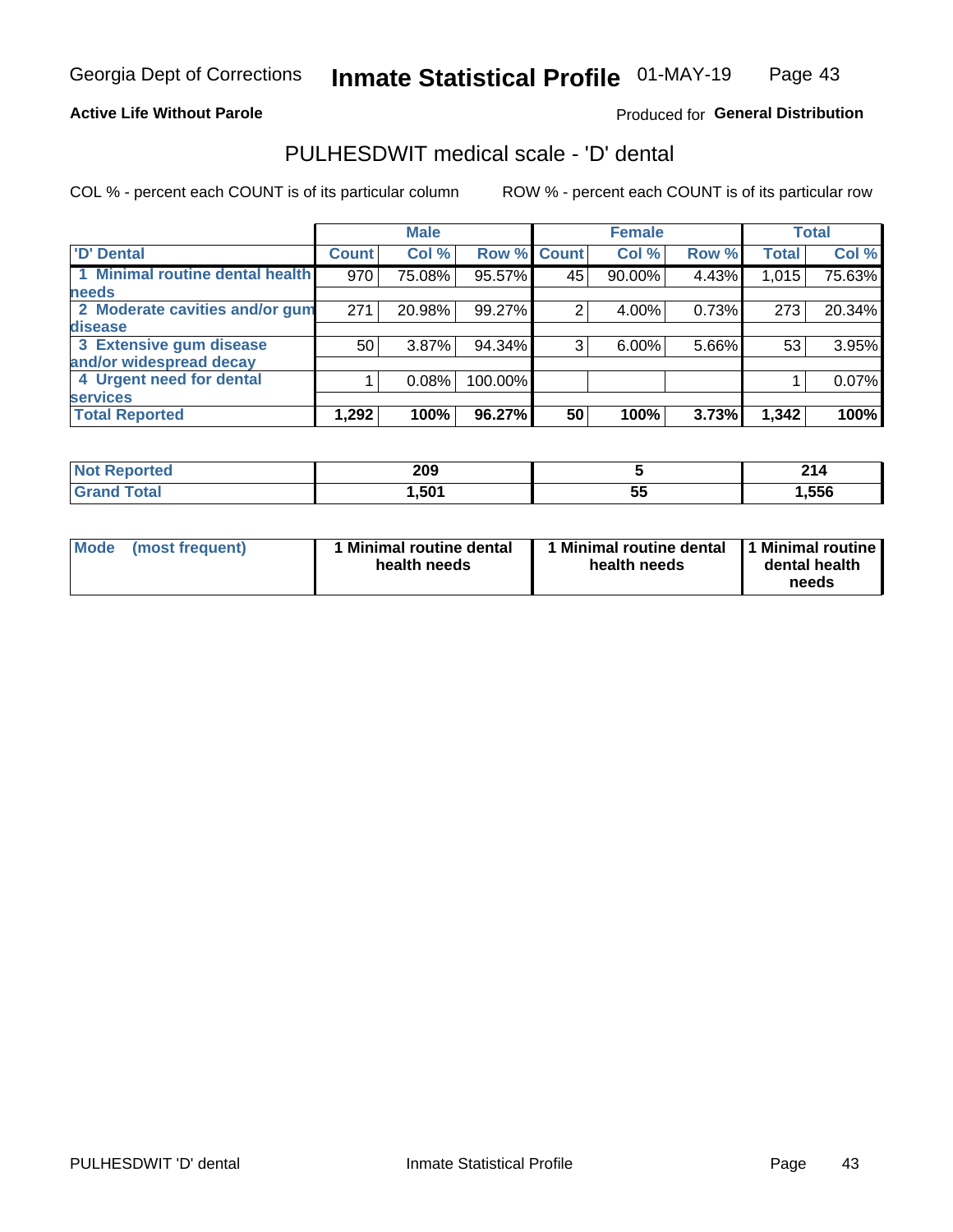Georgia Dept of Corrections **Inmate Statistical Profile** 01-MAY-19

**Active Life Without Parole**

Produced for **General Distribution**

## PULHESDWIT medical scale - 'D' dental

COL % - percent each COUNT is of its particular column

ROW % - percent each COUNT is of its particular row

| | Male | | | Female | | | Total | |
|---|---|---|---|---|---|---|---|---|
| 'D' Dental | Count | Col % | Row % | Count | Col % | Row % | Total | Col % |
| 1 Minimal routine dental health needs | 970 | 75.08% | 95.57% | 45 | 90.00% | 4.43% | 1,015 | 75.63% |
| 2 Moderate cavities and/or gum disease | 271 | 20.98% | 99.27% | 2 | 4.00% | 0.73% | 273 | 20.34% |
| 3 Extensive gum disease and/or widespread decay | 50 | 3.87% | 94.34% | 3 | 6.00% | 5.66% | 53 | 3.95% |
| 4 Urgent need for dental services | 1 | 0.08% | 100.00% | | | | 1 | 0.07% |
| **Total Reported** | **1,292** | **100%** | **96.27%** | **50** | **100%** | **3.73%** | **1,342** | **100%** |

| | Male | Female | Total |
|---|---|---|---|
| Not Reported | 209 | 5 | 214 |
| Grand Total | 1,501 | 55 | 1,556 |

| | Male | Female | Total |
|---|---|---|---|
| Mode (most frequent) | 1 Minimal routine dental health needs | 1 Minimal routine dental health needs | 1 Minimal routine dental health needs |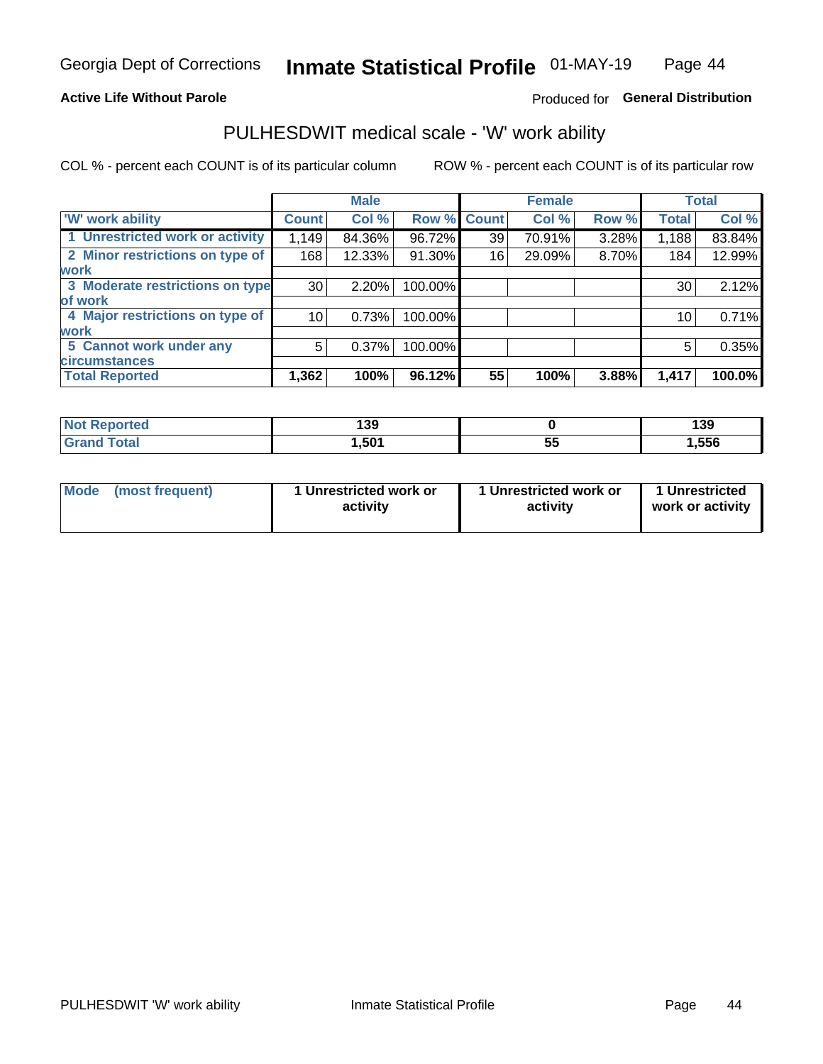Georgia Dept of Corrections **Inmate Statistical Profile** 01-MAY-19

**Active Life Without Parole**

Produced for **General Distribution**

## PULHESDWIT medical scale - 'W' work ability

COL % - percent each COUNT is of its particular column

ROW % - percent each COUNT is of its particular row

| | Male | | | Female | | | Total | |
|---|---|---|---|---|---|---|---|---|
| 'W' work ability | Count | Col % | Row % | Count | Col % | Row % | Total | Col % |
| 1 Unrestricted work or activity | 1,149 | 84.36% | 96.72% | 39 | 70.91% | 3.28% | 1,188 | 83.84% |
| 2 Minor restrictions on type of work | 168 | 12.33% | 91.30% | 16 | 29.09% | 8.70% | 184 | 12.99% |
| 3 Moderate restrictions on type of work | 30 | 2.20% | 100.00% | | | | 30 | 2.12% |
| 4 Major restrictions on type of work | 10 | 0.73% | 100.00% | | | | 10 | 0.71% |
| 5 Cannot work under any circumstances | 5 | 0.37% | 100.00% | | | | 5 | 0.35% |
| **Total Reported** | **1,362** | **100%** | **96.12%** | **55** | **100%** | **3.88%** | **1,417** | **100.0%** |

| | Male | Female | Total |
|---|---|---|---|
| Not Reported | 139 | 0 | 139 |
| Grand Total | 1,501 | 55 | 1,556 |

| | Male | Female | Total |
|---|---|---|---|
| Mode (most frequent) | 1 Unrestricted work or activity | 1 Unrestricted work or activity | 1 Unrestricted work or activity |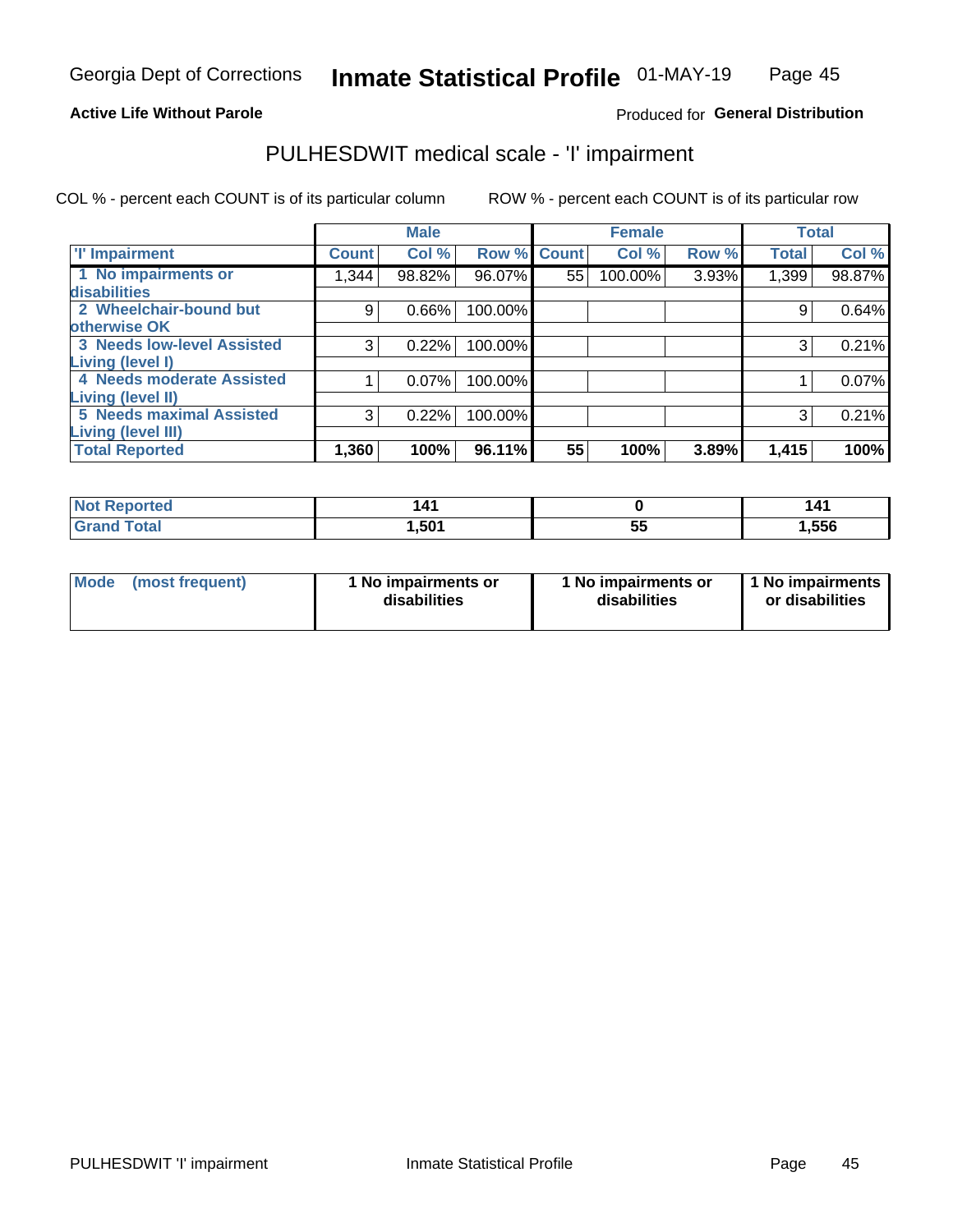Georgia Dept of Corrections **Inmate Statistical Profile** 01-MAY-19

**Active Life Without Parole**

Produced for **General Distribution**

## PULHESDWIT medical scale - 'I' impairment

COL % - percent each COUNT is of its particular column ROW % - percent each COUNT is of its particular row

| | Male | | | Female | | | Total | |
|---|---|---|---|---|---|---|---|---|
| **'I' Impairment** | **Count** | **Col %** | **Row %** | **Count** | **Col %** | **Row %** | **Total** | **Col %** |
| **1 No impairments or disabilities** | 1,344 | 98.82% | 96.07% | 55 | 100.00% | 3.93% | 1,399 | 98.87% |
| **2 Wheelchair-bound but otherwise OK** | 9 | 0.66% | 100.00% | | | | 9 | 0.64% |
| **3 Needs low-level Assisted Living (level I)** | 3 | 0.22% | 100.00% | | | | 3 | 0.21% |
| **4 Needs moderate Assisted Living (level II)** | 1 | 0.07% | 100.00% | | | | 1 | 0.07% |
| **5 Needs maximal Assisted Living (level III)** | 3 | 0.22% | 100.00% | | | | 3 | 0.21% |
| **Total Reported** | **1,360** | **100%** | **96.11%** | **55** | **100%** | **3.89%** | **1,415** | **100%** |

| | Male | Female | Total |
|---|---|---|---|
| **Not Reported** | **141** | **0** | **141** |
| **Grand Total** | **1,501** | **55** | **1,556** |

| | Male | Female | Total |
|---|---|---|---|
| **Mode (most frequent)** | **1 No impairments or disabilities** | **1 No impairments or disabilities** | **1 No impairments or disabilities** |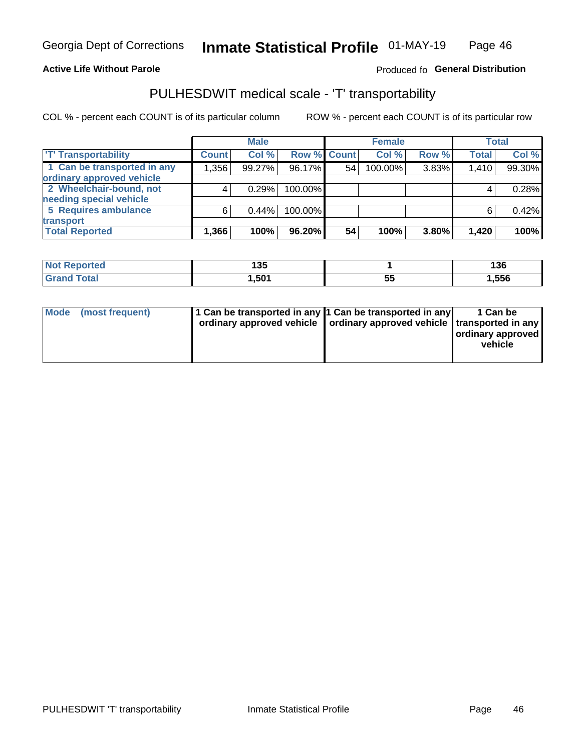Georgia Dept of Corrections **Inmate Statistical Profile** 01-MAY-19

**Active Life Without Parole**

Produced fo **General Distribution**

## PULHESDWIT medical scale - 'T' transportability

COL % - percent each COUNT is of its particular column    ROW % - percent each COUNT is of its particular row

| | Male | | | Female | | | Total | |
|---|---|---|---|---|---|---|---|---|
| 'T' Transportability | Count | Col % | Row % | Count | Col % | Row % | Total | Col % |
| 1 Can be transported in any ordinary approved vehicle | 1,356 | 99.27% | 96.17% | 54 | 100.00% | 3.83% | 1,410 | 99.30% |
| 2 Wheelchair-bound, not needing special vehicle | 4 | 0.29% | 100.00% | | | | 4 | 0.28% |
| 5 Requires ambulance transport | 6 | 0.44% | 100.00% | | | | 6 | 0.42% |
| **Total Reported** | **1,366** | **100%** | **96.20%** | **54** | **100%** | **3.80%** | **1,420** | **100%** |

| | Male | Female | Total |
|---|---|---|---|
| Not Reported | 135 | 1 | 136 |
| Grand Total | 1,501 | 55 | 1,556 |

| | Male | Female | Total |
|---|---|---|---|
| Mode (most frequent) | 1 Can be transported in any ordinary approved vehicle | 1 Can be transported in any ordinary approved vehicle | 1 Can be transported in any ordinary approved vehicle |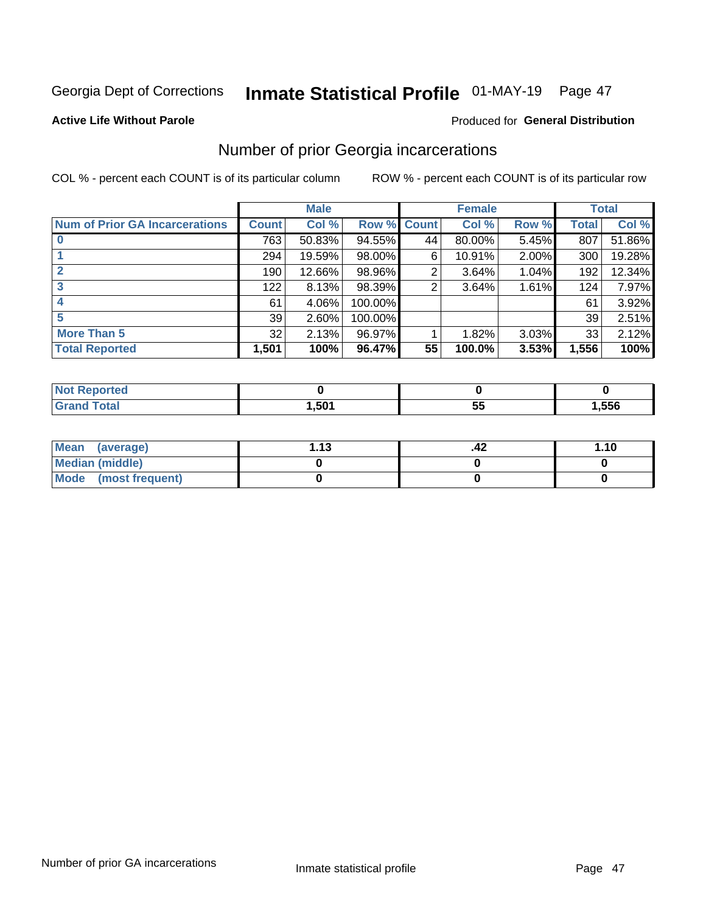Georgia Dept of Corrections **Inmate Statistical Profile** 01-MAY-19

**Active Life Without Parole**

Produced for **General Distribution**

## Number of prior Georgia incarcerations

COL % - percent each COUNT is of its particular column

ROW % - percent each COUNT is of its particular row

| | Male | | | Female | | | Total | |
|---|---|---|---|---|---|---|---|---|
| **Num of Prior GA Incarcerations** | **Count** | **Col %** | **Row %** | **Count** | **Col %** | **Row %** | **Total** | **Col %** |
| **0** | 763 | 50.83% | 94.55% | 44 | 80.00% | 5.45% | 807 | 51.86% |
| **1** | 294 | 19.59% | 98.00% | 6 | 10.91% | 2.00% | 300 | 19.28% |
| **2** | 190 | 12.66% | 98.96% | 2 | 3.64% | 1.04% | 192 | 12.34% |
| **3** | 122 | 8.13% | 98.39% | 2 | 3.64% | 1.61% | 124 | 7.97% |
| **4** | 61 | 4.06% | 100.00% | | | | 61 | 3.92% |
| **5** | 39 | 2.60% | 100.00% | | | | 39 | 2.51% |
| **More Than 5** | 32 | 2.13% | 96.97% | 1 | 1.82% | 3.03% | 33 | 2.12% |
| **Total Reported** | **1,501** | **100%** | **96.47%** | **55** | **100.0%** | **3.53%** | **1,556** | **100%** |

| | Male | Female | Total |
|---|---|---|---|
| **Not Reported** | **0** | **0** | **0** |
| **Grand Total** | **1,501** | **55** | **1,556** |

| | Male | Female | Total |
|---|---|---|---|
| **Mean (average)** | **1.13** | **.42** | **1.10** |
| **Median (middle)** | **0** | **0** | **0** |
| **Mode (most frequent)** | **0** | **0** | **0** |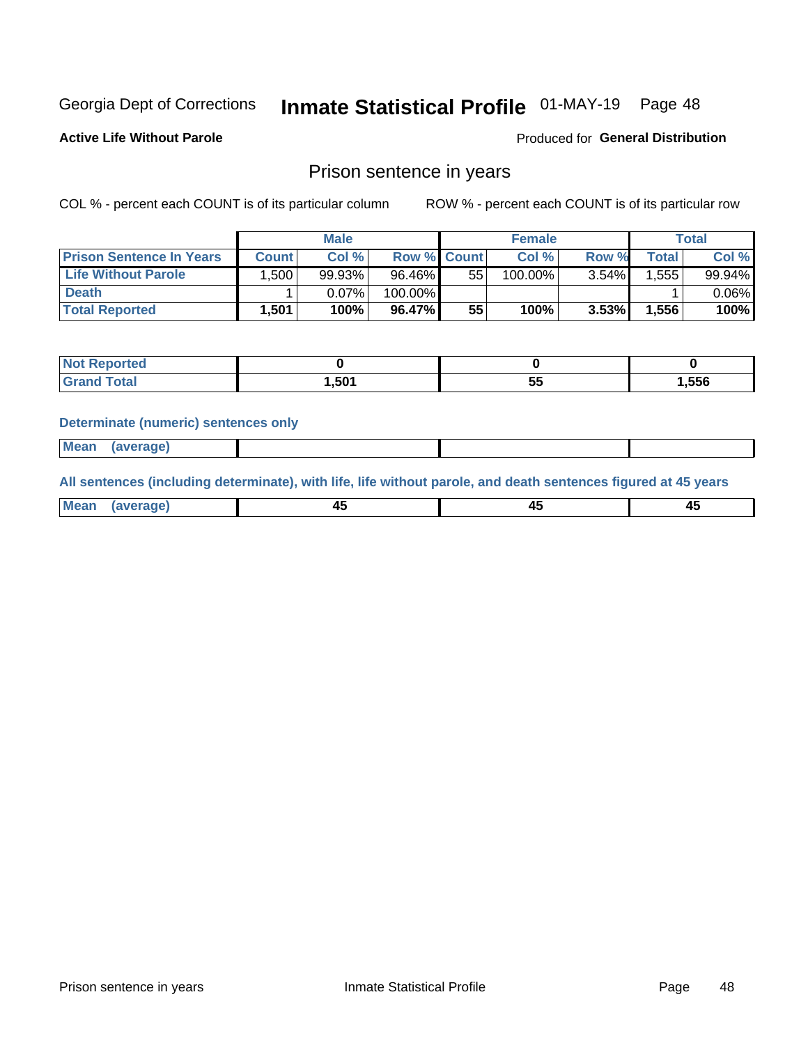Georgia Dept of Corrections **Inmate Statistical Profile** 01-MAY-19 Page 48

**Active Life Without Parole**

Produced for **General Distribution**

## Prison sentence in years

COL % - percent each COUNT is of its particular column

ROW % - percent each COUNT is of its particular row

| | Male | | | Female | | | Total | |
|---|---|---|---|---|---|---|---|---|
| **Prison Sentence In Years** | **Count** | **Col %** | **Row %** | **Count** | **Col %** | **Row %** | **Total** | **Col %** |
| **Life Without Parole** | 1,500 | 99.93% | 96.46% | 55 | 100.00% | 3.54% | 1,555 | 99.94% |
| **Death** | 1 | 0.07% | 100.00% | | | | 1 | 0.06% |
| **Total Reported** | **1,501** | **100%** | **96.47%** | **55** | **100%** | **3.53%** | **1,556** | **100%** |

| | Male | Female | Total |
|---|---|---|---|
| **Not Reported** | **0** | **0** | **0** |
| **Grand Total** | **1,501** | **55** | **1,556** |

**Determinate (numeric) sentences only**

| | Male | Female | Total |
|---|---|---|---|
| **Mean (average)** | | | |

**All sentences (including determinate), with life, life without parole, and death sentences figured at 45 years**

| | Male | Female | Total |
|---|---|---|---|
| **Mean (average)** | **45** | **45** | **45** |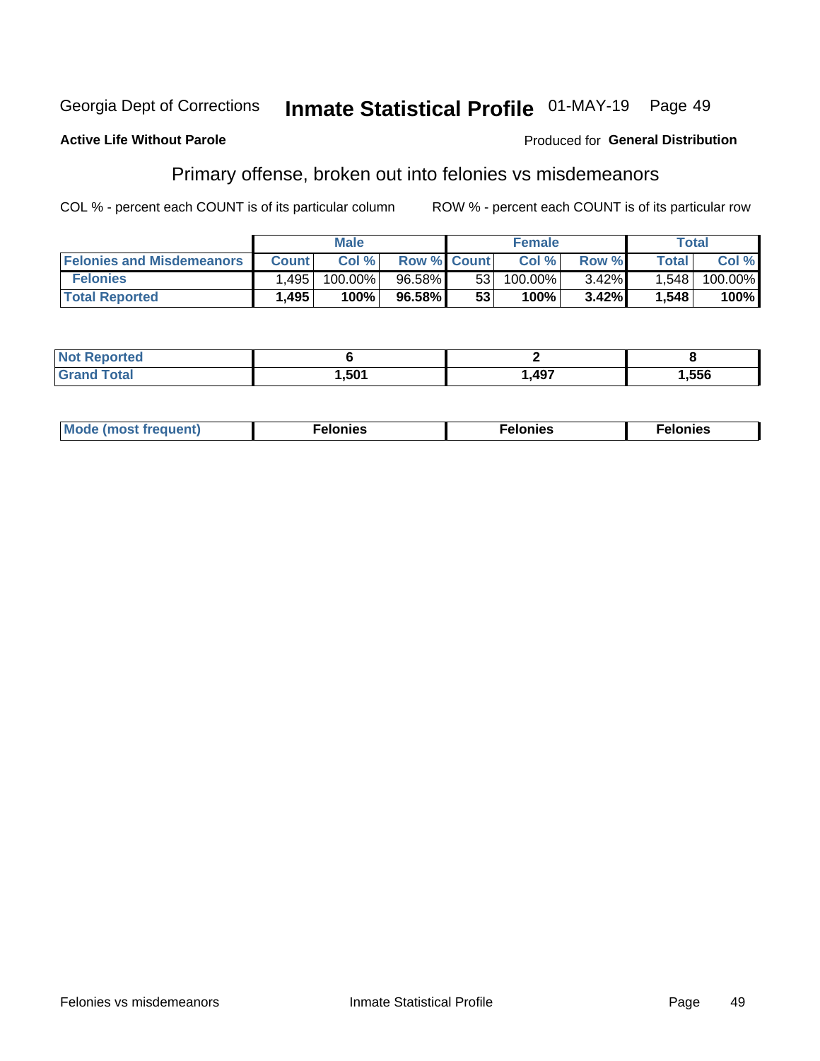Georgia Dept of Corrections **Inmate Statistical Profile** 01-MAY-19

**Active Life Without Parole**

Produced for **General Distribution**

## Primary offense, broken out into felonies vs misdemeanors

COL % - percent each COUNT is of its particular column

ROW % - percent each COUNT is of its particular row

| | Male | | | Female | | | Total | |
|---|---|---|---|---|---|---|---|---|
| **Felonies and Misdemeanors** | **Count** | **Col %** | **Row %** | **Count** | **Col %** | **Row %** | **Total** | **Col %** |
| **Felonies** | 1,495 | 100.00% | 96.58% | 53 | 100.00% | 3.42% | 1,548 | 100.00% |
| **Total Reported** | **1,495** | **100%** | **96.58%** | **53** | **100%** | **3.42%** | **1,548** | **100%** |

| | Male | Female | Total |
|---|---|---|---|
| **Not Reported** | **6** | **2** | **8** |
| **Grand Total** | **1,501** | **1,497** | **1,556** |

| | Male | Female | Total |
|---|---|---|---|
| **Mode (most frequent)** | **Felonies** | **Felonies** | **Felonies** |

Felonies vs misdemeanors Inmate Statistical Profile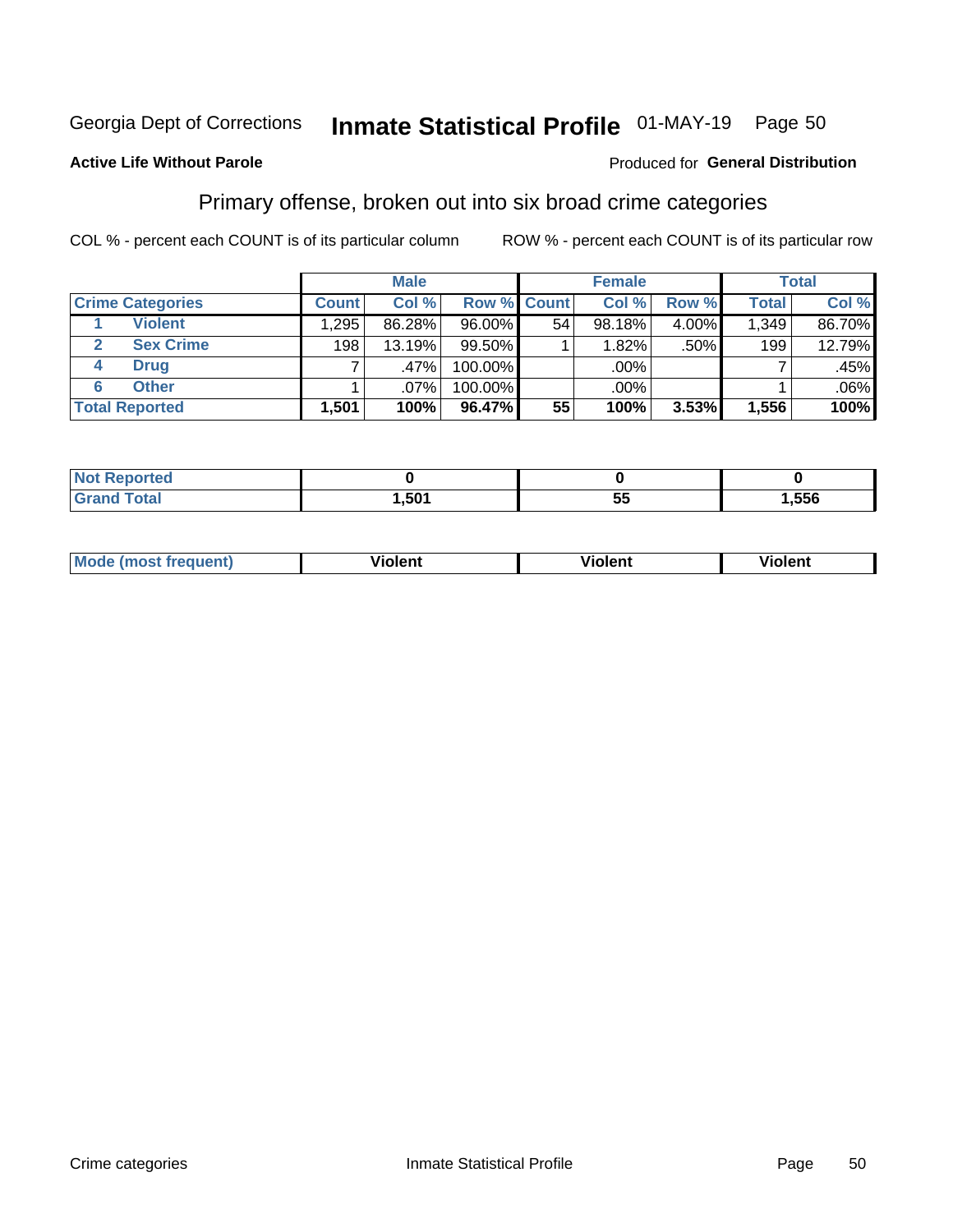Georgia Dept of Corrections **Inmate Statistical Profile** 01-MAY-19 Page 50

**Active Life Without Parole**

Produced for **General Distribution**

## Primary offense, broken out into six broad crime categories

COL % - percent each COUNT is of its particular column

ROW % - percent each COUNT is of its particular row

| | | Male | | | Female | | | Total | |
|---|---|---|---|---|---|---|---|---|---|
| **Crime Categories** | | **Count** | **Col %** | **Row %** | **Count** | **Col %** | **Row %** | **Total** | **Col %** |
| 1 | Violent | 1,295 | 86.28% | 96.00% | 54 | 98.18% | 4.00% | 1,349 | 86.70% |
| 2 | Sex Crime | 198 | 13.19% | 99.50% | 1 | 1.82% | .50% | 199 | 12.79% |
| 4 | Drug | 7 | .47% | 100.00% | | .00% | | 7 | .45% |
| 6 | Other | 1 | .07% | 100.00% | | .00% | | 1 | .06% |
| **Total Reported** | | **1,501** | **100%** | **96.47%** | **55** | **100%** | **3.53%** | **1,556** | **100%** |

| | Male | Female | Total |
|---|---|---|---|
| **Not Reported** | **0** | **0** | **0** |
| **Grand Total** | **1,501** | **55** | **1,556** |

| | Male | Female | Total |
|---|---|---|---|
| **Mode (most frequent)** | **Violent** | **Violent** | **Violent** |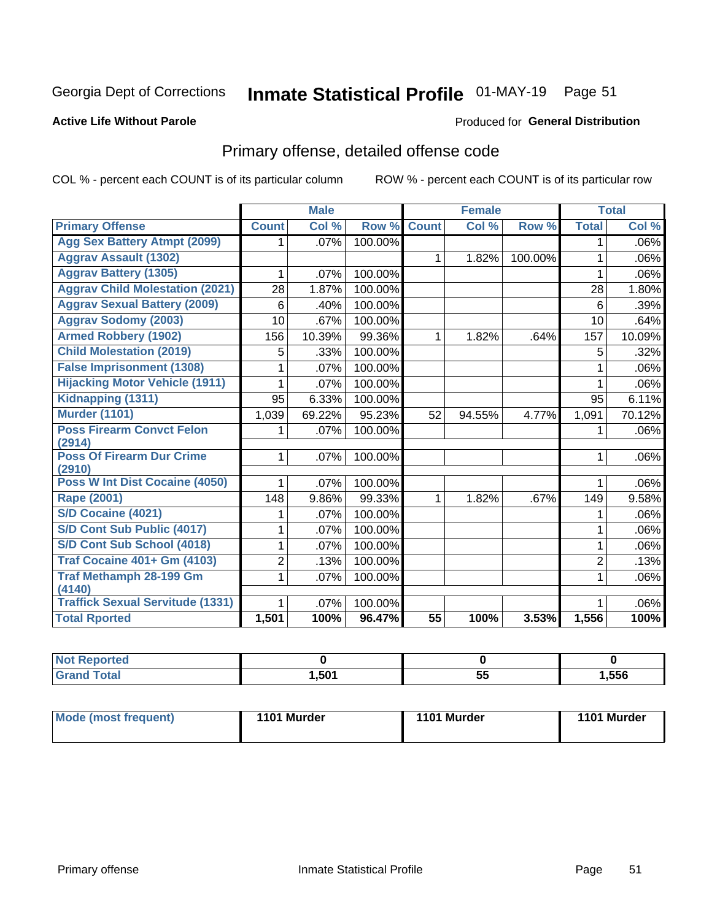Georgia Dept of Corrections **Inmate Statistical Profile** 01-MAY-19 Page 51

**Active Life Without Parole**

Produced for **General Distribution**

## Primary offense, detailed offense code

COL % - percent each COUNT is of its particular column ROW % - percent each COUNT is of its particular row

| | Male | | | Female | | | Total | |
|---|---|---|---|---|---|---|---|---|
| **Primary Offense** | **Count** | **Col %** | **Row %** | **Count** | **Col %** | **Row %** | **Total** | **Col %** |
| **Agg Sex Battery Atmpt (2099)** | 1 | .07% | 100.00% | | | | 1 | .06% |
| **Aggrav Assault (1302)** | | | | 1 | 1.82% | 100.00% | 1 | .06% |
| **Aggrav Battery (1305)** | 1 | .07% | 100.00% | | | | 1 | .06% |
| **Aggrav Child Molestation (2021)** | 28 | 1.87% | 100.00% | | | | 28 | 1.80% |
| **Aggrav Sexual Battery (2009)** | 6 | .40% | 100.00% | | | | 6 | .39% |
| **Aggrav Sodomy (2003)** | 10 | .67% | 100.00% | | | | 10 | .64% |
| **Armed Robbery (1902)** | 156 | 10.39% | 99.36% | 1 | 1.82% | .64% | 157 | 10.09% |
| **Child Molestation (2019)** | 5 | .33% | 100.00% | | | | 5 | .32% |
| **False Imprisonment (1308)** | 1 | .07% | 100.00% | | | | 1 | .06% |
| **Hijacking Motor Vehicle (1911)** | 1 | .07% | 100.00% | | | | 1 | .06% |
| **Kidnapping (1311)** | 95 | 6.33% | 100.00% | | | | 95 | 6.11% |
| **Murder (1101)** | 1,039 | 69.22% | 95.23% | 52 | 94.55% | 4.77% | 1,091 | 70.12% |
| **Poss Firearm Convct Felon (2914)** | 1 | .07% | 100.00% | | | | 1 | .06% |
| **Poss Of Firearm Dur Crime (2910)** | 1 | .07% | 100.00% | | | | 1 | .06% |
| **Poss W Int Dist Cocaine (4050)** | 1 | .07% | 100.00% | | | | 1 | .06% |
| **Rape (2001)** | 148 | 9.86% | 99.33% | 1 | 1.82% | .67% | 149 | 9.58% |
| **S/D Cocaine (4021)** | 1 | .07% | 100.00% | | | | 1 | .06% |
| **S/D Cont Sub Public (4017)** | 1 | .07% | 100.00% | | | | 1 | .06% |
| **S/D Cont Sub School (4018)** | 1 | .07% | 100.00% | | | | 1 | .06% |
| **Traf Cocaine 401+ Gm (4103)** | 2 | .13% | 100.00% | | | | 2 | .13% |
| **Traf Methamph 28-199 Gm (4140)** | 1 | .07% | 100.00% | | | | 1 | .06% |
| **Traffick Sexual Servitude (1331)** | 1 | .07% | 100.00% | | | | 1 | .06% |
| **Total Rported** | **1,501** | **100%** | **96.47%** | **55** | **100%** | **3.53%** | **1,556** | **100%** |

| | Male | Female | Total |
|---|---|---|---|
| **Not Reported** | **0** | **0** | **0** |
| **Grand Total** | **1,501** | **55** | **1,556** |

| | Male | Female | Total |
|---|---|---|---|
| **Mode (most frequent)** | **1101 Murder** | **1101 Murder** | **1101 Murder** |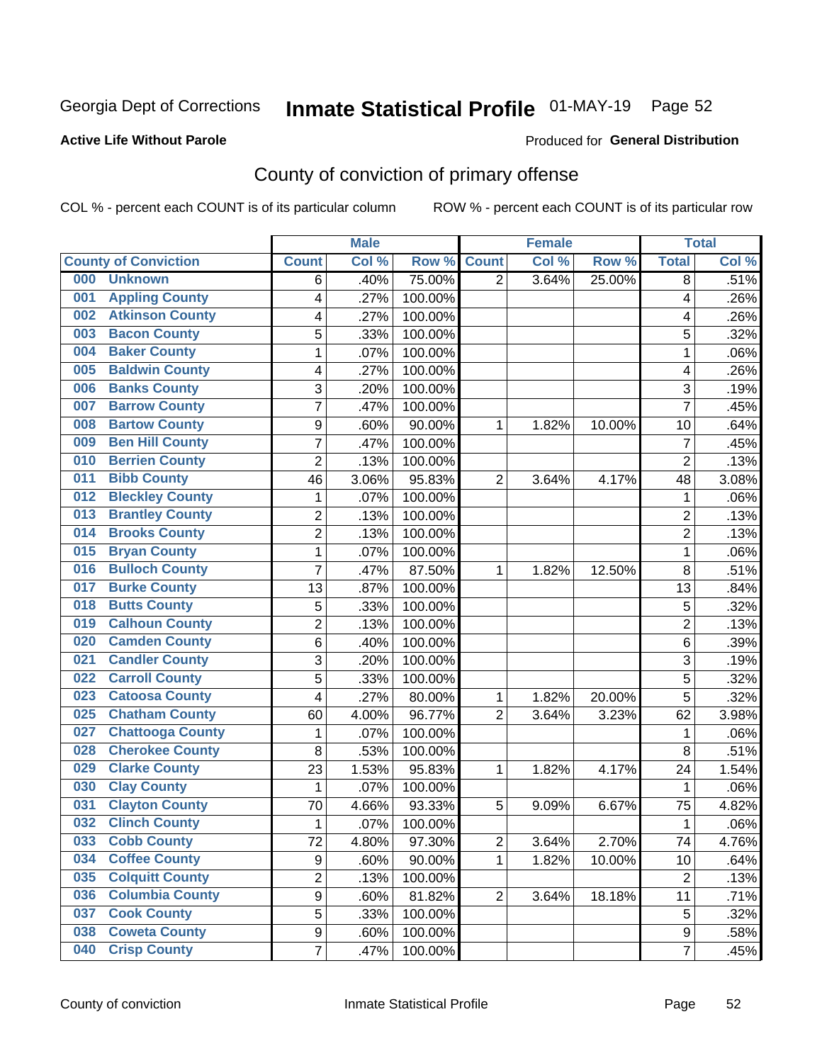Georgia Dept of Corrections **Inmate Statistical Profile** 01-MAY-19 Page 52

**Active Life Without Parole**

Produced for **General Distribution**

# County of conviction of primary offense

COL % - percent each COUNT is of its particular column ROW % - percent each COUNT is of its particular row

| County of Conviction | Male | | | Female | | | Total | |
|---|---|---|---|---|---|---|---|---|
| | Count | Col % | Row % | Count | Col % | Row % | Total | Col % |
| 000 Unknown | 6 | .40% | 75.00% | 2 | 3.64% | 25.00% | 8 | .51% |
| 001 Appling County | 4 | .27% | 100.00% | | | | 4 | .26% |
| 002 Atkinson County | 4 | .27% | 100.00% | | | | 4 | .26% |
| 003 Bacon County | 5 | .33% | 100.00% | | | | 5 | .32% |
| 004 Baker County | 1 | .07% | 100.00% | | | | 1 | .06% |
| 005 Baldwin County | 4 | .27% | 100.00% | | | | 4 | .26% |
| 006 Banks County | 3 | .20% | 100.00% | | | | 3 | .19% |
| 007 Barrow County | 7 | .47% | 100.00% | | | | 7 | .45% |
| 008 Bartow County | 9 | .60% | 90.00% | 1 | 1.82% | 10.00% | 10 | .64% |
| 009 Ben Hill County | 7 | .47% | 100.00% | | | | 7 | .45% |
| 010 Berrien County | 2 | .13% | 100.00% | | | | 2 | .13% |
| 011 Bibb County | 46 | 3.06% | 95.83% | 2 | 3.64% | 4.17% | 48 | 3.08% |
| 012 Bleckley County | 1 | .07% | 100.00% | | | | 1 | .06% |
| 013 Brantley County | 2 | .13% | 100.00% | | | | 2 | .13% |
| 014 Brooks County | 2 | .13% | 100.00% | | | | 2 | .13% |
| 015 Bryan County | 1 | .07% | 100.00% | | | | 1 | .06% |
| 016 Bulloch County | 7 | .47% | 87.50% | 1 | 1.82% | 12.50% | 8 | .51% |
| 017 Burke County | 13 | .87% | 100.00% | | | | 13 | .84% |
| 018 Butts County | 5 | .33% | 100.00% | | | | 5 | .32% |
| 019 Calhoun County | 2 | .13% | 100.00% | | | | 2 | .13% |
| 020 Camden County | 6 | .40% | 100.00% | | | | 6 | .39% |
| 021 Candler County | 3 | .20% | 100.00% | | | | 3 | .19% |
| 022 Carroll County | 5 | .33% | 100.00% | | | | 5 | .32% |
| 023 Catoosa County | 4 | .27% | 80.00% | 1 | 1.82% | 20.00% | 5 | .32% |
| 025 Chatham County | 60 | 4.00% | 96.77% | 2 | 3.64% | 3.23% | 62 | 3.98% |
| 027 Chattooga County | 1 | .07% | 100.00% | | | | 1 | .06% |
| 028 Cherokee County | 8 | .53% | 100.00% | | | | 8 | .51% |
| 029 Clarke County | 23 | 1.53% | 95.83% | 1 | 1.82% | 4.17% | 24 | 1.54% |
| 030 Clay County | 1 | .07% | 100.00% | | | | 1 | .06% |
| 031 Clayton County | 70 | 4.66% | 93.33% | 5 | 9.09% | 6.67% | 75 | 4.82% |
| 032 Clinch County | 1 | .07% | 100.00% | | | | 1 | .06% |
| 033 Cobb County | 72 | 4.80% | 97.30% | 2 | 3.64% | 2.70% | 74 | 4.76% |
| 034 Coffee County | 9 | .60% | 90.00% | 1 | 1.82% | 10.00% | 10 | .64% |
| 035 Colquitt County | 2 | .13% | 100.00% | | | | 2 | .13% |
| 036 Columbia County | 9 | .60% | 81.82% | 2 | 3.64% | 18.18% | 11 | .71% |
| 037 Cook County | 5 | .33% | 100.00% | | | | 5 | .32% |
| 038 Coweta County | 9 | .60% | 100.00% | | | | 9 | .58% |
| 040 Crisp County | 7 | .47% | 100.00% | | | | 7 | .45% |

County of conviction Inmate Statistical Profile Page 52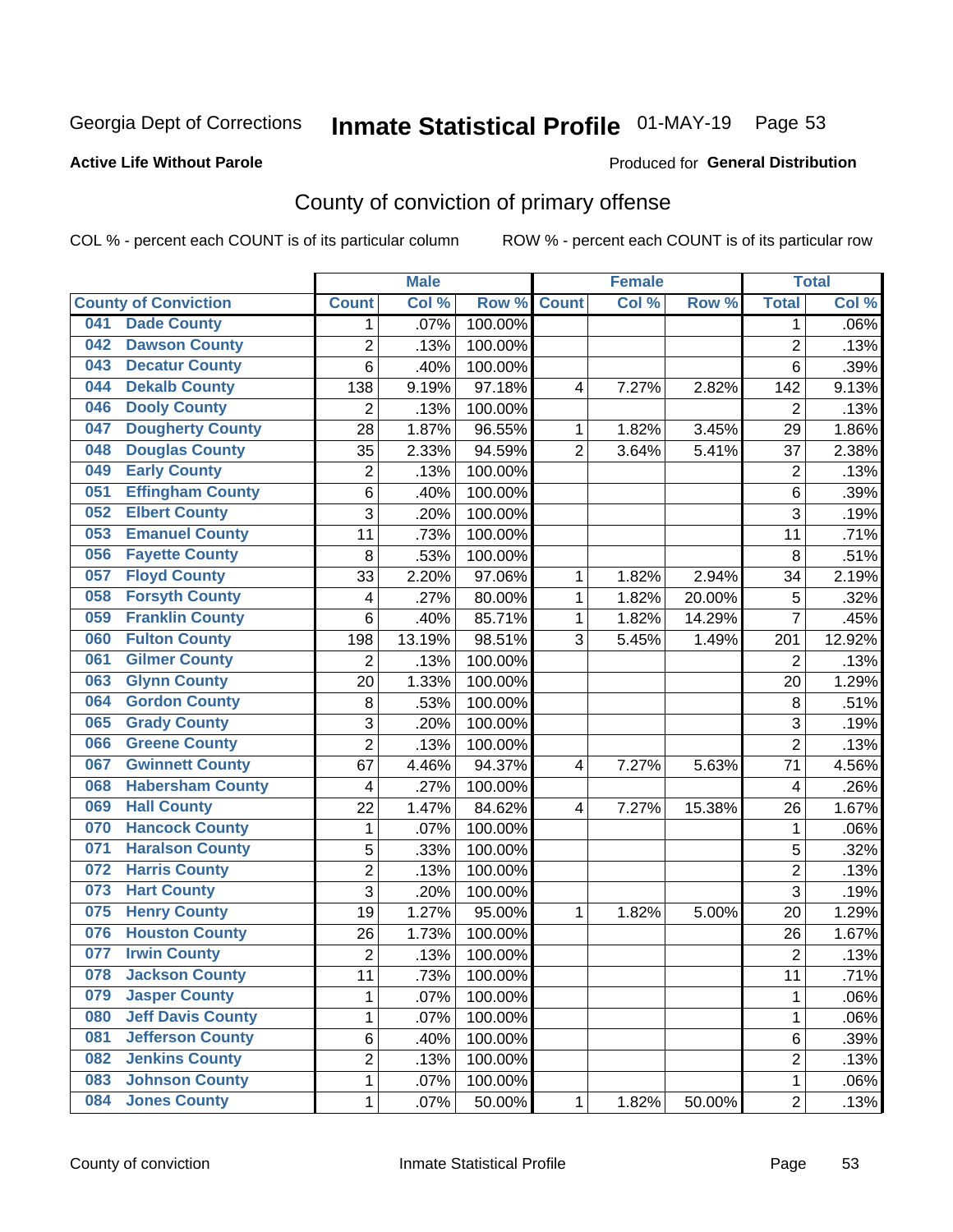Georgia Dept of Corrections **Inmate Statistical Profile** 01-MAY-19 Page 53

**Active Life Without Parole**

Produced for **General Distribution**

## County of conviction of primary offense

COL % - percent each COUNT is of its particular column ROW % - percent each COUNT is of its particular row

| County of Conviction | Male | | | Female | | | Total | |
|---|---|---|---|---|---|---|---|---|
| | Count | Col % | Row % | Count | Col % | Row % | Total | Col % |
| 041 Dade County | 1 | .07% | 100.00% | | | | 1 | .06% |
| 042 Dawson County | 2 | .13% | 100.00% | | | | 2 | .13% |
| 043 Decatur County | 6 | .40% | 100.00% | | | | 6 | .39% |
| 044 Dekalb County | 138 | 9.19% | 97.18% | 4 | 7.27% | 2.82% | 142 | 9.13% |
| 046 Dooly County | 2 | .13% | 100.00% | | | | 2 | .13% |
| 047 Dougherty County | 28 | 1.87% | 96.55% | 1 | 1.82% | 3.45% | 29 | 1.86% |
| 048 Douglas County | 35 | 2.33% | 94.59% | 2 | 3.64% | 5.41% | 37 | 2.38% |
| 049 Early County | 2 | .13% | 100.00% | | | | 2 | .13% |
| 051 Effingham County | 6 | .40% | 100.00% | | | | 6 | .39% |
| 052 Elbert County | 3 | .20% | 100.00% | | | | 3 | .19% |
| 053 Emanuel County | 11 | .73% | 100.00% | | | | 11 | .71% |
| 056 Fayette County | 8 | .53% | 100.00% | | | | 8 | .51% |
| 057 Floyd County | 33 | 2.20% | 97.06% | 1 | 1.82% | 2.94% | 34 | 2.19% |
| 058 Forsyth County | 4 | .27% | 80.00% | 1 | 1.82% | 20.00% | 5 | .32% |
| 059 Franklin County | 6 | .40% | 85.71% | 1 | 1.82% | 14.29% | 7 | .45% |
| 060 Fulton County | 198 | 13.19% | 98.51% | 3 | 5.45% | 1.49% | 201 | 12.92% |
| 061 Gilmer County | 2 | .13% | 100.00% | | | | 2 | .13% |
| 063 Glynn County | 20 | 1.33% | 100.00% | | | | 20 | 1.29% |
| 064 Gordon County | 8 | .53% | 100.00% | | | | 8 | .51% |
| 065 Grady County | 3 | .20% | 100.00% | | | | 3 | .19% |
| 066 Greene County | 2 | .13% | 100.00% | | | | 2 | .13% |
| 067 Gwinnett County | 67 | 4.46% | 94.37% | 4 | 7.27% | 5.63% | 71 | 4.56% |
| 068 Habersham County | 4 | .27% | 100.00% | | | | 4 | .26% |
| 069 Hall County | 22 | 1.47% | 84.62% | 4 | 7.27% | 15.38% | 26 | 1.67% |
| 070 Hancock County | 1 | .07% | 100.00% | | | | 1 | .06% |
| 071 Haralson County | 5 | .33% | 100.00% | | | | 5 | .32% |
| 072 Harris County | 2 | .13% | 100.00% | | | | 2 | .13% |
| 073 Hart County | 3 | .20% | 100.00% | | | | 3 | .19% |
| 075 Henry County | 19 | 1.27% | 95.00% | 1 | 1.82% | 5.00% | 20 | 1.29% |
| 076 Houston County | 26 | 1.73% | 100.00% | | | | 26 | 1.67% |
| 077 Irwin County | 2 | .13% | 100.00% | | | | 2 | .13% |
| 078 Jackson County | 11 | .73% | 100.00% | | | | 11 | .71% |
| 079 Jasper County | 1 | .07% | 100.00% | | | | 1 | .06% |
| 080 Jeff Davis County | 1 | .07% | 100.00% | | | | 1 | .06% |
| 081 Jefferson County | 6 | .40% | 100.00% | | | | 6 | .39% |
| 082 Jenkins County | 2 | .13% | 100.00% | | | | 2 | .13% |
| 083 Johnson County | 1 | .07% | 100.00% | | | | 1 | .06% |
| 084 Jones County | 1 | .07% | 50.00% | 1 | 1.82% | 50.00% | 2 | .13% |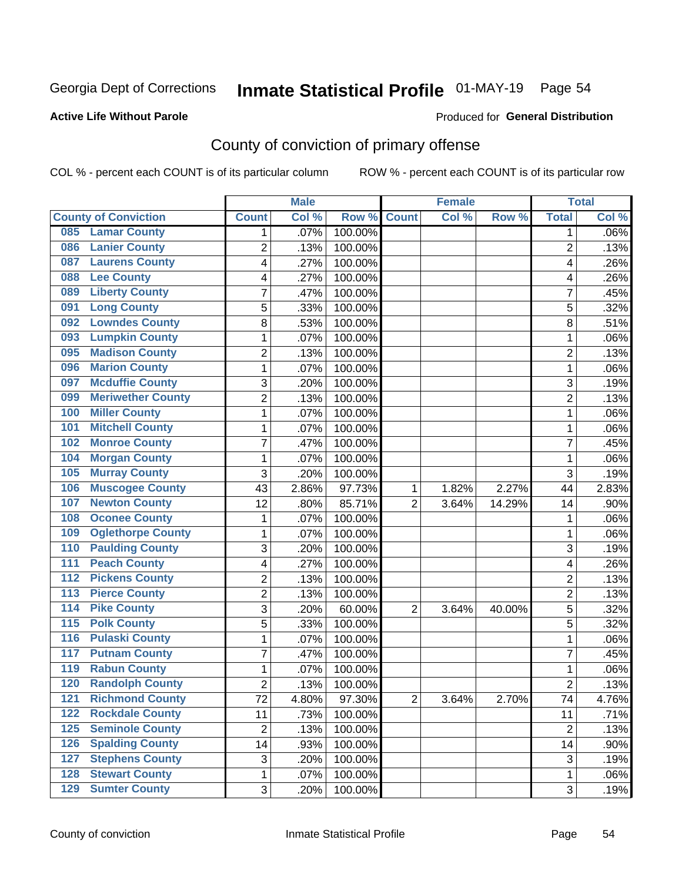Georgia Dept of Corrections **Inmate Statistical Profile** 01-MAY-19

**Active Life Without Parole**

Produced for **General Distribution**

## County of conviction of primary offense

COL % - percent each COUNT is of its particular column ROW % - percent each COUNT is of its particular row

| | Male | | | Female | | | Total | |
|---|---|---|---|---|---|---|---|---|
| County of Conviction | Count | Col % | Row % | Count | Col % | Row % | Total | Col % |
| 085 Lamar County | 1 | .07% | 100.00% | | | | 1 | .06% |
| 086 Lanier County | 2 | .13% | 100.00% | | | | 2 | .13% |
| 087 Laurens County | 4 | .27% | 100.00% | | | | 4 | .26% |
| 088 Lee County | 4 | .27% | 100.00% | | | | 4 | .26% |
| 089 Liberty County | 7 | .47% | 100.00% | | | | 7 | .45% |
| 091 Long County | 5 | .33% | 100.00% | | | | 5 | .32% |
| 092 Lowndes County | 8 | .53% | 100.00% | | | | 8 | .51% |
| 093 Lumpkin County | 1 | .07% | 100.00% | | | | 1 | .06% |
| 095 Madison County | 2 | .13% | 100.00% | | | | 2 | .13% |
| 096 Marion County | 1 | .07% | 100.00% | | | | 1 | .06% |
| 097 Mcduffie County | 3 | .20% | 100.00% | | | | 3 | .19% |
| 099 Meriwether County | 2 | .13% | 100.00% | | | | 2 | .13% |
| 100 Miller County | 1 | .07% | 100.00% | | | | 1 | .06% |
| 101 Mitchell County | 1 | .07% | 100.00% | | | | 1 | .06% |
| 102 Monroe County | 7 | .47% | 100.00% | | | | 7 | .45% |
| 104 Morgan County | 1 | .07% | 100.00% | | | | 1 | .06% |
| 105 Murray County | 3 | .20% | 100.00% | | | | 3 | .19% |
| 106 Muscogee County | 43 | 2.86% | 97.73% | 1 | 1.82% | 2.27% | 44 | 2.83% |
| 107 Newton County | 12 | .80% | 85.71% | 2 | 3.64% | 14.29% | 14 | .90% |
| 108 Oconee County | 1 | .07% | 100.00% | | | | 1 | .06% |
| 109 Oglethorpe County | 1 | .07% | 100.00% | | | | 1 | .06% |
| 110 Paulding County | 3 | .20% | 100.00% | | | | 3 | .19% |
| 111 Peach County | 4 | .27% | 100.00% | | | | 4 | .26% |
| 112 Pickens County | 2 | .13% | 100.00% | | | | 2 | .13% |
| 113 Pierce County | 2 | .13% | 100.00% | | | | 2 | .13% |
| 114 Pike County | 3 | .20% | 60.00% | 2 | 3.64% | 40.00% | 5 | .32% |
| 115 Polk County | 5 | .33% | 100.00% | | | | 5 | .32% |
| 116 Pulaski County | 1 | .07% | 100.00% | | | | 1 | .06% |
| 117 Putnam County | 7 | .47% | 100.00% | | | | 7 | .45% |
| 119 Rabun County | 1 | .07% | 100.00% | | | | 1 | .06% |
| 120 Randolph County | 2 | .13% | 100.00% | | | | 2 | .13% |
| 121 Richmond County | 72 | 4.80% | 97.30% | 2 | 3.64% | 2.70% | 74 | 4.76% |
| 122 Rockdale County | 11 | .73% | 100.00% | | | | 11 | .71% |
| 125 Seminole County | 2 | .13% | 100.00% | | | | 2 | .13% |
| 126 Spalding County | 14 | .93% | 100.00% | | | | 14 | .90% |
| 127 Stephens County | 3 | .20% | 100.00% | | | | 3 | .19% |
| 128 Stewart County | 1 | .07% | 100.00% | | | | 1 | .06% |
| 129 Sumter County | 3 | .20% | 100.00% | | | | 3 | .19% |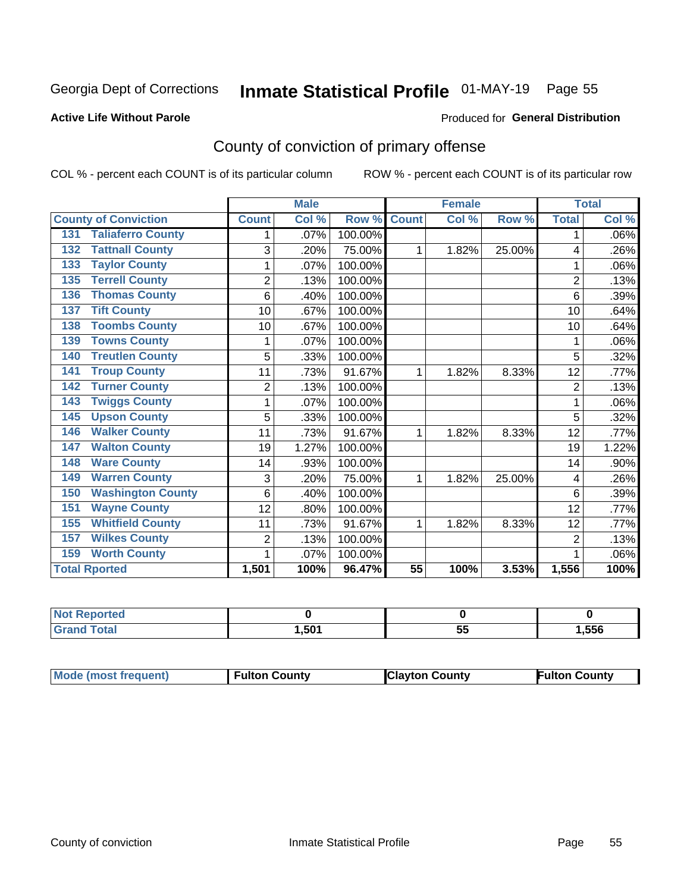Georgia Dept of Corrections **Inmate Statistical Profile** 01-MAY-19 Page 55

**Active Life Without Parole**

Produced for **General Distribution**

## County of conviction of primary offense

COL % - percent each COUNT is of its particular column ROW % - percent each COUNT is of its particular row

| County of Conviction | Male | | | Female | | | Total | |
|---|---|---|---|---|---|---|---|---|
| | Count | Col % | Row % | Count | Col % | Row % | Total | Col % |
| 131 Taliaferro County | 1 | .07% | 100.00% | | | | 1 | .06% |
| 132 Tattnall County | 3 | .20% | 75.00% | 1 | 1.82% | 25.00% | 4 | .26% |
| 133 Taylor County | 1 | .07% | 100.00% | | | | 1 | .06% |
| 135 Terrell County | 2 | .13% | 100.00% | | | | 2 | .13% |
| 136 Thomas County | 6 | .40% | 100.00% | | | | 6 | .39% |
| 137 Tift County | 10 | .67% | 100.00% | | | | 10 | .64% |
| 138 Toombs County | 10 | .67% | 100.00% | | | | 10 | .64% |
| 139 Towns County | 1 | .07% | 100.00% | | | | 1 | .06% |
| 140 Treutlen County | 5 | .33% | 100.00% | | | | 5 | .32% |
| 141 Troup County | 11 | .73% | 91.67% | 1 | 1.82% | 8.33% | 12 | .77% |
| 142 Turner County | 2 | .13% | 100.00% | | | | 2 | .13% |
| 143 Twiggs County | 1 | .07% | 100.00% | | | | 1 | .06% |
| 145 Upson County | 5 | .33% | 100.00% | | | | 5 | .32% |
| 146 Walker County | 11 | .73% | 91.67% | 1 | 1.82% | 8.33% | 12 | .77% |
| 147 Walton County | 19 | 1.27% | 100.00% | | | | 19 | 1.22% |
| 148 Ware County | 14 | .93% | 100.00% | | | | 14 | .90% |
| 149 Warren County | 3 | .20% | 75.00% | 1 | 1.82% | 25.00% | 4 | .26% |
| 150 Washington County | 6 | .40% | 100.00% | | | | 6 | .39% |
| 151 Wayne County | 12 | .80% | 100.00% | | | | 12 | .77% |
| 155 Whitfield County | 11 | .73% | 91.67% | 1 | 1.82% | 8.33% | 12 | .77% |
| 157 Wilkes County | 2 | .13% | 100.00% | | | | 2 | .13% |
| 159 Worth County | 1 | .07% | 100.00% | | | | 1 | .06% |
| **Total Rported** | **1,501** | **100%** | **96.47%** | **55** | **100%** | **3.53%** | **1,556** | **100%** |

| | Male | Female | Total |
|---|---|---|---|
| Not Reported | **0** | **0** | **0** |
| Grand Total | **1,501** | **55** | **1,556** |

| | Male | Female | Total |
|---|---|---|---|
| Mode (most frequent) | **Fulton County** | **Clayton County** | **Fulton County** |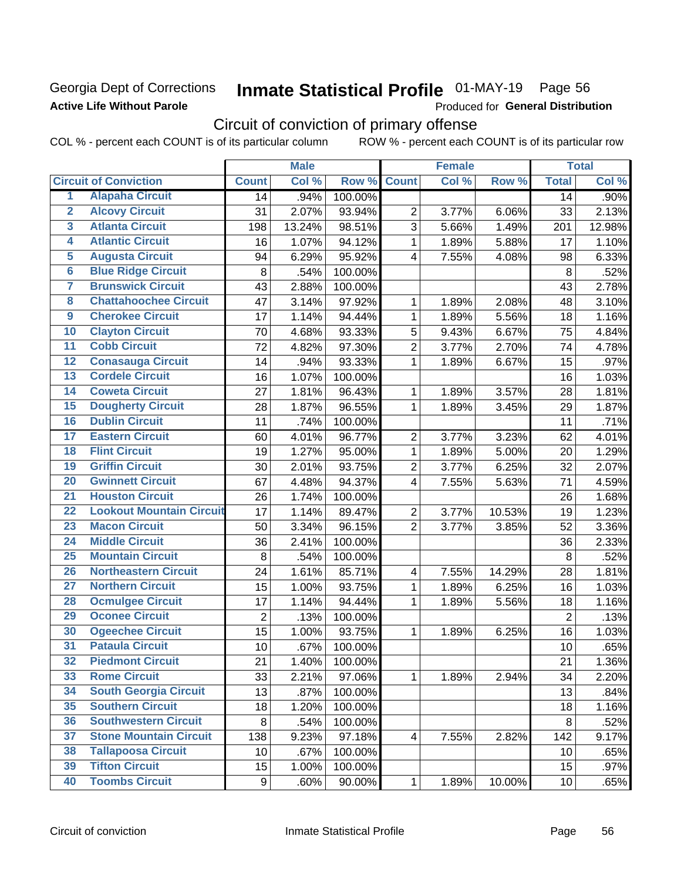Georgia Dept of Corrections

**Active Life Without Parole**

# Inmate Statistical Profile 01-MAY-19 Page 56

Produced for **General Distribution**

## Circuit of conviction of primary offense

COL % - percent each COUNT is of its particular column ROW % - percent each COUNT is of its particular row

| Circuit of Conviction | | Male | | | Female | | | Total | |
|---|---|---|---|---|---|---|---|---|---|
| | | Count | Col % | Row % | Count | Col % | Row % | Total | Col % |
| 1 | Alapaha Circuit | 14 | .94% | 100.00% | | | | 14 | .90% |
| 2 | Alcovy Circuit | 31 | 2.07% | 93.94% | 2 | 3.77% | 6.06% | 33 | 2.13% |
| 3 | Atlanta Circuit | 198 | 13.24% | 98.51% | 3 | 5.66% | 1.49% | 201 | 12.98% |
| 4 | Atlantic Circuit | 16 | 1.07% | 94.12% | 1 | 1.89% | 5.88% | 17 | 1.10% |
| 5 | Augusta Circuit | 94 | 6.29% | 95.92% | 4 | 7.55% | 4.08% | 98 | 6.33% |
| 6 | Blue Ridge Circuit | 8 | .54% | 100.00% | | | | 8 | .52% |
| 7 | Brunswick Circuit | 43 | 2.88% | 100.00% | | | | 43 | 2.78% |
| 8 | Chattahoochee Circuit | 47 | 3.14% | 97.92% | 1 | 1.89% | 2.08% | 48 | 3.10% |
| 9 | Cherokee Circuit | 17 | 1.14% | 94.44% | 1 | 1.89% | 5.56% | 18 | 1.16% |
| 10 | Clayton Circuit | 70 | 4.68% | 93.33% | 5 | 9.43% | 6.67% | 75 | 4.84% |
| 11 | Cobb Circuit | 72 | 4.82% | 97.30% | 2 | 3.77% | 2.70% | 74 | 4.78% |
| 12 | Conasauga Circuit | 14 | .94% | 93.33% | 1 | 1.89% | 6.67% | 15 | .97% |
| 13 | Cordele Circuit | 16 | 1.07% | 100.00% | | | | 16 | 1.03% |
| 14 | Coweta Circuit | 27 | 1.81% | 96.43% | 1 | 1.89% | 3.57% | 28 | 1.81% |
| 15 | Dougherty Circuit | 28 | 1.87% | 96.55% | 1 | 1.89% | 3.45% | 29 | 1.87% |
| 16 | Dublin Circuit | 11 | .74% | 100.00% | | | | 11 | .71% |
| 17 | Eastern Circuit | 60 | 4.01% | 96.77% | 2 | 3.77% | 3.23% | 62 | 4.01% |
| 18 | Flint Circuit | 19 | 1.27% | 95.00% | 1 | 1.89% | 5.00% | 20 | 1.29% |
| 19 | Griffin Circuit | 30 | 2.01% | 93.75% | 2 | 3.77% | 6.25% | 32 | 2.07% |
| 20 | Gwinnett Circuit | 67 | 4.48% | 94.37% | 4 | 7.55% | 5.63% | 71 | 4.59% |
| 21 | Houston Circuit | 26 | 1.74% | 100.00% | | | | 26 | 1.68% |
| 22 | Lookout Mountain Circuit | 17 | 1.14% | 89.47% | 2 | 3.77% | 10.53% | 19 | 1.23% |
| 23 | Macon Circuit | 50 | 3.34% | 96.15% | 2 | 3.77% | 3.85% | 52 | 3.36% |
| 24 | Middle Circuit | 36 | 2.41% | 100.00% | | | | 36 | 2.33% |
| 25 | Mountain Circuit | 8 | .54% | 100.00% | | | | 8 | .52% |
| 26 | Northeastern Circuit | 24 | 1.61% | 85.71% | 4 | 7.55% | 14.29% | 28 | 1.81% |
| 27 | Northern Circuit | 15 | 1.00% | 93.75% | 1 | 1.89% | 6.25% | 16 | 1.03% |
| 28 | Ocmulgee Circuit | 17 | 1.14% | 94.44% | 1 | 1.89% | 5.56% | 18 | 1.16% |
| 29 | Oconee Circuit | 2 | .13% | 100.00% | | | | 2 | .13% |
| 30 | Ogeechee Circuit | 15 | 1.00% | 93.75% | 1 | 1.89% | 6.25% | 16 | 1.03% |
| 31 | Pataula Circuit | 10 | .67% | 100.00% | | | | 10 | .65% |
| 32 | Piedmont Circuit | 21 | 1.40% | 100.00% | | | | 21 | 1.36% |
| 33 | Rome Circuit | 33 | 2.21% | 97.06% | 1 | 1.89% | 2.94% | 34 | 2.20% |
| 34 | South Georgia Circuit | 13 | .87% | 100.00% | | | | 13 | .84% |
| 35 | Southern Circuit | 18 | 1.20% | 100.00% | | | | 18 | 1.16% |
| 36 | Southwestern Circuit | 8 | .54% | 100.00% | | | | 8 | .52% |
| 37 | Stone Mountain Circuit | 138 | 9.23% | 97.18% | 4 | 7.55% | 2.82% | 142 | 9.17% |
| 38 | Tallapoosa Circuit | 10 | .67% | 100.00% | | | | 10 | .65% |
| 39 | Tifton Circuit | 15 | 1.00% | 100.00% | | | | 15 | .97% |
| 40 | Toombs Circuit | 9 | .60% | 90.00% | 1 | 1.89% | 10.00% | 10 | .65% |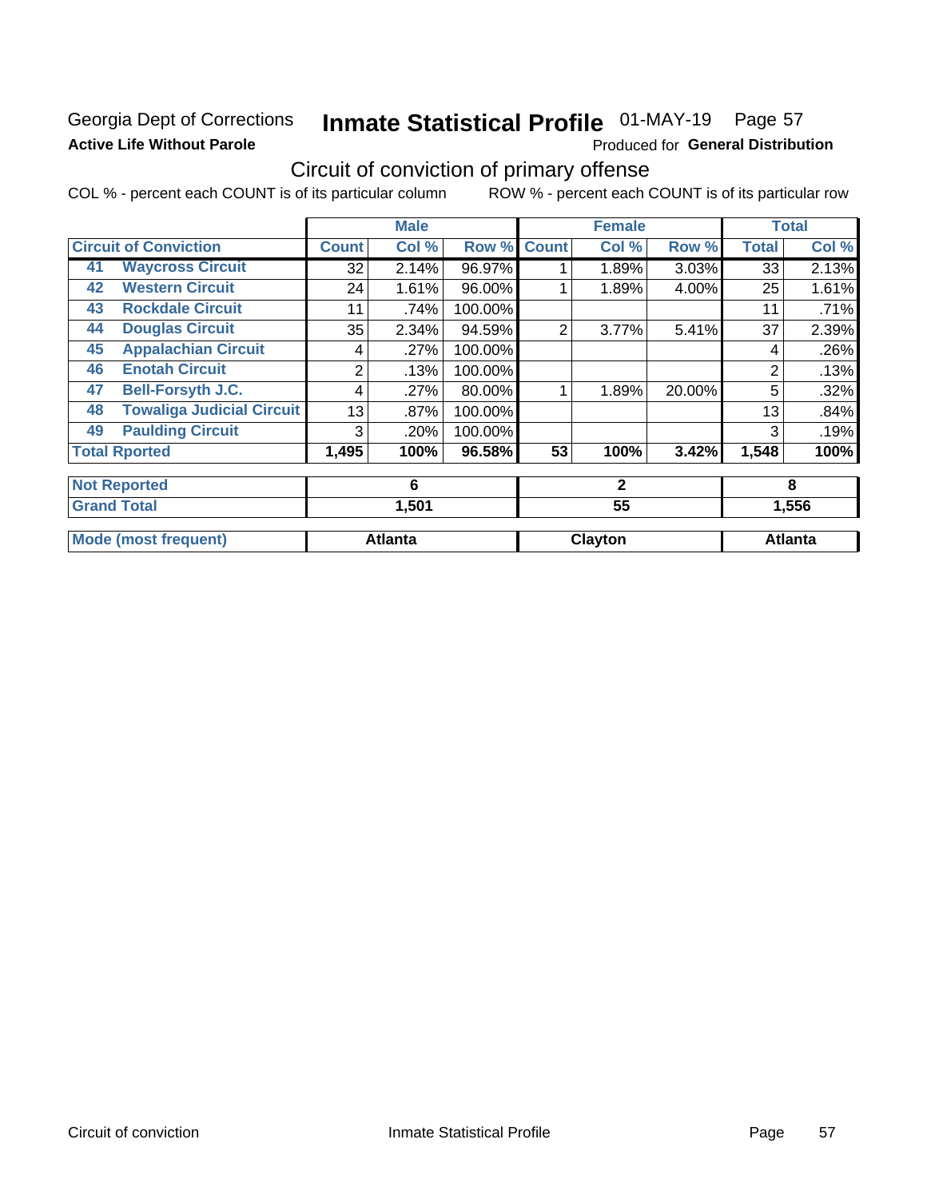Georgia Dept of Corrections
**Active Life Without Parole**

# Inmate Statistical Profile 01-MAY-19 Page 57

Produced for **General Distribution**

## Circuit of conviction of primary offense

COL % - percent each COUNT is of its particular column ROW % - percent each COUNT is of its particular row

| Circuit of Conviction | Male | | | Female | | | Total | |
|---|---|---|---|---|---|---|---|---|
| | Count | Col % | Row % | Count | Col % | Row % | Total | Col % |
| 41 Waycross Circuit | 32 | 2.14% | 96.97% | 1 | 1.89% | 3.03% | 33 | 2.13% |
| 42 Western Circuit | 24 | 1.61% | 96.00% | 1 | 1.89% | 4.00% | 25 | 1.61% |
| 43 Rockdale Circuit | 11 | .74% | 100.00% | | | | 11 | .71% |
| 44 Douglas Circuit | 35 | 2.34% | 94.59% | 2 | 3.77% | 5.41% | 37 | 2.39% |
| 45 Appalachian Circuit | 4 | .27% | 100.00% | | | | 4 | .26% |
| 46 Enotah Circuit | 2 | .13% | 100.00% | | | | 2 | .13% |
| 47 Bell-Forsyth J.C. | 4 | .27% | 80.00% | 1 | 1.89% | 20.00% | 5 | .32% |
| 48 Towaliga Judicial Circuit | 13 | .87% | 100.00% | | | | 13 | .84% |
| 49 Paulding Circuit | 3 | .20% | 100.00% | | | | 3 | .19% |
| **Total Rported** | **1,495** | **100%** | **96.58%** | **53** | **100%** | **3.42%** | **1,548** | **100%** |
| **Not Reported** | **6** | | | **2** | | | **8** | |
| **Grand Total** | **1,501** | | | **55** | | | **1,556** | |
| **Mode (most frequent)** | **Atlanta** | | | **Clayton** | | | **Atlanta** | |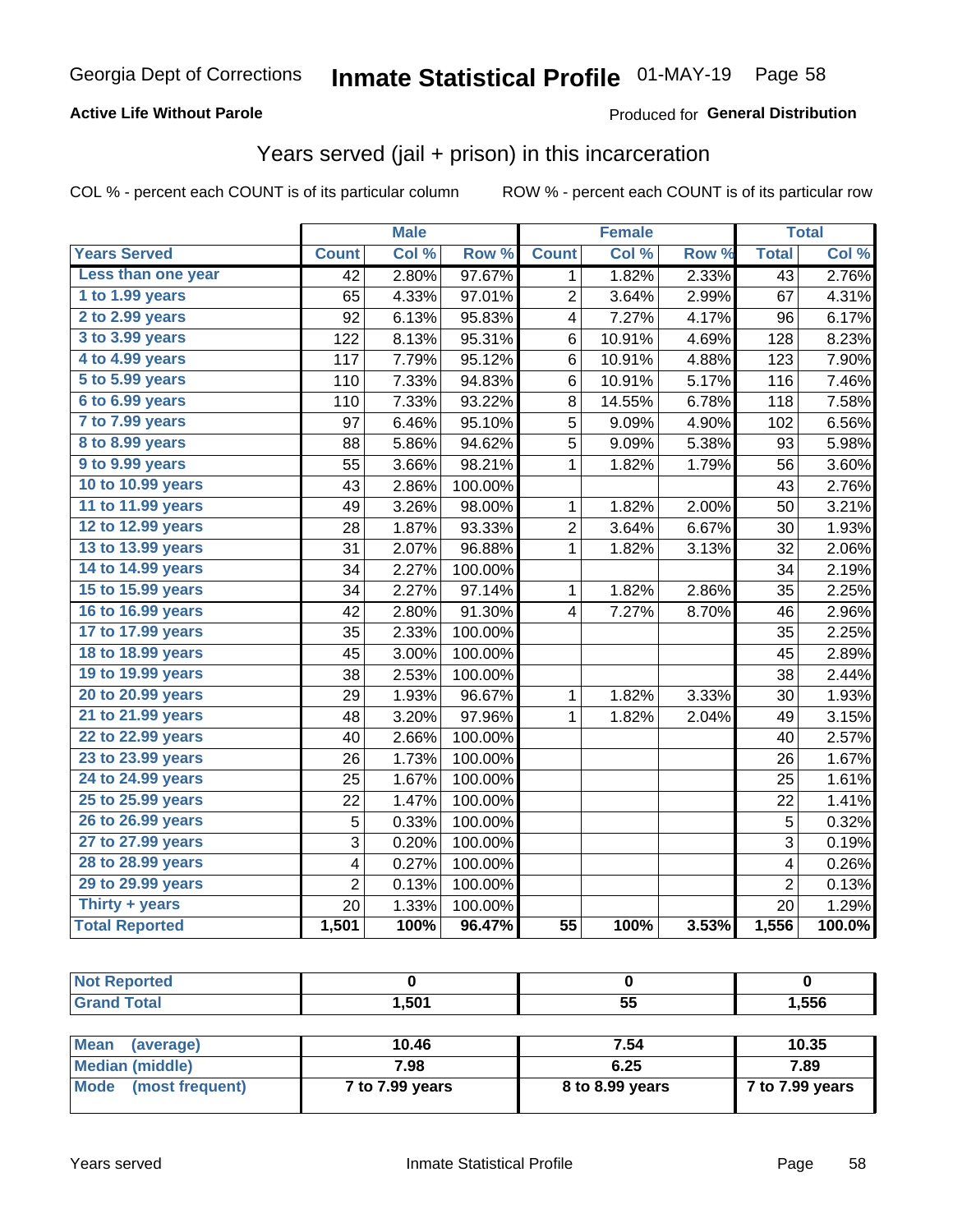Georgia Dept of Corrections **Inmate Statistical Profile** 01-MAY-19 Page 58

**Active Life Without Parole**

Produced for **General Distribution**

## Years served (jail + prison) in this incarceration

COL % - percent each COUNT is of its particular column ROW % - percent each COUNT is of its particular row

| | Male | | | Female | | | Total | |
|---|---|---|---|---|---|---|---|---|
| Years Served | Count | Col % | Row % | Count | Col % | Row % | Total | Col % |
| Less than one year | 42 | 2.80% | 97.67% | 1 | 1.82% | 2.33% | 43 | 2.76% |
| 1 to 1.99 years | 65 | 4.33% | 97.01% | 2 | 3.64% | 2.99% | 67 | 4.31% |
| 2 to 2.99 years | 92 | 6.13% | 95.83% | 4 | 7.27% | 4.17% | 96 | 6.17% |
| 3 to 3.99 years | 122 | 8.13% | 95.31% | 6 | 10.91% | 4.69% | 128 | 8.23% |
| 4 to 4.99 years | 117 | 7.79% | 95.12% | 6 | 10.91% | 4.88% | 123 | 7.90% |
| 5 to 5.99 years | 110 | 7.33% | 94.83% | 6 | 10.91% | 5.17% | 116 | 7.46% |
| 6 to 6.99 years | 110 | 7.33% | 93.22% | 8 | 14.55% | 6.78% | 118 | 7.58% |
| 7 to 7.99 years | 97 | 6.46% | 95.10% | 5 | 9.09% | 4.90% | 102 | 6.56% |
| 8 to 8.99 years | 88 | 5.86% | 94.62% | 5 | 9.09% | 5.38% | 93 | 5.98% |
| 9 to 9.99 years | 55 | 3.66% | 98.21% | 1 | 1.82% | 1.79% | 56 | 3.60% |
| 10 to 10.99 years | 43 | 2.86% | 100.00% | | | | 43 | 2.76% |
| 11 to 11.99 years | 49 | 3.26% | 98.00% | 1 | 1.82% | 2.00% | 50 | 3.21% |
| 12 to 12.99 years | 28 | 1.87% | 93.33% | 2 | 3.64% | 6.67% | 30 | 1.93% |
| 13 to 13.99 years | 31 | 2.07% | 96.88% | 1 | 1.82% | 3.13% | 32 | 2.06% |
| 14 to 14.99 years | 34 | 2.27% | 100.00% | | | | 34 | 2.19% |
| 15 to 15.99 years | 34 | 2.27% | 97.14% | 1 | 1.82% | 2.86% | 35 | 2.25% |
| 16 to 16.99 years | 42 | 2.80% | 91.30% | 4 | 7.27% | 8.70% | 46 | 2.96% |
| 17 to 17.99 years | 35 | 2.33% | 100.00% | | | | 35 | 2.25% |
| 18 to 18.99 years | 45 | 3.00% | 100.00% | | | | 45 | 2.89% |
| 19 to 19.99 years | 38 | 2.53% | 100.00% | | | | 38 | 2.44% |
| 20 to 20.99 years | 29 | 1.93% | 96.67% | 1 | 1.82% | 3.33% | 30 | 1.93% |
| 21 to 21.99 years | 48 | 3.20% | 97.96% | 1 | 1.82% | 2.04% | 49 | 3.15% |
| 22 to 22.99 years | 40 | 2.66% | 100.00% | | | | 40 | 2.57% |
| 23 to 23.99 years | 26 | 1.73% | 100.00% | | | | 26 | 1.67% |
| 24 to 24.99 years | 25 | 1.67% | 100.00% | | | | 25 | 1.61% |
| 25 to 25.99 years | 22 | 1.47% | 100.00% | | | | 22 | 1.41% |
| 26 to 26.99 years | 5 | 0.33% | 100.00% | | | | 5 | 0.32% |
| 27 to 27.99 years | 3 | 0.20% | 100.00% | | | | 3 | 0.19% |
| 28 to 28.99 years | 4 | 0.27% | 100.00% | | | | 4 | 0.26% |
| 29 to 29.99 years | 2 | 0.13% | 100.00% | | | | 2 | 0.13% |
| Thirty + years | 20 | 1.33% | 100.00% | | | | 20 | 1.29% |
| **Total Reported** | **1,501** | **100%** | **96.47%** | **55** | **100%** | **3.53%** | **1,556** | **100.0%** |

| | Male | Female | Total |
|---|---|---|---|
| Not Reported | **0** | **0** | **0** |
| Grand Total | **1,501** | **55** | **1,556** |

| | Male | Female | Total |
|---|---|---|---|
| Mean (average) | **10.46** | **7.54** | **10.35** |
| Median (middle) | **7.98** | **6.25** | **7.89** |
| Mode (most frequent) | **7 to 7.99 years** | **8 to 8.99 years** | **7 to 7.99 years** |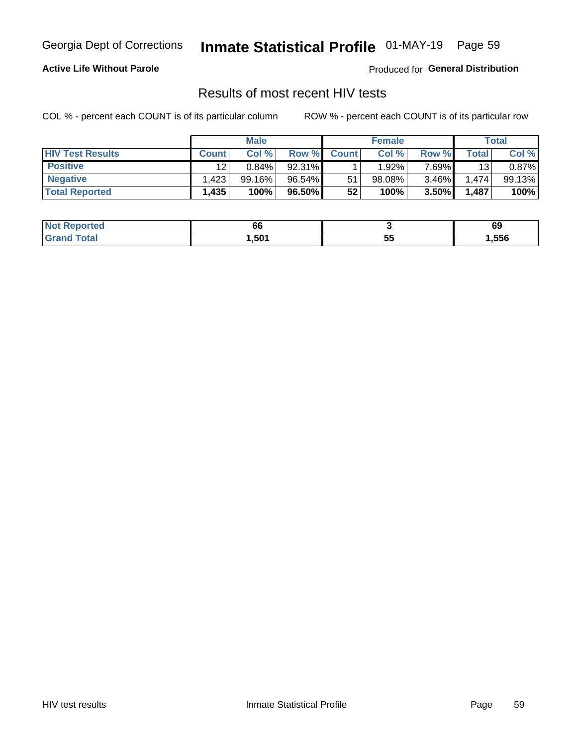Georgia Dept of Corrections **Inmate Statistical Profile** 01-MAY-19

**Active Life Without Parole** Produced for **General Distribution**

## Results of most recent HIV tests

COL % - percent each COUNT is of its particular column ROW % - percent each COUNT is of its particular row

| | Male | | | Female | | | Total | |
|---|---|---|---|---|---|---|---|---|
| **HIV Test Results** | **Count** | **Col %** | **Row %** | **Count** | **Col %** | **Row %** | **Total** | **Col %** |
| **Positive** | 12 | 0.84% | 92.31% | 1 | 1.92% | 7.69% | 13 | 0.87% |
| **Negative** | 1,423 | 99.16% | 96.54% | 51 | 98.08% | 3.46% | 1,474 | 99.13% |
| **Total Reported** | **1,435** | **100%** | **96.50%** | **52** | **100%** | **3.50%** | **1,487** | **100%** |

| | Male | Female | Total |
|---|---|---|---|
| **Not Reported** | **66** | **3** | **69** |
| **Grand Total** | **1,501** | **55** | **1,556** |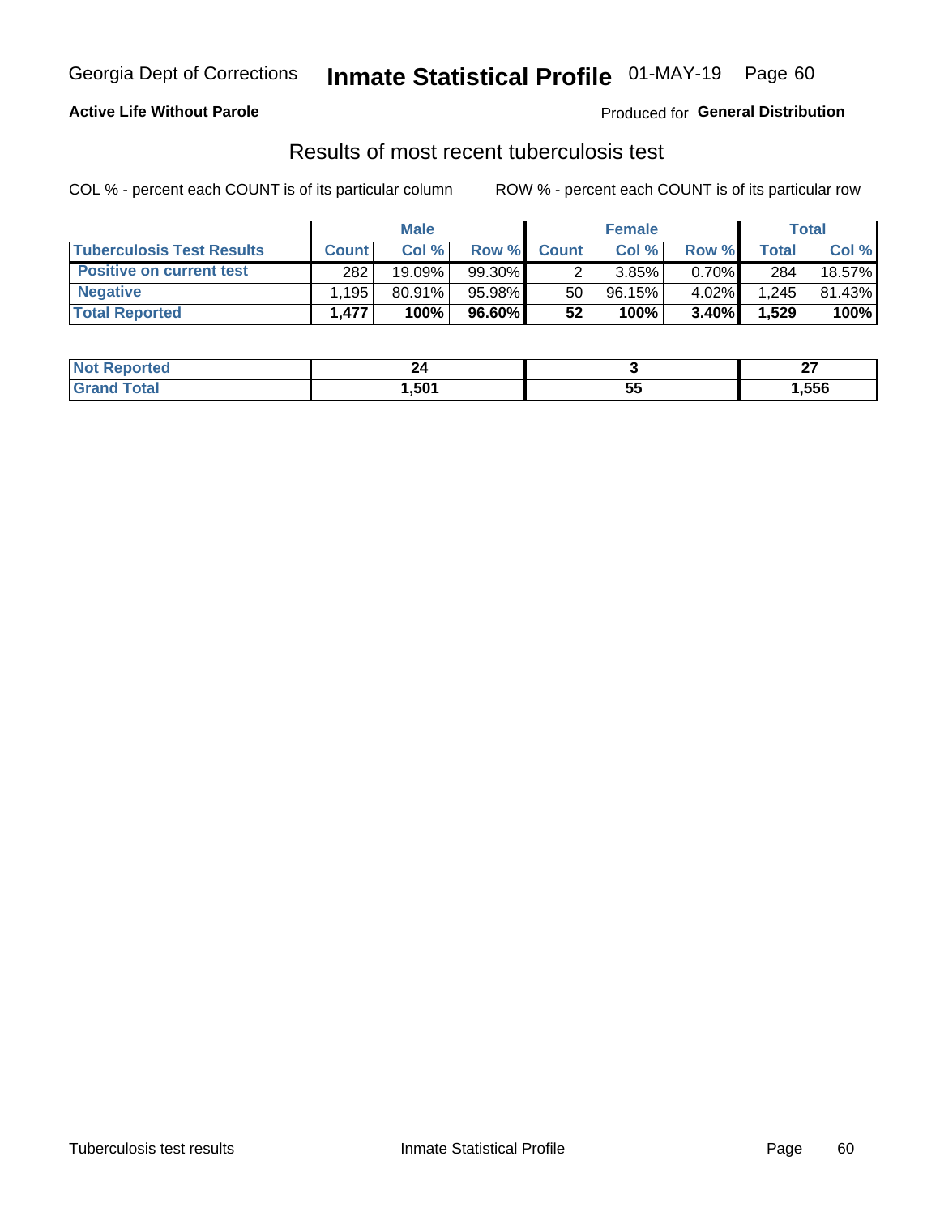Georgia Dept of Corrections **Inmate Statistical Profile** 01-MAY-19 Page 60

**Active Life Without Parole**

Produced for **General Distribution**

## Results of most recent tuberculosis test

COL % - percent each COUNT is of its particular column

ROW % - percent each COUNT is of its particular row

| | Male | | | Female | | | Total | |
|---|---|---|---|---|---|---|---|---|
| **Tuberculosis Test Results** | **Count** | **Col %** | **Row %** | **Count** | **Col %** | **Row %** | **Total** | **Col %** |
| **Positive on current test** | 282 | 19.09% | 99.30% | 2 | 3.85% | 0.70% | 284 | 18.57% |
| **Negative** | 1,195 | 80.91% | 95.98% | 50 | 96.15% | 4.02% | 1,245 | 81.43% |
| **Total Reported** | **1,477** | **100%** | **96.60%** | **52** | **100%** | **3.40%** | **1,529** | **100%** |

| | Male | Female | Total |
|---|---|---|---|
| **Not Reported** | **24** | **3** | **27** |
| **Grand Total** | **1,501** | **55** | **1,556** |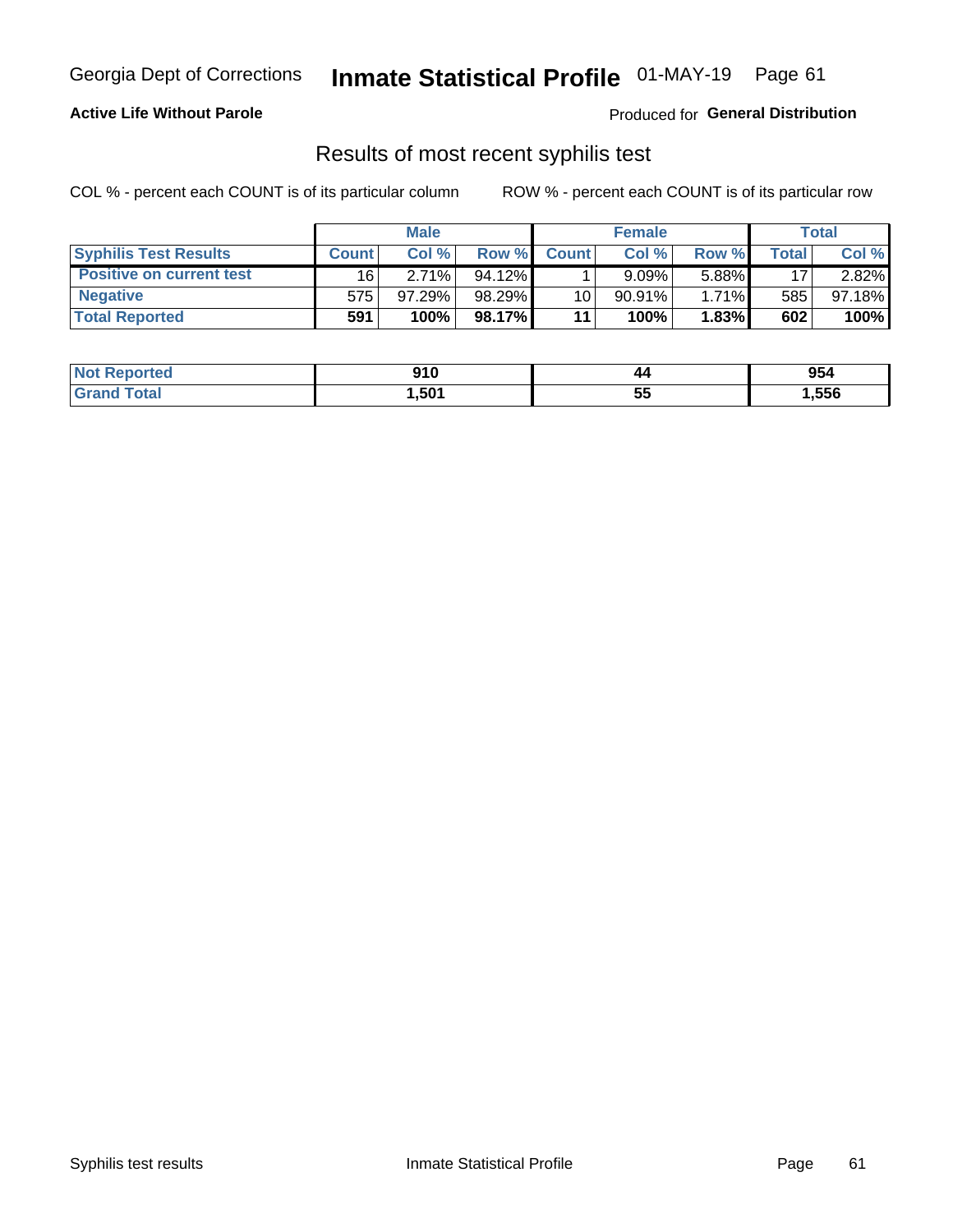Georgia Dept of Corrections **Inmate Statistical Profile** 01-MAY-19 Page 61

**Active Life Without Parole**

Produced for **General Distribution**

## Results of most recent syphilis test

COL % - percent each COUNT is of its particular column ROW % - percent each COUNT is of its particular row

| | Male | | | Female | | | Total | |
|---|---|---|---|---|---|---|---|---|
| **Syphilis Test Results** | **Count** | **Col %** | **Row %** | **Count** | **Col %** | **Row %** | **Total** | **Col %** |
| **Positive on current test** | 16 | 2.71% | 94.12% | 1 | 9.09% | 5.88% | 17 | 2.82% |
| **Negative** | 575 | 97.29% | 98.29% | 10 | 90.91% | 1.71% | 585 | 97.18% |
| **Total Reported** | **591** | **100%** | **98.17%** | **11** | **100%** | **1.83%** | **602** | **100%** |

| | Male | Female | Total |
|---|---|---|---|
| **Not Reported** | **910** | **44** | **954** |
| **Grand Total** | **1,501** | **55** | **1,556** |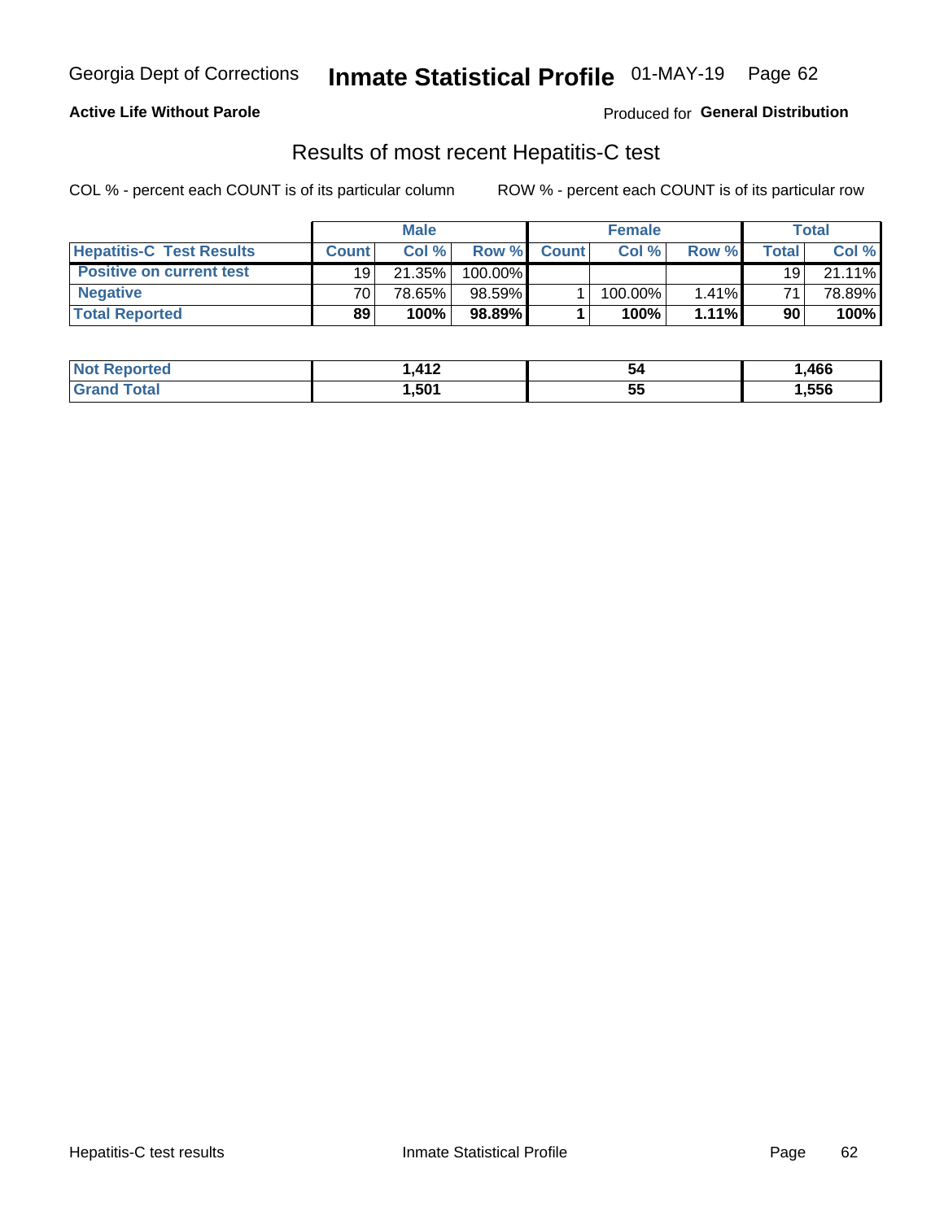Georgia Dept of Corrections **Inmate Statistical Profile** 01-MAY-19

**Active Life Without Parole**

Produced for **General Distribution**

## Results of most recent Hepatitis-C test

COL % - percent each COUNT is of its particular column ROW % - percent each COUNT is of its particular row

| | Male | | | Female | | | Total | |
|---|---|---|---|---|---|---|---|---|
| **Hepatitis-C Test Results** | **Count** | **Col %** | **Row %** | **Count** | **Col %** | **Row %** | **Total** | **Col %** |
| **Positive on current test** | 19 | 21.35% | 100.00% | | | | 19 | 21.11% |
| **Negative** | 70 | 78.65% | 98.59% | 1 | 100.00% | 1.41% | 71 | 78.89% |
| **Total Reported** | **89** | **100%** | **98.89%** | **1** | **100%** | **1.11%** | **90** | **100%** |

| | Male | Female | Total |
|---|---|---|---|
| **Not Reported** | **1,412** | **54** | **1,466** |
| **Grand Total** | **1,501** | **55** | **1,556** |

Hepatitis-C test results Inmate Statistical Profile